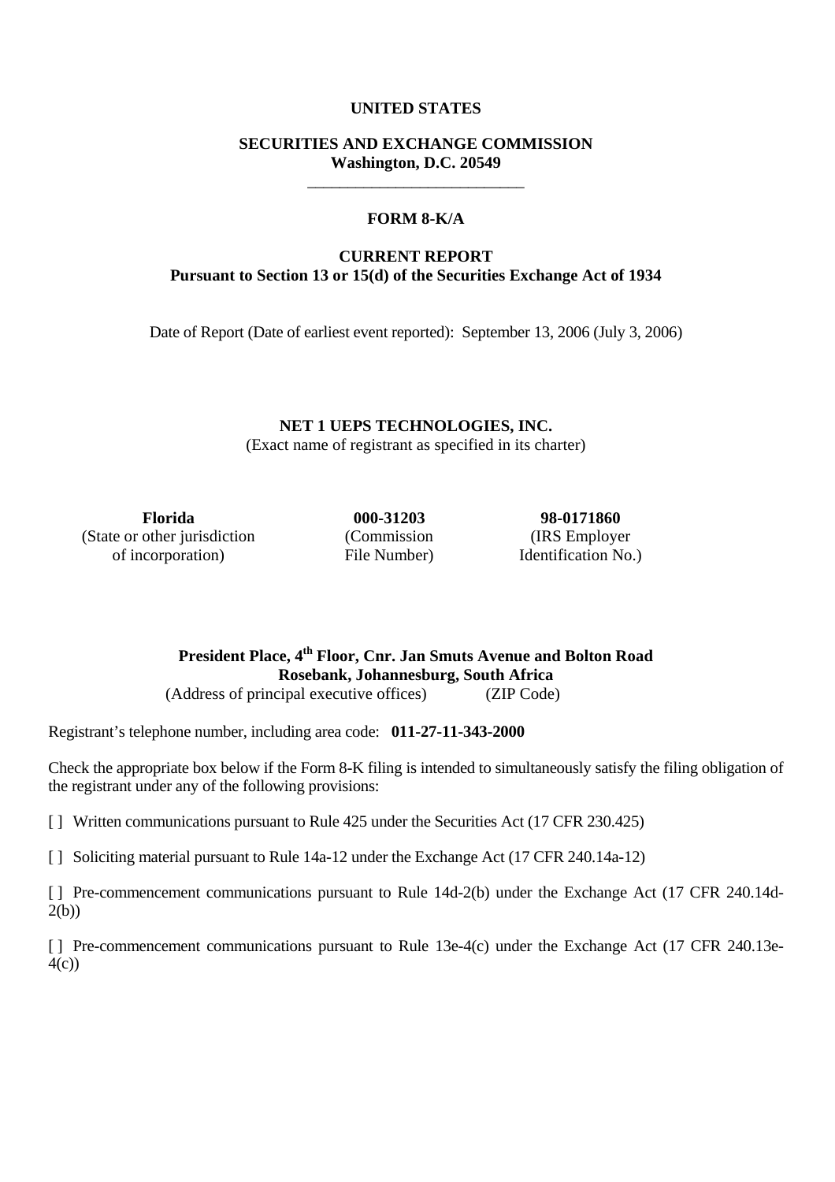**UNITED STATES**

**SECURITIES AND EXCHANGE COMMISSION**
**Washington, D.C. 20549**

---

**FORM 8-K/A**

**CURRENT REPORT**
**Pursuant to Section 13 or 15(d) of the Securities Exchange Act of 1934**

Date of Report (Date of earliest event reported): September 13, 2006 (July 3, 2006)

**NET 1 UEPS TECHNOLOGIES, INC.**
(Exact name of registrant as specified in its charter)

| **Florida** | **000-31203** | **98-0171860** |
|---|---|---|
| (State or other jurisdiction of incorporation) | (Commission File Number) | (IRS Employer Identification No.) |

**President Place, 4th Floor, Cnr. Jan Smuts Avenue and Bolton Road**
**Rosebank, Johannesburg, South Africa**
(Address of principal executive offices) (ZIP Code)

Registrant's telephone number, including area code: **011-27-11-343-2000**

Check the appropriate box below if the Form 8-K filing is intended to simultaneously satisfy the filing obligation of the registrant under any of the following provisions:

[ ] Written communications pursuant to Rule 425 under the Securities Act (17 CFR 230.425)

[ ] Soliciting material pursuant to Rule 14a-12 under the Exchange Act (17 CFR 240.14a-12)

[ ] Pre-commencement communications pursuant to Rule 14d-2(b) under the Exchange Act (17 CFR 240.14d-2(b))

[ ] Pre-commencement communications pursuant to Rule 13e-4(c) under the Exchange Act (17 CFR 240.13e-4(c))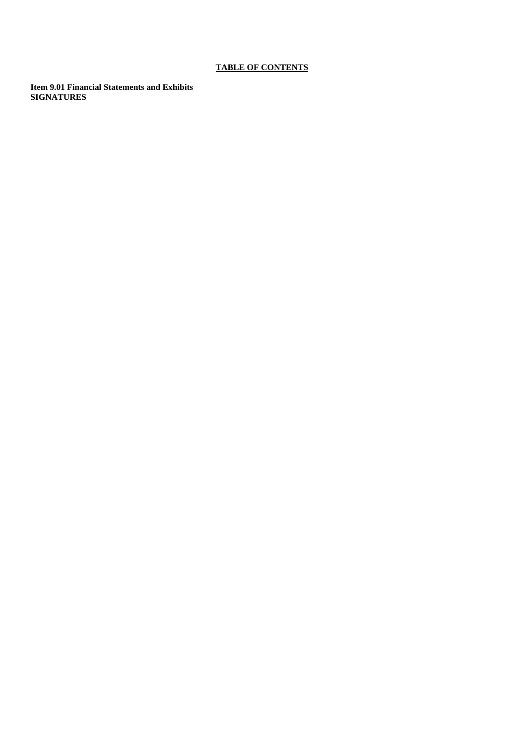**TABLE OF CONTENTS**

**Item 9.01 Financial Statements and Exhibits**
**SIGNATURES**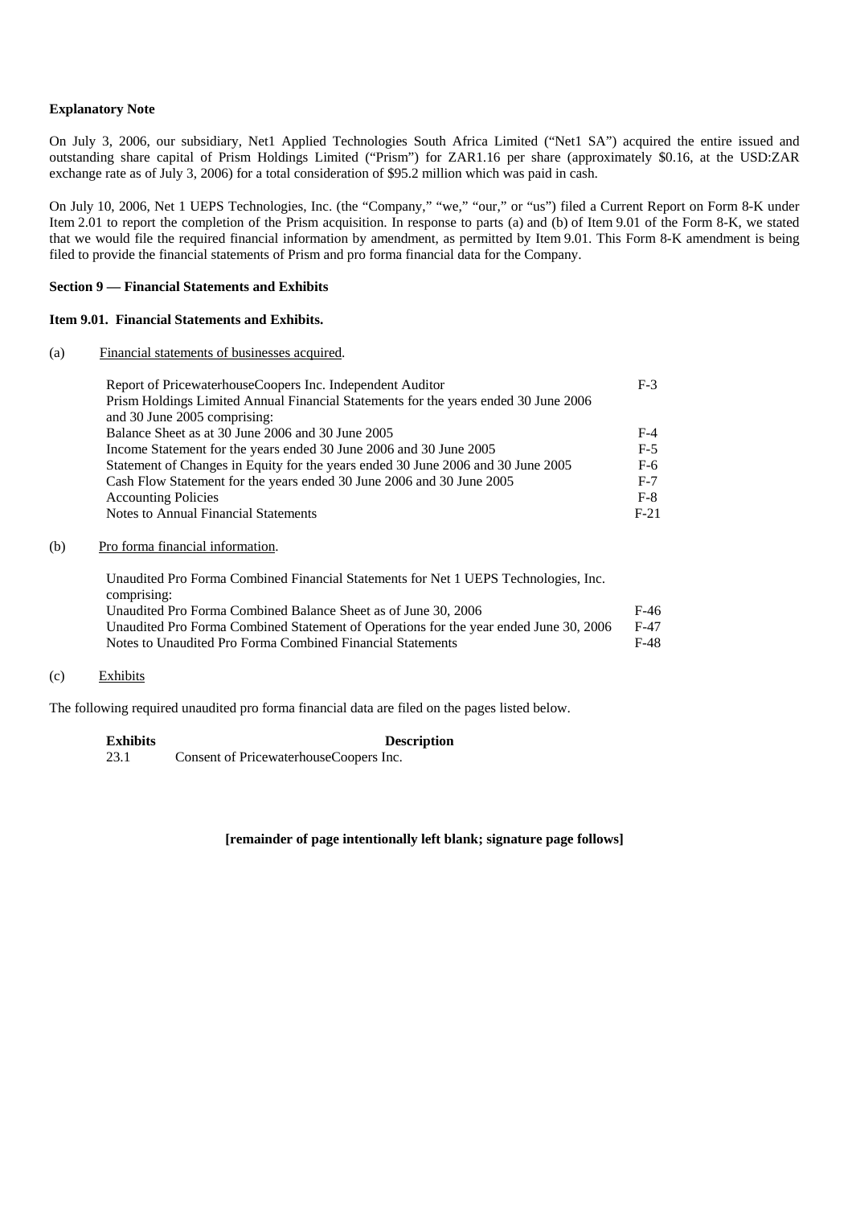**Explanatory Note**

On July 3, 2006, our subsidiary, Net1 Applied Technologies South Africa Limited ("Net1 SA") acquired the entire issued and outstanding share capital of Prism Holdings Limited ("Prism") for ZAR1.16 per share (approximately $0.16, at the USD:ZAR exchange rate as of July 3, 2006) for a total consideration of $95.2 million which was paid in cash.

On July 10, 2006, Net 1 UEPS Technologies, Inc. (the "Company," "we," "our," or "us") filed a Current Report on Form 8-K under Item 2.01 to report the completion of the Prism acquisition. In response to parts (a) and (b) of Item 9.01 of the Form 8-K, we stated that we would file the required financial information by amendment, as permitted by Item 9.01. This Form 8-K amendment is being filed to provide the financial statements of Prism and pro forma financial data for the Company.

**Section 9 — Financial Statements and Exhibits**

**Item 9.01. Financial Statements and Exhibits.**

(a) Financial statements of businesses acquired.

| | |
|---|---|
| Report of PricewaterhouseCoopers Inc. Independent Auditor | F-3 |
| Prism Holdings Limited Annual Financial Statements for the years ended 30 June 2006 and 30 June 2005 comprising: | |
| Balance Sheet as at 30 June 2006 and 30 June 2005 | F-4 |
| Income Statement for the years ended 30 June 2006 and 30 June 2005 | F-5 |
| Statement of Changes in Equity for the years ended 30 June 2006 and 30 June 2005 | F-6 |
| Cash Flow Statement for the years ended 30 June 2006 and 30 June 2005 | F-7 |
| Accounting Policies | F-8 |
| Notes to Annual Financial Statements | F-21 |

(b) Pro forma financial information.

| | |
|---|---|
| Unaudited Pro Forma Combined Financial Statements for Net 1 UEPS Technologies, Inc. comprising: | |
| Unaudited Pro Forma Combined Balance Sheet as of June 30, 2006 | F-46 |
| Unaudited Pro Forma Combined Statement of Operations for the year ended June 30, 2006 | F-47 |
| Notes to Unaudited Pro Forma Combined Financial Statements | F-48 |

(c) Exhibits

The following required unaudited pro forma financial data are filed on the pages listed below.

| **Exhibits** | **Description** |
|---|---|
| 23.1 | Consent of PricewaterhouseCoopers Inc. |

**[remainder of page intentionally left blank; signature page follows]**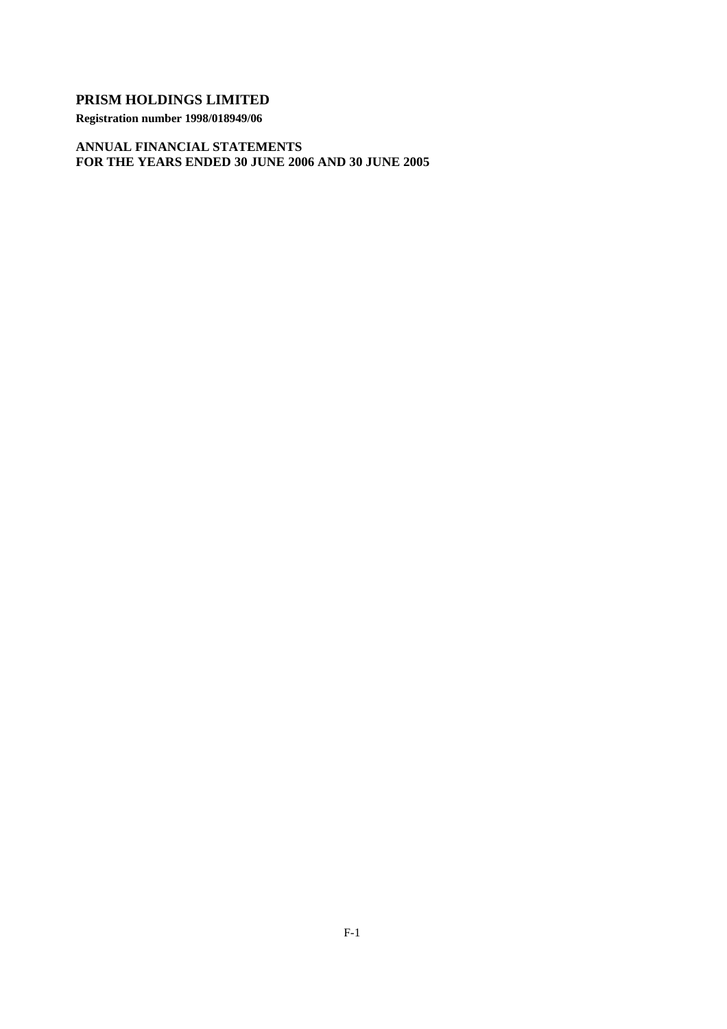# PRISM HOLDINGS LIMITED

**Registration number 1998/018949/06**

**ANNUAL FINANCIAL STATEMENTS**
**FOR THE YEARS ENDED 30 JUNE 2006 AND 30 JUNE 2005**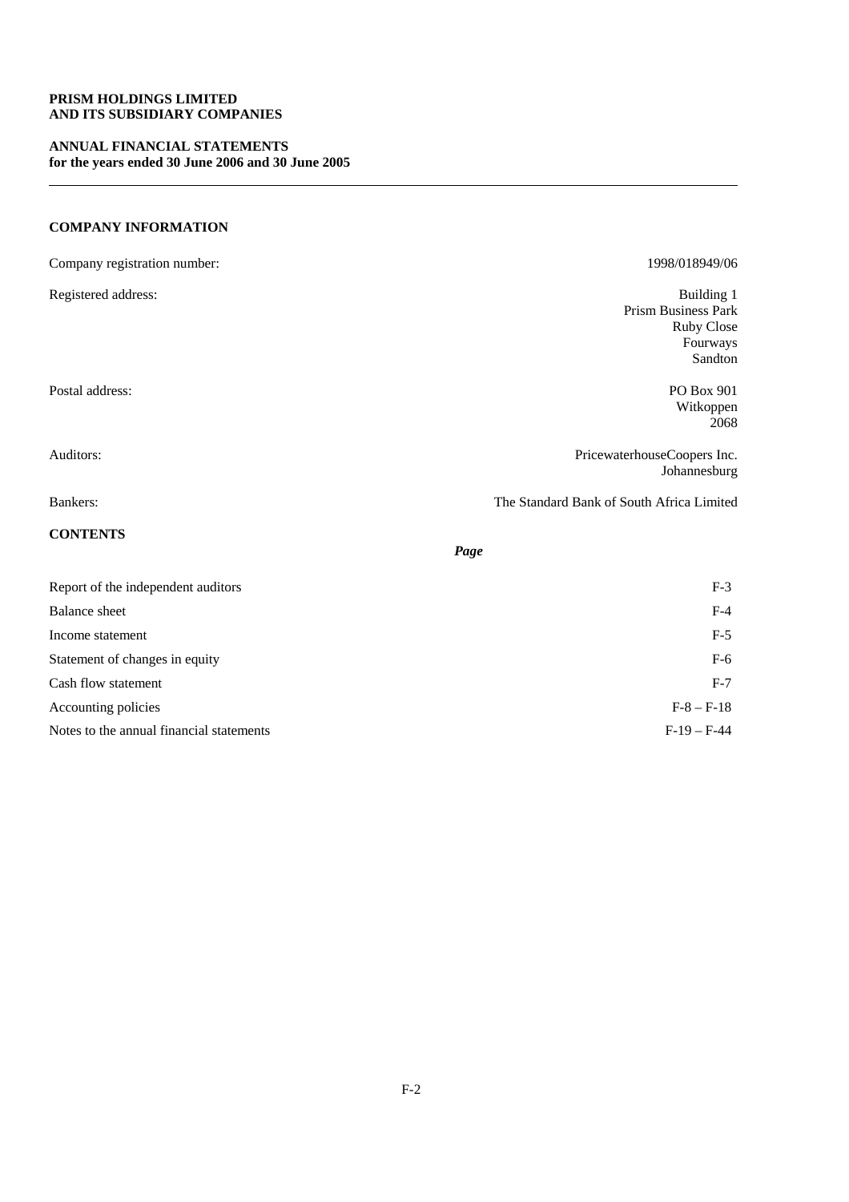**PRISM HOLDINGS LIMITED**
**AND ITS SUBSIDIARY COMPANIES**

**ANNUAL FINANCIAL STATEMENTS**
**for the years ended 30 June 2006 and 30 June 2005**

---

## COMPANY INFORMATION

| | |
|---|---|
| Company registration number: | 1998/018949/06 |
| Registered address: | Building 1<br>Prism Business Park<br>Ruby Close<br>Fourways<br>Sandton |
| Postal address: | PO Box 901<br>Witkoppen<br>2068 |
| Auditors: | PricewaterhouseCoopers Inc.<br>Johannesburg |
| Bankers: | The Standard Bank of South Africa Limited |

## CONTENTS

| | *Page* |
|---|---|
| Report of the independent auditors | F-3 |
| Balance sheet | F-4 |
| Income statement | F-5 |
| Statement of changes in equity | F-6 |
| Cash flow statement | F-7 |
| Accounting policies | F-8 – F-18 |
| Notes to the annual financial statements | F-19 – F-44 |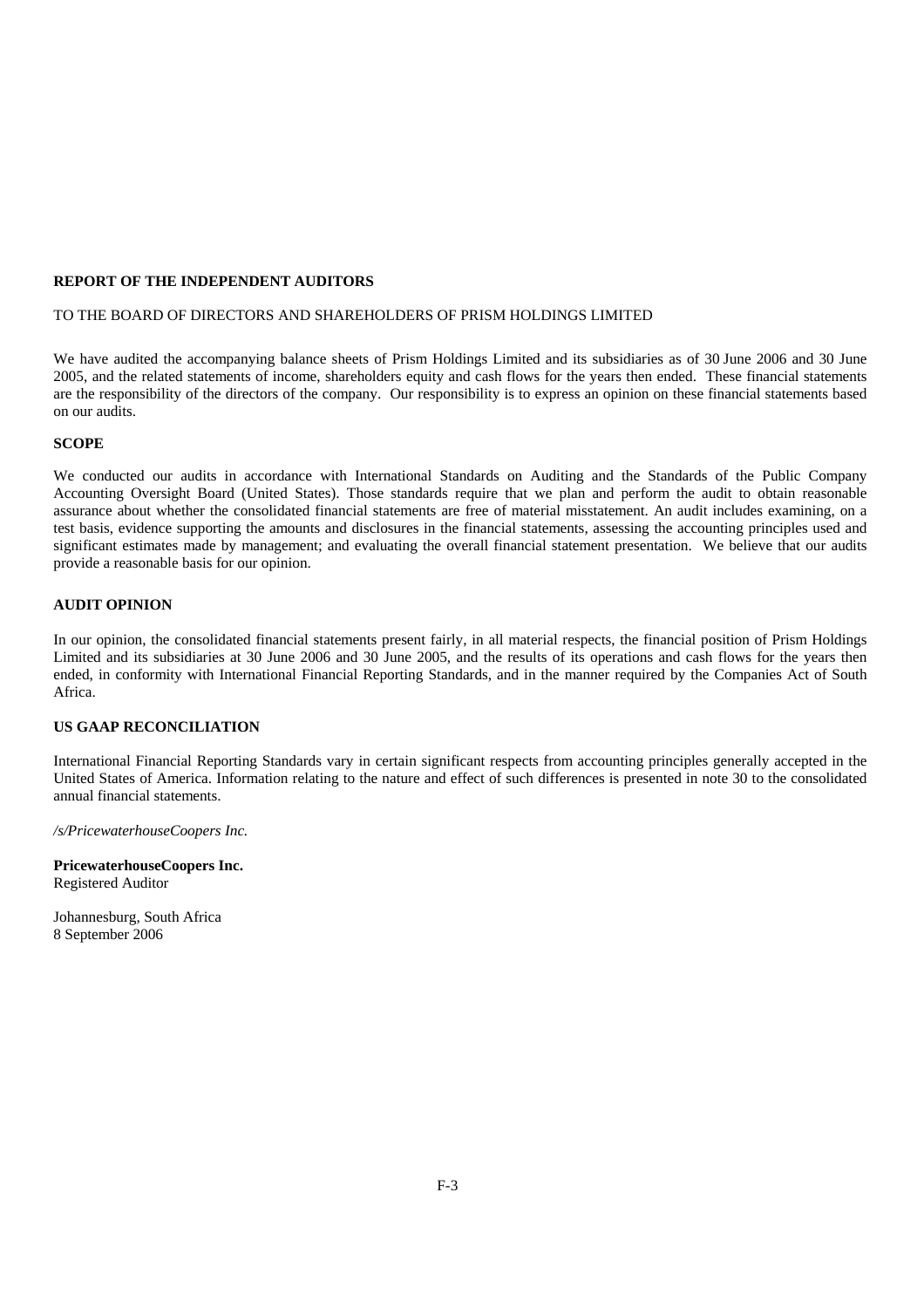## REPORT OF THE INDEPENDENT AUDITORS

TO THE BOARD OF DIRECTORS AND SHAREHOLDERS OF PRISM HOLDINGS LIMITED

We have audited the accompanying balance sheets of Prism Holdings Limited and its subsidiaries as of 30 June 2006 and 30 June 2005, and the related statements of income, shareholders equity and cash flows for the years then ended. These financial statements are the responsibility of the directors of the company. Our responsibility is to express an opinion on these financial statements based on our audits.

### SCOPE

We conducted our audits in accordance with International Standards on Auditing and the Standards of the Public Company Accounting Oversight Board (United States). Those standards require that we plan and perform the audit to obtain reasonable assurance about whether the consolidated financial statements are free of material misstatement. An audit includes examining, on a test basis, evidence supporting the amounts and disclosures in the financial statements, assessing the accounting principles used and significant estimates made by management; and evaluating the overall financial statement presentation. We believe that our audits provide a reasonable basis for our opinion.

### AUDIT OPINION

In our opinion, the consolidated financial statements present fairly, in all material respects, the financial position of Prism Holdings Limited and its subsidiaries at 30 June 2006 and 30 June 2005, and the results of its operations and cash flows for the years then ended, in conformity with International Financial Reporting Standards, and in the manner required by the Companies Act of South Africa.

### US GAAP RECONCILIATION

International Financial Reporting Standards vary in certain significant respects from accounting principles generally accepted in the United States of America. Information relating to the nature and effect of such differences is presented in note 30 to the consolidated annual financial statements.

*/s/PricewaterhouseCoopers Inc.*

**PricewaterhouseCoopers Inc.**
Registered Auditor

Johannesburg, South Africa
8 September 2006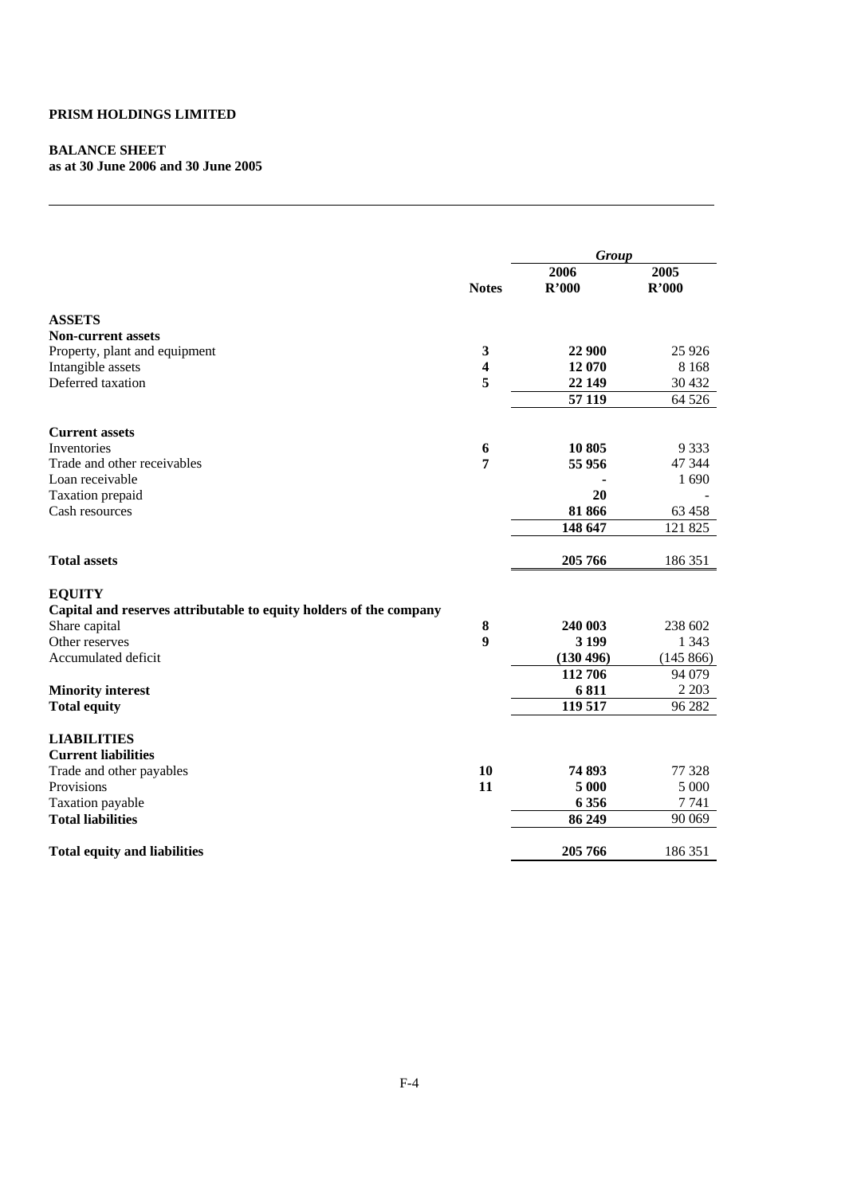**PRISM HOLDINGS LIMITED**

**BALANCE SHEET**
**as at 30 June 2006 and 30 June 2005**

| | | *Group* | |
|---|---|---|---|
| | **Notes** | **2006 R'000** | **2005 R'000** |
| **ASSETS** | | | |
| **Non-current assets** | | | |
| Property, plant and equipment | **3** | **22 900** | 25 926 |
| Intangible assets | **4** | **12 070** | 8 168 |
| Deferred taxation | **5** | **22 149** | 30 432 |
| | | **57 119** | 64 526 |
| **Current assets** | | | |
| Inventories | **6** | **10 805** | 9 333 |
| Trade and other receivables | **7** | **55 956** | 47 344 |
| Loan receivable | | **-** | 1 690 |
| Taxation prepaid | | **20** | - |
| Cash resources | | **81 866** | 63 458 |
| | | **148 647** | 121 825 |
| **Total assets** | | **205 766** | 186 351 |
| **EQUITY** | | | |
| **Capital and reserves attributable to equity holders of the company** | | | |
| Share capital | **8** | **240 003** | 238 602 |
| Other reserves | **9** | **3 199** | 1 343 |
| Accumulated deficit | | **(130 496)** | (145 866) |
| | | **112 706** | 94 079 |
| **Minority interest** | | **6 811** | 2 203 |
| **Total equity** | | **119 517** | 96 282 |
| **LIABILITIES** | | | |
| **Current liabilities** | | | |
| Trade and other payables | **10** | **74 893** | 77 328 |
| Provisions | **11** | **5 000** | 5 000 |
| Taxation payable | | **6 356** | 7 741 |
| **Total liabilities** | | **86 249** | 90 069 |
| **Total equity and liabilities** | | **205 766** | 186 351 |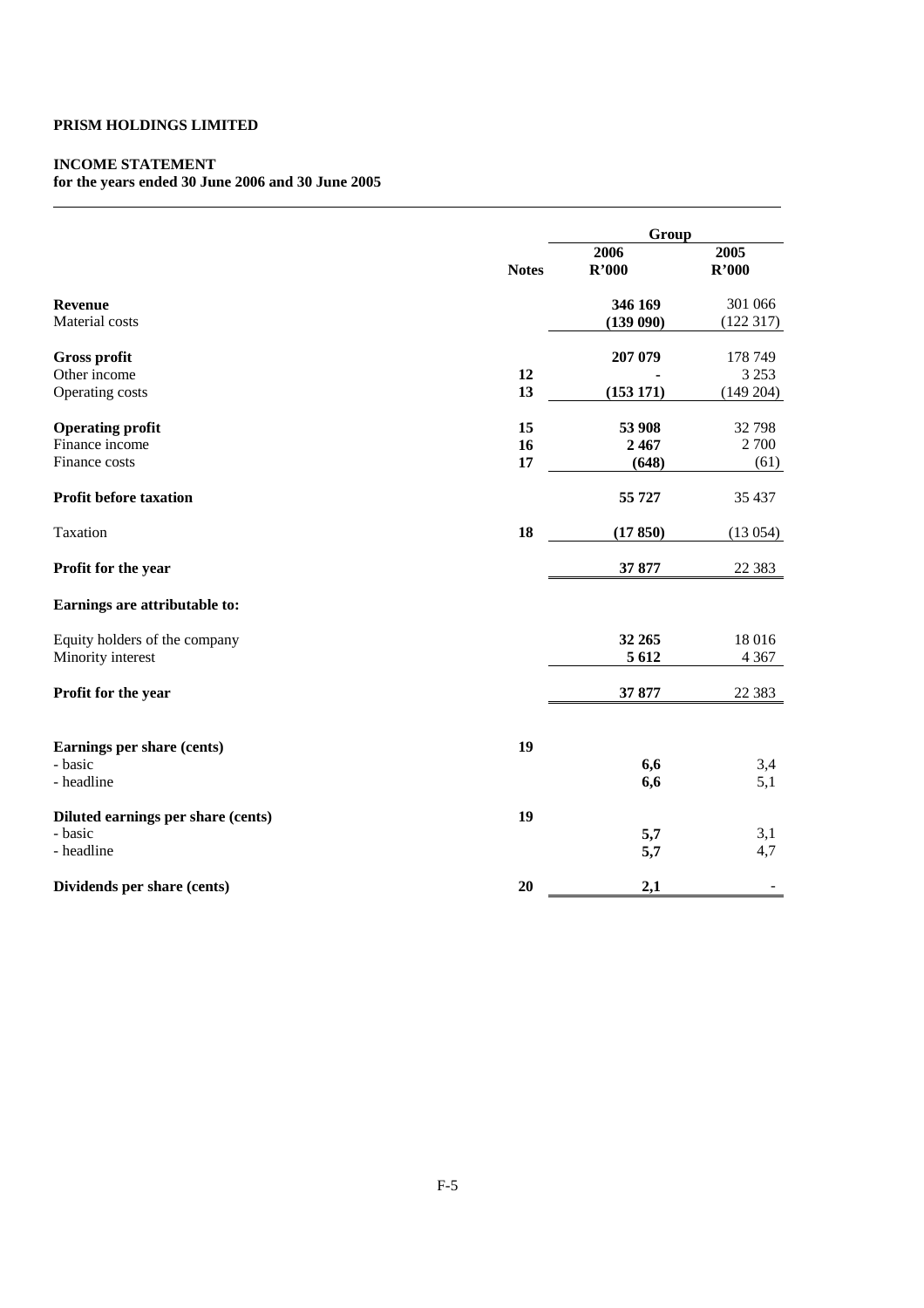**PRISM HOLDINGS LIMITED**

**INCOME STATEMENT**
**for the years ended 30 June 2006 and 30 June 2005**

| | | Group | |
|---|---|---|---|
| | **Notes** | **2006 R'000** | **2005 R'000** |
| **Revenue** | | **346 169** | 301 066 |
| Material costs | | **(139 090)** | (122 317) |
| **Gross profit** | | **207 079** | 178 749 |
| Other income | **12** | **-** | 3 253 |
| Operating costs | **13** | **(153 171)** | (149 204) |
| **Operating profit** | **15** | **53 908** | 32 798 |
| Finance income | **16** | **2 467** | 2 700 |
| Finance costs | **17** | **(648)** | (61) |
| **Profit before taxation** | | **55 727** | 35 437 |
| Taxation | **18** | **(17 850)** | (13 054) |
| **Profit for the year** | | **37 877** | 22 383 |
| **Earnings are attributable to:** | | | |
| Equity holders of the company | | **32 265** | 18 016 |
| Minority interest | | **5 612** | 4 367 |
| **Profit for the year** | | **37 877** | 22 383 |
| **Earnings per share (cents)** | **19** | | |
| - basic | | **6,6** | 3,4 |
| - headline | | **6,6** | 5,1 |
| **Diluted earnings per share (cents)** | **19** | | |
| - basic | | **5,7** | 3,1 |
| - headline | | **5,7** | 4,7 |
| **Dividends per share (cents)** | **20** | **2,1** | - |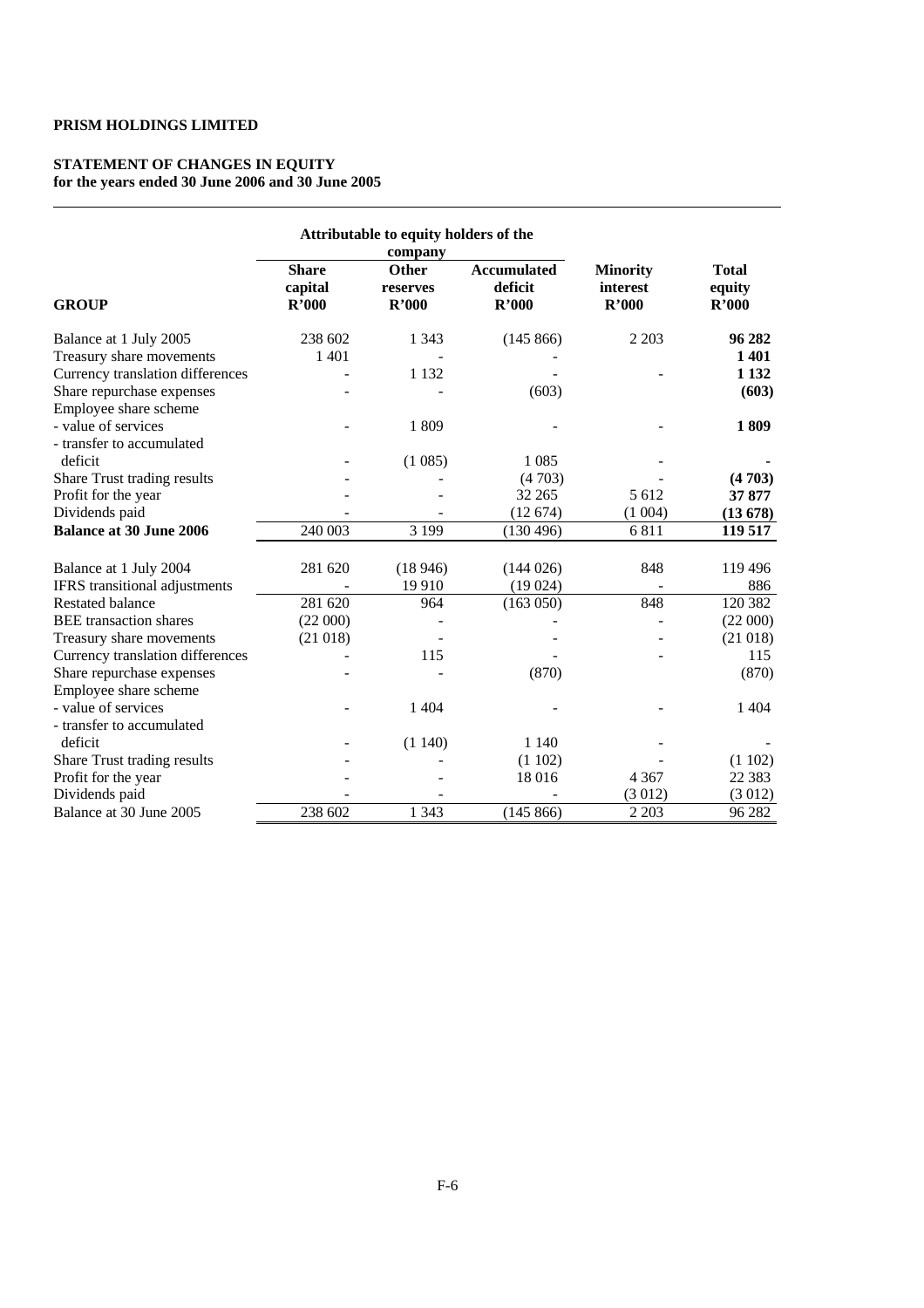**PRISM HOLDINGS LIMITED**

**STATEMENT OF CHANGES IN EQUITY**
**for the years ended 30 June 2006 and 30 June 2005**

| | Attributable to equity holders of the company | | | | |
|---|---|---|---|---|---|
| **GROUP** | **Share capital R'000** | **Other reserves R'000** | **Accumulated deficit R'000** | **Minority interest R'000** | **Total equity R'000** |
| Balance at 1 July 2005 | 238 602 | 1 343 | (145 866) | 2 203 | **96 282** |
| Treasury share movements | 1 401 | - | - | | **1 401** |
| Currency translation differences | - | 1 132 | - | - | **1 132** |
| Share repurchase expenses | - | - | (603) | | **(603)** |
| Employee share scheme | | | | | |
| - value of services | - | 1 809 | - | - | **1 809** |
| - transfer to accumulated deficit | - | (1 085) | 1 085 | - | **-** |
| Share Trust trading results | - | - | (4 703) | - | **(4 703)** |
| Profit for the year | - | - | 32 265 | 5 612 | **37 877** |
| Dividends paid | - | - | (12 674) | (1 004) | **(13 678)** |
| **Balance at 30 June 2006** | 240 003 | 3 199 | (130 496) | 6 811 | **119 517** |
| | | | | | |
| Balance at 1 July 2004 | 281 620 | (18 946) | (144 026) | 848 | 119 496 |
| IFRS transitional adjustments | - | 19 910 | (19 024) | - | 886 |
| Restated balance | 281 620 | 964 | (163 050) | 848 | 120 382 |
| BEE transaction shares | (22 000) | - | - | - | (22 000) |
| Treasury share movements | (21 018) | - | - | - | (21 018) |
| Currency translation differences | - | 115 | - | - | 115 |
| Share repurchase expenses | - | - | (870) | | (870) |
| Employee share scheme | | | | | |
| - value of services | - | 1 404 | - | - | 1 404 |
| - transfer to accumulated deficit | - | (1 140) | 1 140 | - | - |
| Share Trust trading results | - | - | (1 102) | - | (1 102) |
| Profit for the year | - | - | 18 016 | 4 367 | 22 383 |
| Dividends paid | - | - | - | (3 012) | (3 012) |
| Balance at 30 June 2005 | 238 602 | 1 343 | (145 866) | 2 203 | 96 282 |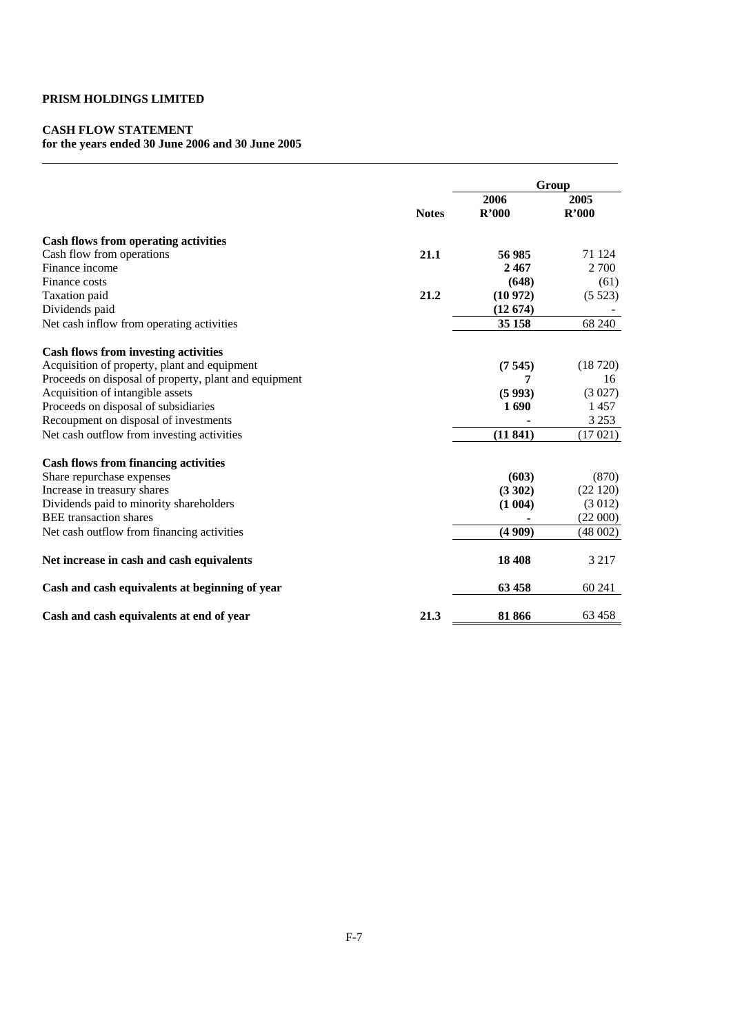**PRISM HOLDINGS LIMITED**

**CASH FLOW STATEMENT**
**for the years ended 30 June 2006 and 30 June 2005**

| | | Group | |
|---|---|---|---|
| | **Notes** | **2006 R'000** | **2005 R'000** |
| **Cash flows from operating activities** | | | |
| Cash flow from operations | **21.1** | **56 985** | 71 124 |
| Finance income | | **2 467** | 2 700 |
| Finance costs | | **(648)** | (61) |
| Taxation paid | **21.2** | **(10 972)** | (5 523) |
| Dividends paid | | **(12 674)** | - |
| Net cash inflow from operating activities | | **35 158** | 68 240 |
| **Cash flows from investing activities** | | | |
| Acquisition of property, plant and equipment | | **(7 545)** | (18 720) |
| Proceeds on disposal of property, plant and equipment | | **7** | 16 |
| Acquisition of intangible assets | | **(5 993)** | (3 027) |
| Proceeds on disposal of subsidiaries | | **1 690** | 1 457 |
| Recoupment on disposal of investments | | **-** | 3 253 |
| Net cash outflow from investing activities | | **(11 841)** | (17 021) |
| **Cash flows from financing activities** | | | |
| Share repurchase expenses | | **(603)** | (870) |
| Increase in treasury shares | | **(3 302)** | (22 120) |
| Dividends paid to minority shareholders | | **(1 004)** | (3 012) |
| BEE transaction shares | | **-** | (22 000) |
| Net cash outflow from financing activities | | **(4 909)** | (48 002) |
| **Net increase in cash and cash equivalents** | | **18 408** | 3 217 |
| **Cash and cash equivalents at beginning of year** | | **63 458** | 60 241 |
| **Cash and cash equivalents at end of year** | **21.3** | **81 866** | 63 458 |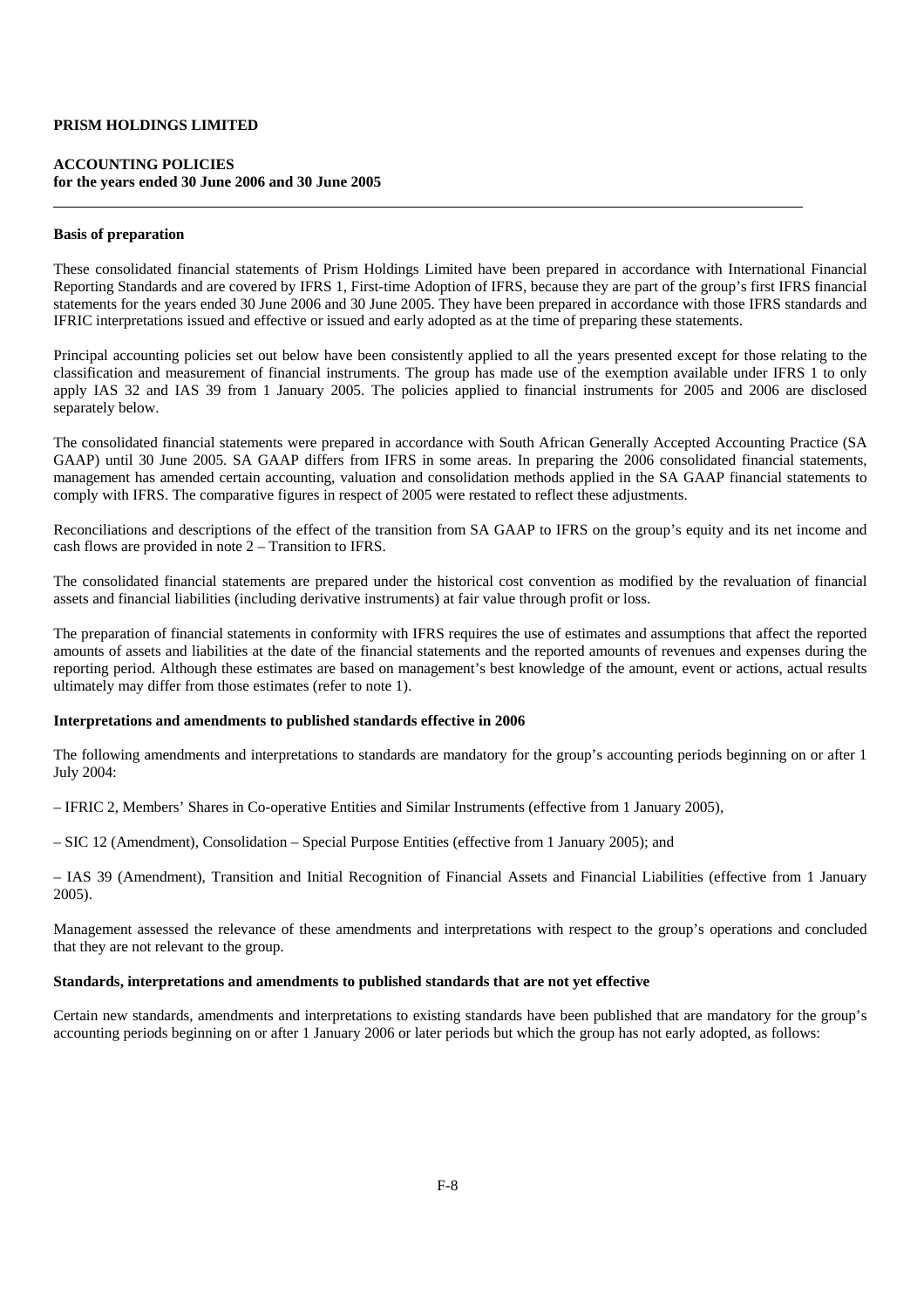**PRISM HOLDINGS LIMITED**

**ACCOUNTING POLICIES**
**for the years ended 30 June 2006 and 30 June 2005**

---

**Basis of preparation**

These consolidated financial statements of Prism Holdings Limited have been prepared in accordance with International Financial Reporting Standards and are covered by IFRS 1, First-time Adoption of IFRS, because they are part of the group's first IFRS financial statements for the years ended 30 June 2006 and 30 June 2005. They have been prepared in accordance with those IFRS standards and IFRIC interpretations issued and effective or issued and early adopted as at the time of preparing these statements.

Principal accounting policies set out below have been consistently applied to all the years presented except for those relating to the classification and measurement of financial instruments. The group has made use of the exemption available under IFRS 1 to only apply IAS 32 and IAS 39 from 1 January 2005. The policies applied to financial instruments for 2005 and 2006 are disclosed separately below.

The consolidated financial statements were prepared in accordance with South African Generally Accepted Accounting Practice (SA GAAP) until 30 June 2005. SA GAAP differs from IFRS in some areas. In preparing the 2006 consolidated financial statements, management has amended certain accounting, valuation and consolidation methods applied in the SA GAAP financial statements to comply with IFRS. The comparative figures in respect of 2005 were restated to reflect these adjustments.

Reconciliations and descriptions of the effect of the transition from SA GAAP to IFRS on the group's equity and its net income and cash flows are provided in note 2 – Transition to IFRS.

The consolidated financial statements are prepared under the historical cost convention as modified by the revaluation of financial assets and financial liabilities (including derivative instruments) at fair value through profit or loss.

The preparation of financial statements in conformity with IFRS requires the use of estimates and assumptions that affect the reported amounts of assets and liabilities at the date of the financial statements and the reported amounts of revenues and expenses during the reporting period. Although these estimates are based on management's best knowledge of the amount, event or actions, actual results ultimately may differ from those estimates (refer to note 1).

**Interpretations and amendments to published standards effective in 2006**

The following amendments and interpretations to standards are mandatory for the group's accounting periods beginning on or after 1 July 2004:

– IFRIC 2, Members' Shares in Co-operative Entities and Similar Instruments (effective from 1 January 2005),

– SIC 12 (Amendment), Consolidation – Special Purpose Entities (effective from 1 January 2005); and

– IAS 39 (Amendment), Transition and Initial Recognition of Financial Assets and Financial Liabilities (effective from 1 January 2005).

Management assessed the relevance of these amendments and interpretations with respect to the group's operations and concluded that they are not relevant to the group.

**Standards, interpretations and amendments to published standards that are not yet effective**

Certain new standards, amendments and interpretations to existing standards have been published that are mandatory for the group's accounting periods beginning on or after 1 January 2006 or later periods but which the group has not early adopted, as follows: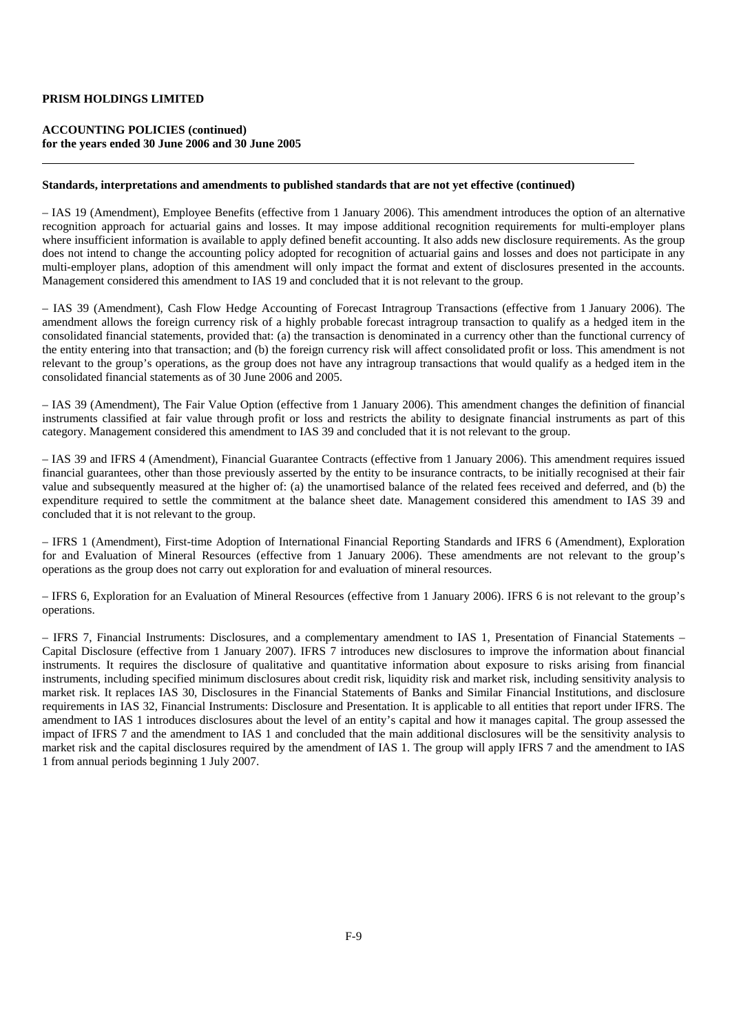**PRISM HOLDINGS LIMITED**

**ACCOUNTING POLICIES (continued)**
**for the years ended 30 June 2006 and 30 June 2005**

**Standards, interpretations and amendments to published standards that are not yet effective (continued)**

– IAS 19 (Amendment), Employee Benefits (effective from 1 January 2006). This amendment introduces the option of an alternative recognition approach for actuarial gains and losses. It may impose additional recognition requirements for multi-employer plans where insufficient information is available to apply defined benefit accounting. It also adds new disclosure requirements. As the group does not intend to change the accounting policy adopted for recognition of actuarial gains and losses and does not participate in any multi-employer plans, adoption of this amendment will only impact the format and extent of disclosures presented in the accounts. Management considered this amendment to IAS 19 and concluded that it is not relevant to the group.

– IAS 39 (Amendment), Cash Flow Hedge Accounting of Forecast Intragroup Transactions (effective from 1 January 2006). The amendment allows the foreign currency risk of a highly probable forecast intragroup transaction to qualify as a hedged item in the consolidated financial statements, provided that: (a) the transaction is denominated in a currency other than the functional currency of the entity entering into that transaction; and (b) the foreign currency risk will affect consolidated profit or loss. This amendment is not relevant to the group's operations, as the group does not have any intragroup transactions that would qualify as a hedged item in the consolidated financial statements as of 30 June 2006 and 2005.

– IAS 39 (Amendment), The Fair Value Option (effective from 1 January 2006). This amendment changes the definition of financial instruments classified at fair value through profit or loss and restricts the ability to designate financial instruments as part of this category. Management considered this amendment to IAS 39 and concluded that it is not relevant to the group.

– IAS 39 and IFRS 4 (Amendment), Financial Guarantee Contracts (effective from 1 January 2006). This amendment requires issued financial guarantees, other than those previously asserted by the entity to be insurance contracts, to be initially recognised at their fair value and subsequently measured at the higher of: (a) the unamortised balance of the related fees received and deferred, and (b) the expenditure required to settle the commitment at the balance sheet date. Management considered this amendment to IAS 39 and concluded that it is not relevant to the group.

– IFRS 1 (Amendment), First-time Adoption of International Financial Reporting Standards and IFRS 6 (Amendment), Exploration for and Evaluation of Mineral Resources (effective from 1 January 2006). These amendments are not relevant to the group's operations as the group does not carry out exploration for and evaluation of mineral resources.

– IFRS 6, Exploration for an Evaluation of Mineral Resources (effective from 1 January 2006). IFRS 6 is not relevant to the group's operations.

– IFRS 7, Financial Instruments: Disclosures, and a complementary amendment to IAS 1, Presentation of Financial Statements – Capital Disclosure (effective from 1 January 2007). IFRS 7 introduces new disclosures to improve the information about financial instruments. It requires the disclosure of qualitative and quantitative information about exposure to risks arising from financial instruments, including specified minimum disclosures about credit risk, liquidity risk and market risk, including sensitivity analysis to market risk. It replaces IAS 30, Disclosures in the Financial Statements of Banks and Similar Financial Institutions, and disclosure requirements in IAS 32, Financial Instruments: Disclosure and Presentation. It is applicable to all entities that report under IFRS. The amendment to IAS 1 introduces disclosures about the level of an entity's capital and how it manages capital. The group assessed the impact of IFRS 7 and the amendment to IAS 1 and concluded that the main additional disclosures will be the sensitivity analysis to market risk and the capital disclosures required by the amendment of IAS 1. The group will apply IFRS 7 and the amendment to IAS 1 from annual periods beginning 1 July 2007.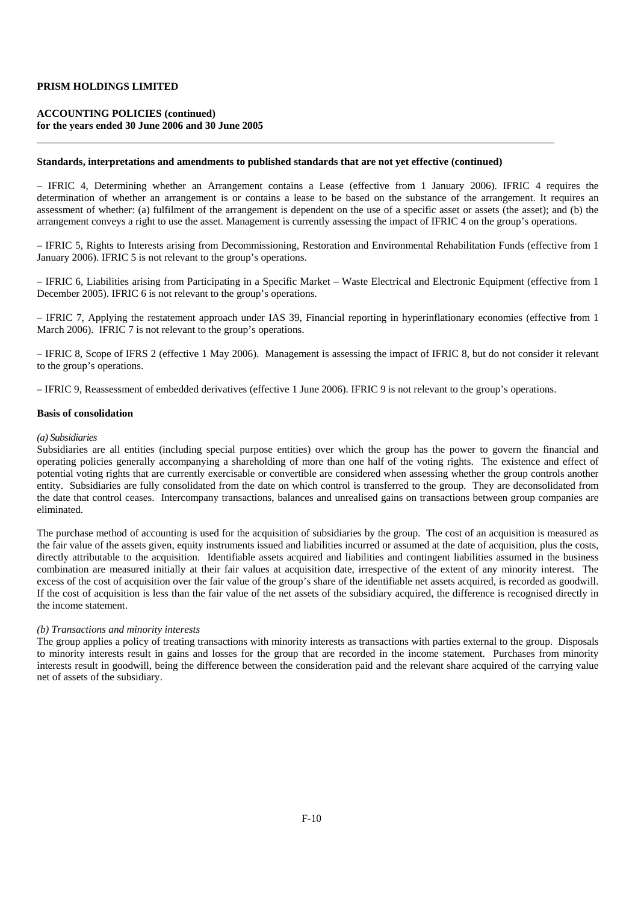**PRISM HOLDINGS LIMITED**

**ACCOUNTING POLICIES (continued)**
**for the years ended 30 June 2006 and 30 June 2005**

---

**Standards, interpretations and amendments to published standards that are not yet effective (continued)**

– IFRIC 4, Determining whether an Arrangement contains a Lease (effective from 1 January 2006). IFRIC 4 requires the determination of whether an arrangement is or contains a lease to be based on the substance of the arrangement. It requires an assessment of whether: (a) fulfilment of the arrangement is dependent on the use of a specific asset or assets (the asset); and (b) the arrangement conveys a right to use the asset. Management is currently assessing the impact of IFRIC 4 on the group's operations.

– IFRIC 5, Rights to Interests arising from Decommissioning, Restoration and Environmental Rehabilitation Funds (effective from 1 January 2006). IFRIC 5 is not relevant to the group's operations.

– IFRIC 6, Liabilities arising from Participating in a Specific Market – Waste Electrical and Electronic Equipment (effective from 1 December 2005). IFRIC 6 is not relevant to the group's operations.

– IFRIC 7, Applying the restatement approach under IAS 39, Financial reporting in hyperinflationary economies (effective from 1 March 2006). IFRIC 7 is not relevant to the group's operations.

– IFRIC 8, Scope of IFRS 2 (effective 1 May 2006). Management is assessing the impact of IFRIC 8, but do not consider it relevant to the group's operations.

– IFRIC 9, Reassessment of embedded derivatives (effective 1 June 2006). IFRIC 9 is not relevant to the group's operations.

**Basis of consolidation**

*(a) Subsidiaries*
Subsidiaries are all entities (including special purpose entities) over which the group has the power to govern the financial and operating policies generally accompanying a shareholding of more than one half of the voting rights. The existence and effect of potential voting rights that are currently exercisable or convertible are considered when assessing whether the group controls another entity. Subsidiaries are fully consolidated from the date on which control is transferred to the group. They are deconsolidated from the date that control ceases. Intercompany transactions, balances and unrealised gains on transactions between group companies are eliminated.

The purchase method of accounting is used for the acquisition of subsidiaries by the group. The cost of an acquisition is measured as the fair value of the assets given, equity instruments issued and liabilities incurred or assumed at the date of acquisition, plus the costs, directly attributable to the acquisition. Identifiable assets acquired and liabilities and contingent liabilities assumed in the business combination are measured initially at their fair values at acquisition date, irrespective of the extent of any minority interest. The excess of the cost of acquisition over the fair value of the group's share of the identifiable net assets acquired, is recorded as goodwill. If the cost of acquisition is less than the fair value of the net assets of the subsidiary acquired, the difference is recognised directly in the income statement.

*(b) Transactions and minority interests*
The group applies a policy of treating transactions with minority interests as transactions with parties external to the group. Disposals to minority interests result in gains and losses for the group that are recorded in the income statement. Purchases from minority interests result in goodwill, being the difference between the consideration paid and the relevant share acquired of the carrying value net of assets of the subsidiary.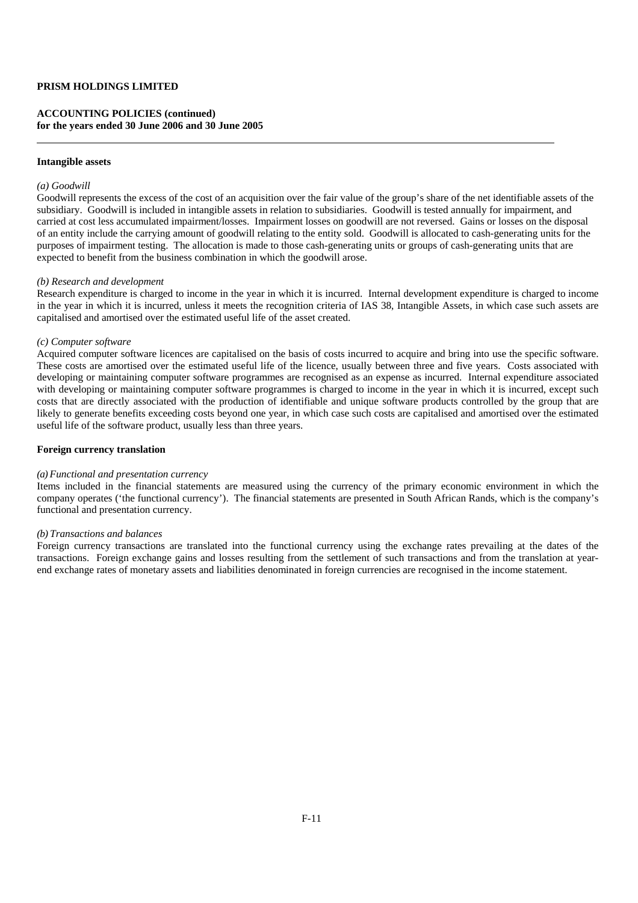**PRISM HOLDINGS LIMITED**

**ACCOUNTING POLICIES (continued)**
**for the years ended 30 June 2006 and 30 June 2005**

**Intangible assets**

*(a) Goodwill*

Goodwill represents the excess of the cost of an acquisition over the fair value of the group's share of the net identifiable assets of the subsidiary. Goodwill is included in intangible assets in relation to subsidiaries. Goodwill is tested annually for impairment, and carried at cost less accumulated impairment/losses. Impairment losses on goodwill are not reversed. Gains or losses on the disposal of an entity include the carrying amount of goodwill relating to the entity sold. Goodwill is allocated to cash-generating units for the purposes of impairment testing. The allocation is made to those cash-generating units or groups of cash-generating units that are expected to benefit from the business combination in which the goodwill arose.

*(b) Research and development*

Research expenditure is charged to income in the year in which it is incurred. Internal development expenditure is charged to income in the year in which it is incurred, unless it meets the recognition criteria of IAS 38, Intangible Assets, in which case such assets are capitalised and amortised over the estimated useful life of the asset created.

*(c) Computer software*

Acquired computer software licences are capitalised on the basis of costs incurred to acquire and bring into use the specific software. These costs are amortised over the estimated useful life of the licence, usually between three and five years. Costs associated with developing or maintaining computer software programmes are recognised as an expense as incurred. Internal expenditure associated with developing or maintaining computer software programmes is charged to income in the year in which it is incurred, except such costs that are directly associated with the production of identifiable and unique software products controlled by the group that are likely to generate benefits exceeding costs beyond one year, in which case such costs are capitalised and amortised over the estimated useful life of the software product, usually less than three years.

**Foreign currency translation**

*(a) Functional and presentation currency*

Items included in the financial statements are measured using the currency of the primary economic environment in which the company operates ('the functional currency'). The financial statements are presented in South African Rands, which is the company's functional and presentation currency.

*(b) Transactions and balances*

Foreign currency transactions are translated into the functional currency using the exchange rates prevailing at the dates of the transactions. Foreign exchange gains and losses resulting from the settlement of such transactions and from the translation at year-end exchange rates of monetary assets and liabilities denominated in foreign currencies are recognised in the income statement.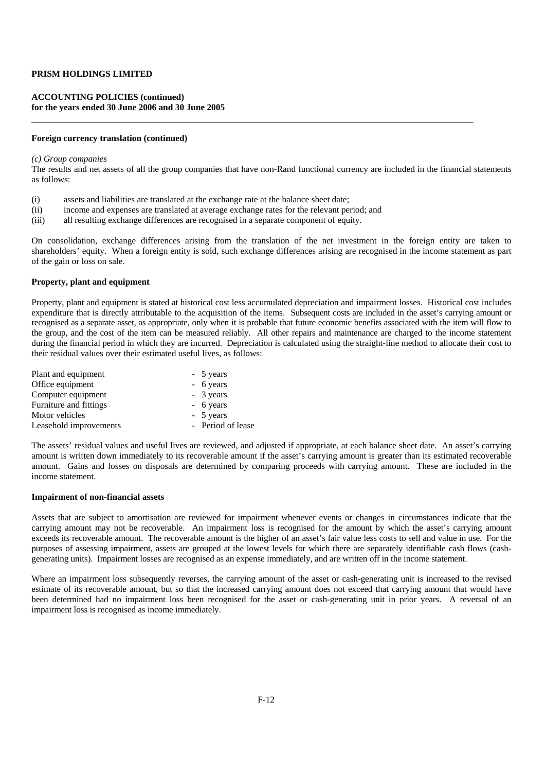**PRISM HOLDINGS LIMITED**

**ACCOUNTING POLICIES (continued)**
**for the years ended 30 June 2006 and 30 June 2005**

**Foreign currency translation (continued)**

*(c) Group companies*

The results and net assets of all the group companies that have non-Rand functional currency are included in the financial statements as follows:

(i) assets and liabilities are translated at the exchange rate at the balance sheet date;
(ii) income and expenses are translated at average exchange rates for the relevant period; and
(iii) all resulting exchange differences are recognised in a separate component of equity.

On consolidation, exchange differences arising from the translation of the net investment in the foreign entity are taken to shareholders' equity. When a foreign entity is sold, such exchange differences arising are recognised in the income statement as part of the gain or loss on sale.

**Property, plant and equipment**

Property, plant and equipment is stated at historical cost less accumulated depreciation and impairment losses. Historical cost includes expenditure that is directly attributable to the acquisition of the items. Subsequent costs are included in the asset's carrying amount or recognised as a separate asset, as appropriate, only when it is probable that future economic benefits associated with the item will flow to the group, and the cost of the item can be measured reliably. All other repairs and maintenance are charged to the income statement during the financial period in which they are incurred. Depreciation is calculated using the straight-line method to allocate their cost to their residual values over their estimated useful lives, as follows:

| | |
|---|---|
| Plant and equipment | - 5 years |
| Office equipment | - 6 years |
| Computer equipment | - 3 years |
| Furniture and fittings | - 6 years |
| Motor vehicles | - 5 years |
| Leasehold improvements | - Period of lease |

The assets' residual values and useful lives are reviewed, and adjusted if appropriate, at each balance sheet date. An asset's carrying amount is written down immediately to its recoverable amount if the asset's carrying amount is greater than its estimated recoverable amount. Gains and losses on disposals are determined by comparing proceeds with carrying amount. These are included in the income statement.

**Impairment of non-financial assets**

Assets that are subject to amortisation are reviewed for impairment whenever events or changes in circumstances indicate that the carrying amount may not be recoverable. An impairment loss is recognised for the amount by which the asset's carrying amount exceeds its recoverable amount. The recoverable amount is the higher of an asset's fair value less costs to sell and value in use. For the purposes of assessing impairment, assets are grouped at the lowest levels for which there are separately identifiable cash flows (cash-generating units). Impairment losses are recognised as an expense immediately, and are written off in the income statement.

Where an impairment loss subsequently reverses, the carrying amount of the asset or cash-generating unit is increased to the revised estimate of its recoverable amount, but so that the increased carrying amount does not exceed that carrying amount that would have been determined had no impairment loss been recognised for the asset or cash-generating unit in prior years. A reversal of an impairment loss is recognised as income immediately.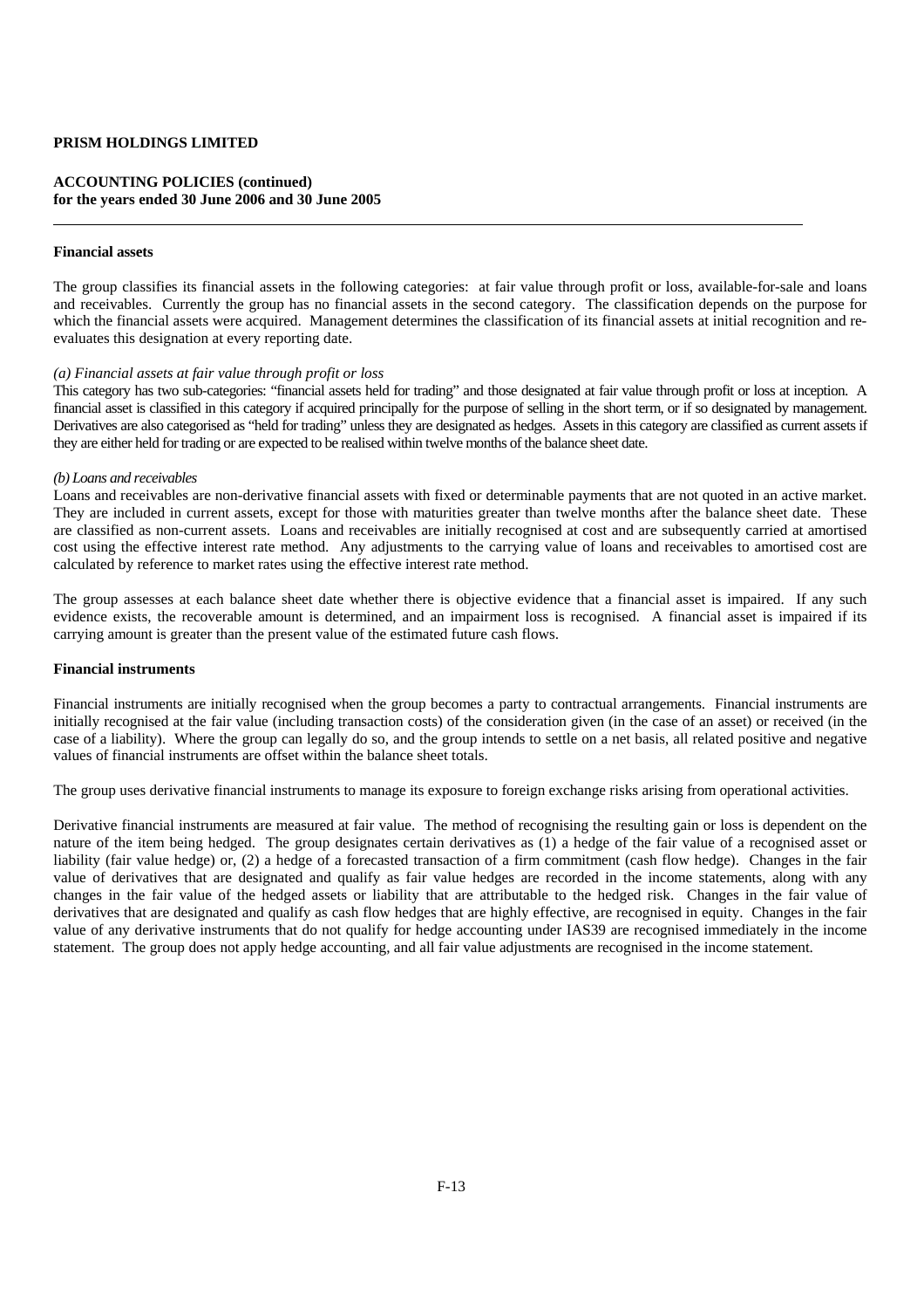**PRISM HOLDINGS LIMITED**

**ACCOUNTING POLICIES (continued)**
**for the years ended 30 June 2006 and 30 June 2005**

**Financial assets**

The group classifies its financial assets in the following categories: at fair value through profit or loss, available-for-sale and loans and receivables. Currently the group has no financial assets in the second category. The classification depends on the purpose for which the financial assets were acquired. Management determines the classification of its financial assets at initial recognition and re-evaluates this designation at every reporting date.

*(a) Financial assets at fair value through profit or loss*

This category has two sub-categories: "financial assets held for trading" and those designated at fair value through profit or loss at inception. A financial asset is classified in this category if acquired principally for the purpose of selling in the short term, or if so designated by management. Derivatives are also categorised as "held for trading" unless they are designated as hedges. Assets in this category are classified as current assets if they are either held for trading or are expected to be realised within twelve months of the balance sheet date.

*(b) Loans and receivables*

Loans and receivables are non-derivative financial assets with fixed or determinable payments that are not quoted in an active market. They are included in current assets, except for those with maturities greater than twelve months after the balance sheet date. These are classified as non-current assets. Loans and receivables are initially recognised at cost and are subsequently carried at amortised cost using the effective interest rate method. Any adjustments to the carrying value of loans and receivables to amortised cost are calculated by reference to market rates using the effective interest rate method.

The group assesses at each balance sheet date whether there is objective evidence that a financial asset is impaired. If any such evidence exists, the recoverable amount is determined, and an impairment loss is recognised. A financial asset is impaired if its carrying amount is greater than the present value of the estimated future cash flows.

**Financial instruments**

Financial instruments are initially recognised when the group becomes a party to contractual arrangements. Financial instruments are initially recognised at the fair value (including transaction costs) of the consideration given (in the case of an asset) or received (in the case of a liability). Where the group can legally do so, and the group intends to settle on a net basis, all related positive and negative values of financial instruments are offset within the balance sheet totals.

The group uses derivative financial instruments to manage its exposure to foreign exchange risks arising from operational activities.

Derivative financial instruments are measured at fair value. The method of recognising the resulting gain or loss is dependent on the nature of the item being hedged. The group designates certain derivatives as (1) a hedge of the fair value of a recognised asset or liability (fair value hedge) or, (2) a hedge of a forecasted transaction of a firm commitment (cash flow hedge). Changes in the fair value of derivatives that are designated and qualify as fair value hedges are recorded in the income statements, along with any changes in the fair value of the hedged assets or liability that are attributable to the hedged risk. Changes in the fair value of derivatives that are designated and qualify as cash flow hedges that are highly effective, are recognised in equity. Changes in the fair value of any derivative instruments that do not qualify for hedge accounting under IAS39 are recognised immediately in the income statement. The group does not apply hedge accounting, and all fair value adjustments are recognised in the income statement.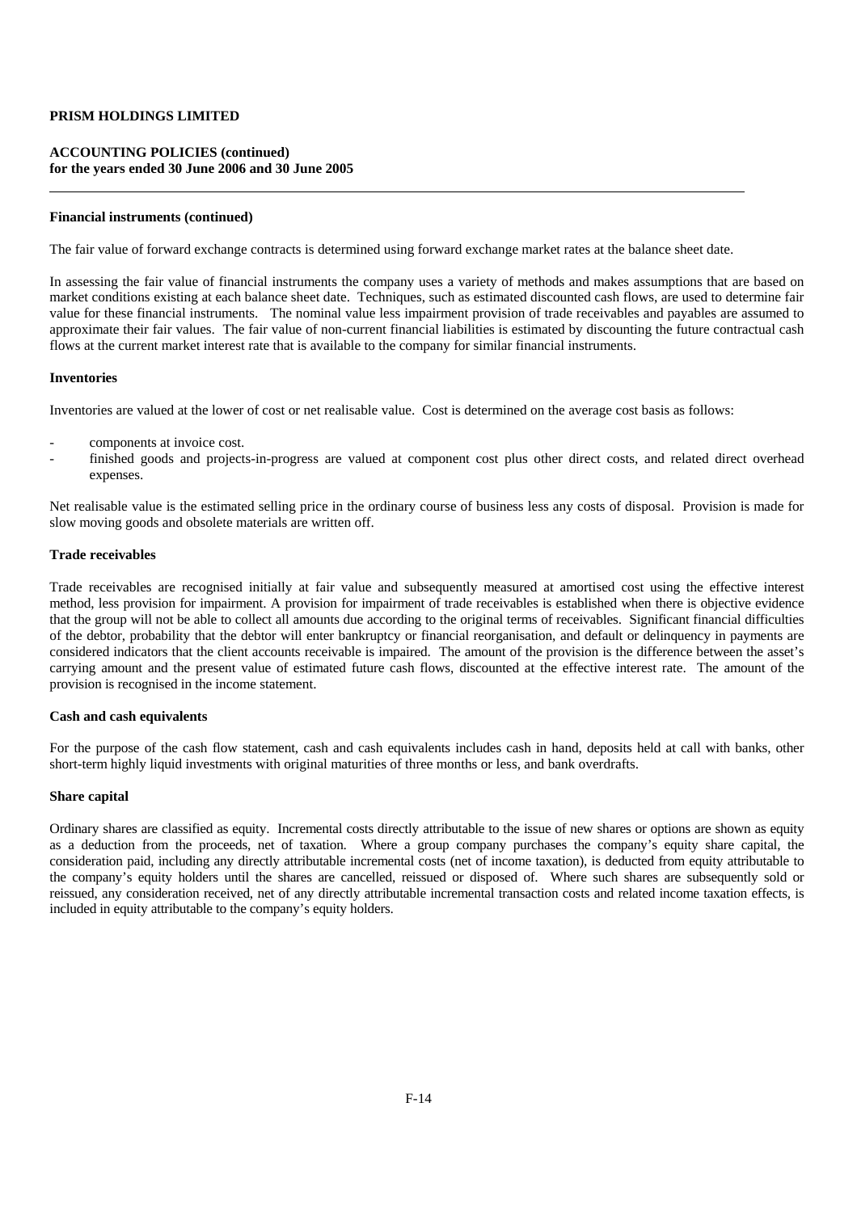**PRISM HOLDINGS LIMITED**

**ACCOUNTING POLICIES (continued)**
**for the years ended 30 June 2006 and 30 June 2005**

---

**Financial instruments (continued)**

The fair value of forward exchange contracts is determined using forward exchange market rates at the balance sheet date.

In assessing the fair value of financial instruments the company uses a variety of methods and makes assumptions that are based on market conditions existing at each balance sheet date. Techniques, such as estimated discounted cash flows, are used to determine fair value for these financial instruments. The nominal value less impairment provision of trade receivables and payables are assumed to approximate their fair values. The fair value of non-current financial liabilities is estimated by discounting the future contractual cash flows at the current market interest rate that is available to the company for similar financial instruments.

**Inventories**

Inventories are valued at the lower of cost or net realisable value. Cost is determined on the average cost basis as follows:

- components at invoice cost.
- finished goods and projects-in-progress are valued at component cost plus other direct costs, and related direct overhead expenses.

Net realisable value is the estimated selling price in the ordinary course of business less any costs of disposal. Provision is made for slow moving goods and obsolete materials are written off.

**Trade receivables**

Trade receivables are recognised initially at fair value and subsequently measured at amortised cost using the effective interest method, less provision for impairment. A provision for impairment of trade receivables is established when there is objective evidence that the group will not be able to collect all amounts due according to the original terms of receivables. Significant financial difficulties of the debtor, probability that the debtor will enter bankruptcy or financial reorganisation, and default or delinquency in payments are considered indicators that the client accounts receivable is impaired. The amount of the provision is the difference between the asset's carrying amount and the present value of estimated future cash flows, discounted at the effective interest rate. The amount of the provision is recognised in the income statement.

**Cash and cash equivalents**

For the purpose of the cash flow statement, cash and cash equivalents includes cash in hand, deposits held at call with banks, other short-term highly liquid investments with original maturities of three months or less, and bank overdrafts.

**Share capital**

Ordinary shares are classified as equity. Incremental costs directly attributable to the issue of new shares or options are shown as equity as a deduction from the proceeds, net of taxation. Where a group company purchases the company's equity share capital, the consideration paid, including any directly attributable incremental costs (net of income taxation), is deducted from equity attributable to the company's equity holders until the shares are cancelled, reissued or disposed of. Where such shares are subsequently sold or reissued, any consideration received, net of any directly attributable incremental transaction costs and related income taxation effects, is included in equity attributable to the company's equity holders.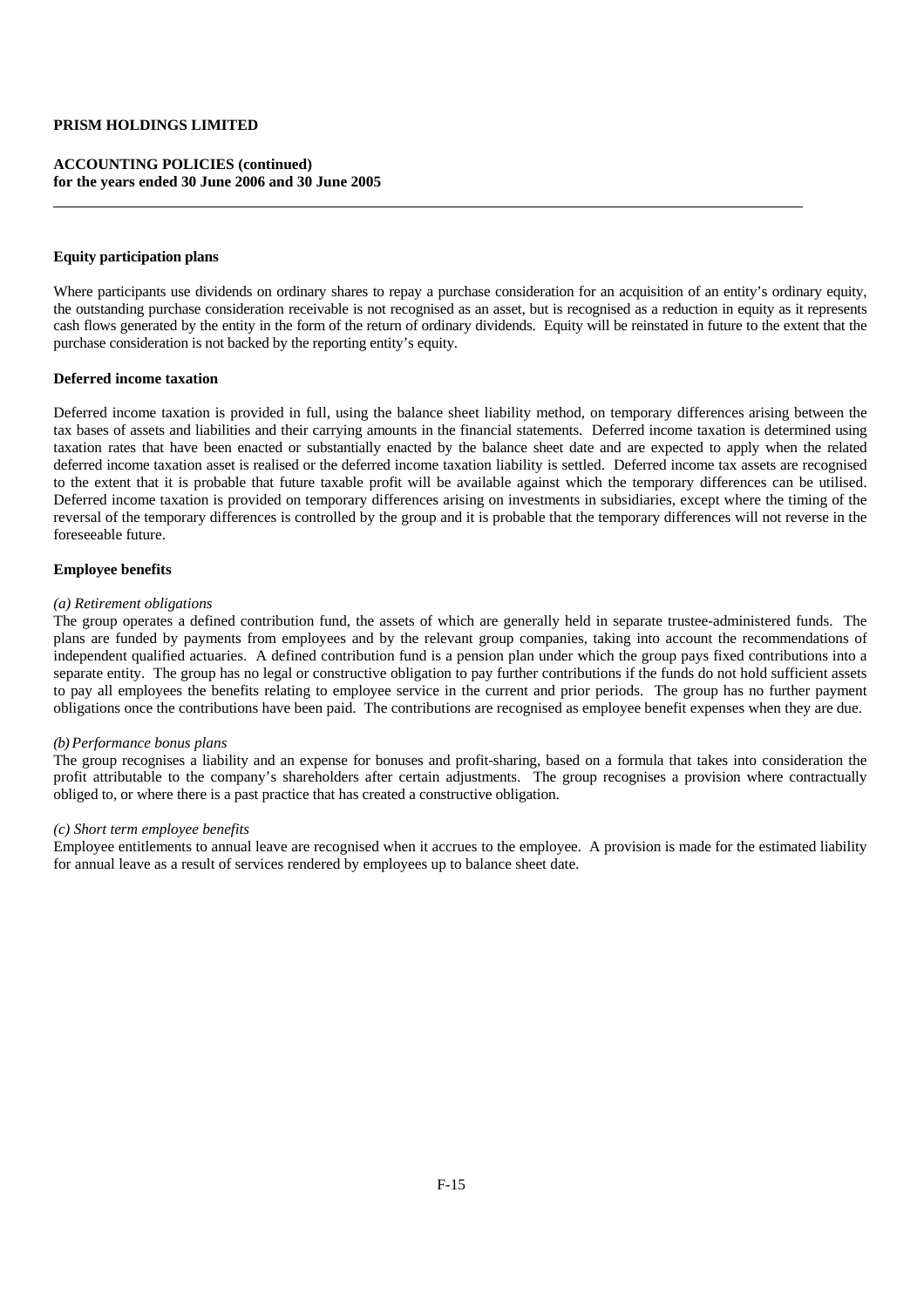**PRISM HOLDINGS LIMITED**

**ACCOUNTING POLICIES (continued)**
**for the years ended 30 June 2006 and 30 June 2005**

**Equity participation plans**

Where participants use dividends on ordinary shares to repay a purchase consideration for an acquisition of an entity's ordinary equity, the outstanding purchase consideration receivable is not recognised as an asset, but is recognised as a reduction in equity as it represents cash flows generated by the entity in the form of the return of ordinary dividends. Equity will be reinstated in future to the extent that the purchase consideration is not backed by the reporting entity's equity.

**Deferred income taxation**

Deferred income taxation is provided in full, using the balance sheet liability method, on temporary differences arising between the tax bases of assets and liabilities and their carrying amounts in the financial statements. Deferred income taxation is determined using taxation rates that have been enacted or substantially enacted by the balance sheet date and are expected to apply when the related deferred income taxation asset is realised or the deferred income taxation liability is settled. Deferred income tax assets are recognised to the extent that it is probable that future taxable profit will be available against which the temporary differences can be utilised. Deferred income taxation is provided on temporary differences arising on investments in subsidiaries, except where the timing of the reversal of the temporary differences is controlled by the group and it is probable that the temporary differences will not reverse in the foreseeable future.

**Employee benefits**

*(a) Retirement obligations*
The group operates a defined contribution fund, the assets of which are generally held in separate trustee-administered funds. The plans are funded by payments from employees and by the relevant group companies, taking into account the recommendations of independent qualified actuaries. A defined contribution fund is a pension plan under which the group pays fixed contributions into a separate entity. The group has no legal or constructive obligation to pay further contributions if the funds do not hold sufficient assets to pay all employees the benefits relating to employee service in the current and prior periods. The group has no further payment obligations once the contributions have been paid. The contributions are recognised as employee benefit expenses when they are due.

*(b) Performance bonus plans*
The group recognises a liability and an expense for bonuses and profit-sharing, based on a formula that takes into consideration the profit attributable to the company's shareholders after certain adjustments. The group recognises a provision where contractually obliged to, or where there is a past practice that has created a constructive obligation.

*(c) Short term employee benefits*
Employee entitlements to annual leave are recognised when it accrues to the employee. A provision is made for the estimated liability for annual leave as a result of services rendered by employees up to balance sheet date.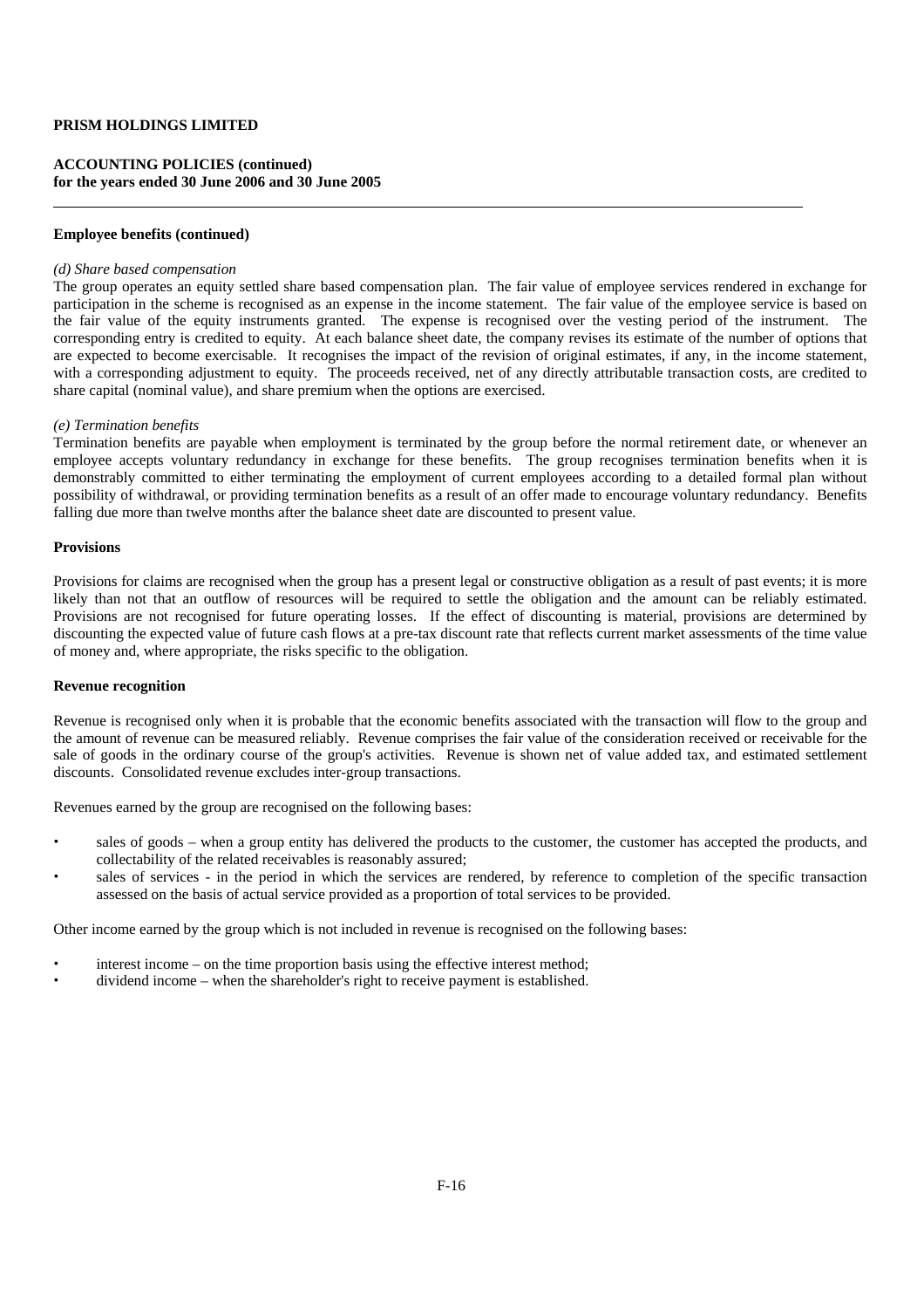**PRISM HOLDINGS LIMITED**

**ACCOUNTING POLICIES (continued)**
**for the years ended 30 June 2006 and 30 June 2005**

**Employee benefits (continued)**

*(d) Share based compensation*
The group operates an equity settled share based compensation plan. The fair value of employee services rendered in exchange for participation in the scheme is recognised as an expense in the income statement. The fair value of the employee service is based on the fair value of the equity instruments granted. The expense is recognised over the vesting period of the instrument. The corresponding entry is credited to equity. At each balance sheet date, the company revises its estimate of the number of options that are expected to become exercisable. It recognises the impact of the revision of original estimates, if any, in the income statement, with a corresponding adjustment to equity. The proceeds received, net of any directly attributable transaction costs, are credited to share capital (nominal value), and share premium when the options are exercised.

*(e) Termination benefits*
Termination benefits are payable when employment is terminated by the group before the normal retirement date, or whenever an employee accepts voluntary redundancy in exchange for these benefits. The group recognises termination benefits when it is demonstrably committed to either terminating the employment of current employees according to a detailed formal plan without possibility of withdrawal, or providing termination benefits as a result of an offer made to encourage voluntary redundancy. Benefits falling due more than twelve months after the balance sheet date are discounted to present value.

**Provisions**

Provisions for claims are recognised when the group has a present legal or constructive obligation as a result of past events; it is more likely than not that an outflow of resources will be required to settle the obligation and the amount can be reliably estimated. Provisions are not recognised for future operating losses. If the effect of discounting is material, provisions are determined by discounting the expected value of future cash flows at a pre-tax discount rate that reflects current market assessments of the time value of money and, where appropriate, the risks specific to the obligation.

**Revenue recognition**

Revenue is recognised only when it is probable that the economic benefits associated with the transaction will flow to the group and the amount of revenue can be measured reliably. Revenue comprises the fair value of the consideration received or receivable for the sale of goods in the ordinary course of the group's activities. Revenue is shown net of value added tax, and estimated settlement discounts. Consolidated revenue excludes inter-group transactions.

Revenues earned by the group are recognised on the following bases:

- sales of goods – when a group entity has delivered the products to the customer, the customer has accepted the products, and collectability of the related receivables is reasonably assured;
- sales of services - in the period in which the services are rendered, by reference to completion of the specific transaction assessed on the basis of actual service provided as a proportion of total services to be provided.

Other income earned by the group which is not included in revenue is recognised on the following bases:

- interest income – on the time proportion basis using the effective interest method;
- dividend income – when the shareholder's right to receive payment is established.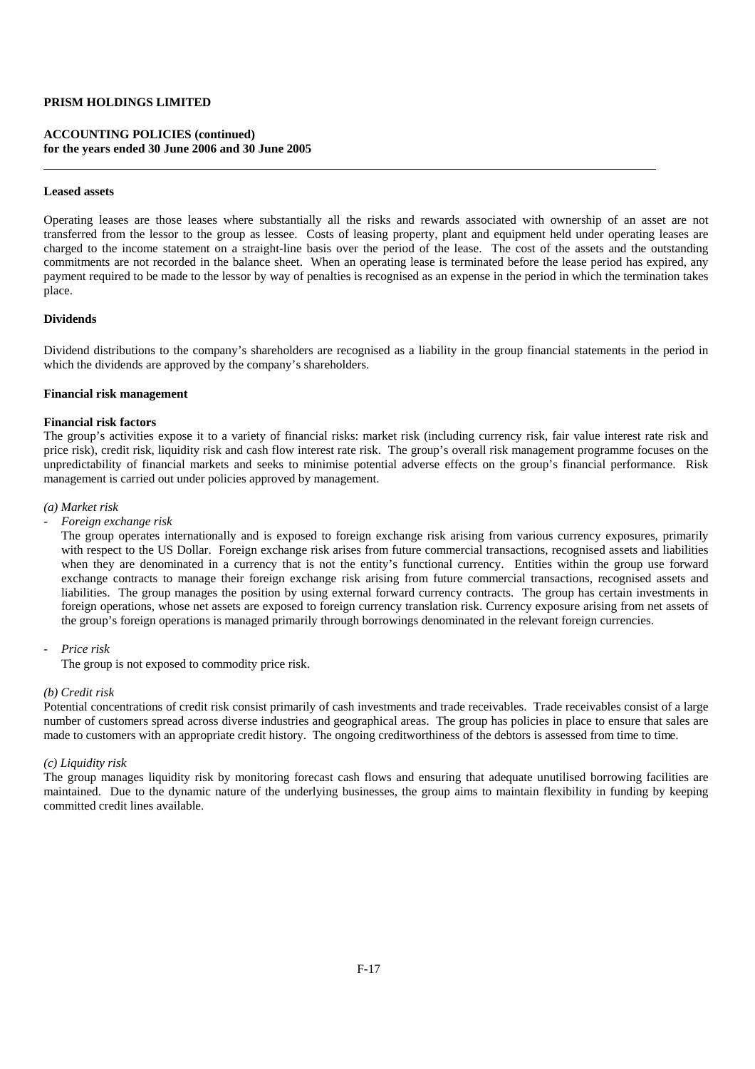**PRISM HOLDINGS LIMITED**

**ACCOUNTING POLICIES (continued)**
**for the years ended 30 June 2006 and 30 June 2005**

---

#### Leased assets

Operating leases are those leases where substantially all the risks and rewards associated with ownership of an asset are not transferred from the lessor to the group as lessee. Costs of leasing property, plant and equipment held under operating leases are charged to the income statement on a straight-line basis over the period of the lease. The cost of the assets and the outstanding commitments are not recorded in the balance sheet. When an operating lease is terminated before the lease period has expired, any payment required to be made to the lessor by way of penalties is recognised as an expense in the period in which the termination takes place.

#### Dividends

Dividend distributions to the company's shareholders are recognised as a liability in the group financial statements in the period in which the dividends are approved by the company's shareholders.

#### Financial risk management

**Financial risk factors**
The group's activities expose it to a variety of financial risks: market risk (including currency risk, fair value interest rate risk and price risk), credit risk, liquidity risk and cash flow interest rate risk. The group's overall risk management programme focuses on the unpredictability of financial markets and seeks to minimise potential adverse effects on the group's financial performance. Risk management is carried out under policies approved by management.

*(a) Market risk*

- *Foreign exchange risk*

  The group operates internationally and is exposed to foreign exchange risk arising from various currency exposures, primarily with respect to the US Dollar. Foreign exchange risk arises from future commercial transactions, recognised assets and liabilities when they are denominated in a currency that is not the entity's functional currency. Entities within the group use forward exchange contracts to manage their foreign exchange risk arising from future commercial transactions, recognised assets and liabilities. The group manages the position by using external forward currency contracts. The group has certain investments in foreign operations, whose net assets are exposed to foreign currency translation risk. Currency exposure arising from net assets of the group's foreign operations is managed primarily through borrowings denominated in the relevant foreign currencies.

- *Price risk*

  The group is not exposed to commodity price risk.

*(b) Credit risk*
Potential concentrations of credit risk consist primarily of cash investments and trade receivables. Trade receivables consist of a large number of customers spread across diverse industries and geographical areas. The group has policies in place to ensure that sales are made to customers with an appropriate credit history. The ongoing creditworthiness of the debtors is assessed from time to time.

*(c) Liquidity risk*
The group manages liquidity risk by monitoring forecast cash flows and ensuring that adequate unutilised borrowing facilities are maintained. Due to the dynamic nature of the underlying businesses, the group aims to maintain flexibility in funding by keeping committed credit lines available.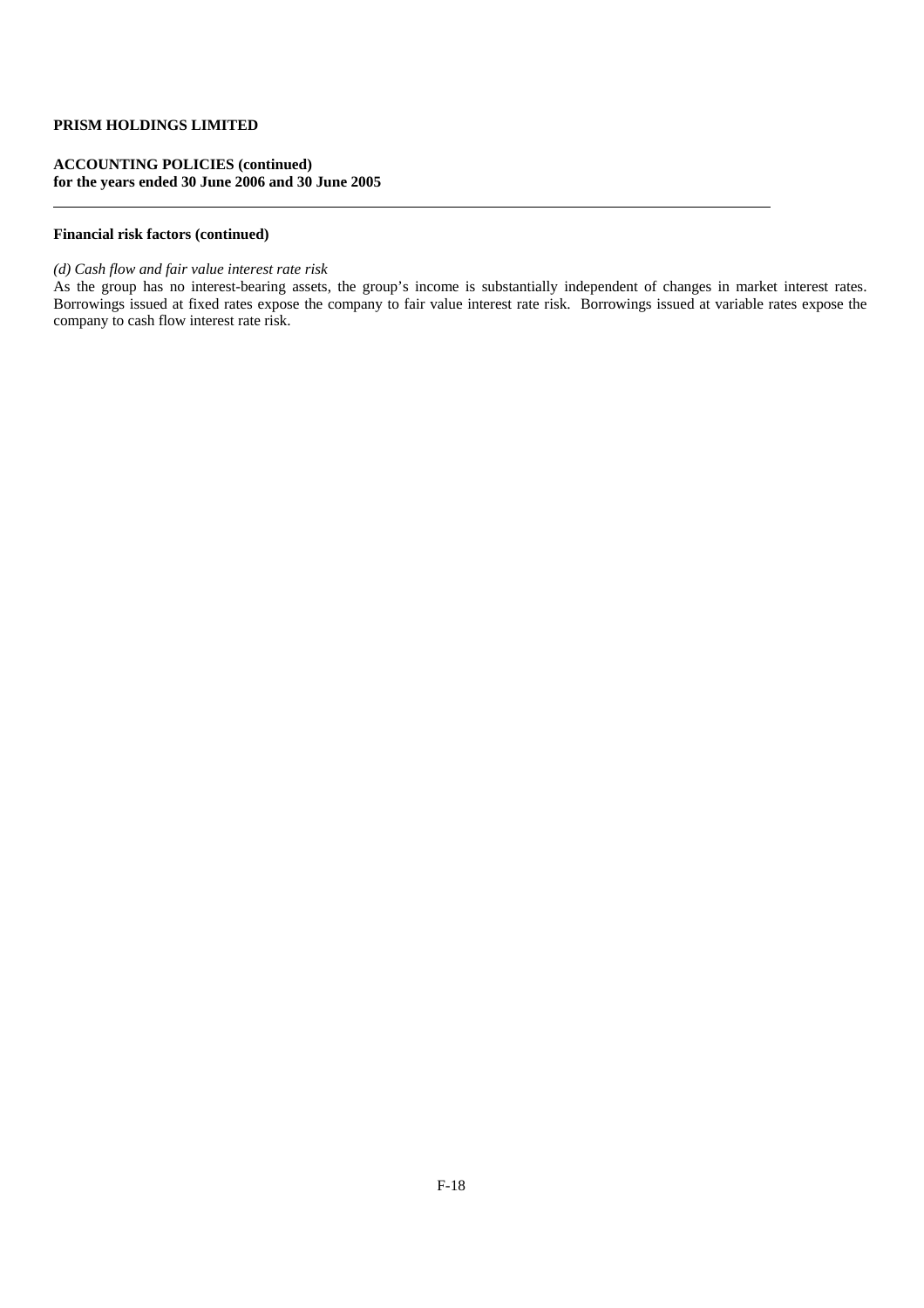**PRISM HOLDINGS LIMITED**

**ACCOUNTING POLICIES (continued)**
**for the years ended 30 June 2006 and 30 June 2005**

---

**Financial risk factors (continued)**

*(d) Cash flow and fair value interest rate risk*

As the group has no interest-bearing assets, the group's income is substantially independent of changes in market interest rates. Borrowings issued at fixed rates expose the company to fair value interest rate risk. Borrowings issued at variable rates expose the company to cash flow interest rate risk.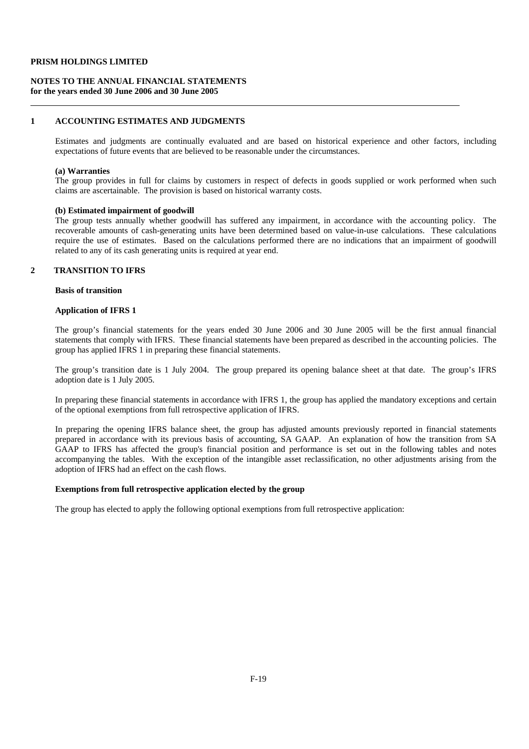**PRISM HOLDINGS LIMITED**

**NOTES TO THE ANNUAL FINANCIAL STATEMENTS**
**for the years ended 30 June 2006 and 30 June 2005**

## 1 ACCOUNTING ESTIMATES AND JUDGMENTS

Estimates and judgments are continually evaluated and are based on historical experience and other factors, including expectations of future events that are believed to be reasonable under the circumstances.

**(a) Warranties**
The group provides in full for claims by customers in respect of defects in goods supplied or work performed when such claims are ascertainable. The provision is based on historical warranty costs.

**(b) Estimated impairment of goodwill**
The group tests annually whether goodwill has suffered any impairment, in accordance with the accounting policy. The recoverable amounts of cash-generating units have been determined based on value-in-use calculations. These calculations require the use of estimates. Based on the calculations performed there are no indications that an impairment of goodwill related to any of its cash generating units is required at year end.

## 2 TRANSITION TO IFRS

**Basis of transition**

**Application of IFRS 1**

The group's financial statements for the years ended 30 June 2006 and 30 June 2005 will be the first annual financial statements that comply with IFRS. These financial statements have been prepared as described in the accounting policies. The group has applied IFRS 1 in preparing these financial statements.

The group's transition date is 1 July 2004. The group prepared its opening balance sheet at that date. The group's IFRS adoption date is 1 July 2005.

In preparing these financial statements in accordance with IFRS 1, the group has applied the mandatory exceptions and certain of the optional exemptions from full retrospective application of IFRS.

In preparing the opening IFRS balance sheet, the group has adjusted amounts previously reported in financial statements prepared in accordance with its previous basis of accounting, SA GAAP. An explanation of how the transition from SA GAAP to IFRS has affected the group's financial position and performance is set out in the following tables and notes accompanying the tables. With the exception of the intangible asset reclassification, no other adjustments arising from the adoption of IFRS had an effect on the cash flows.

**Exemptions from full retrospective application elected by the group**

The group has elected to apply the following optional exemptions from full retrospective application: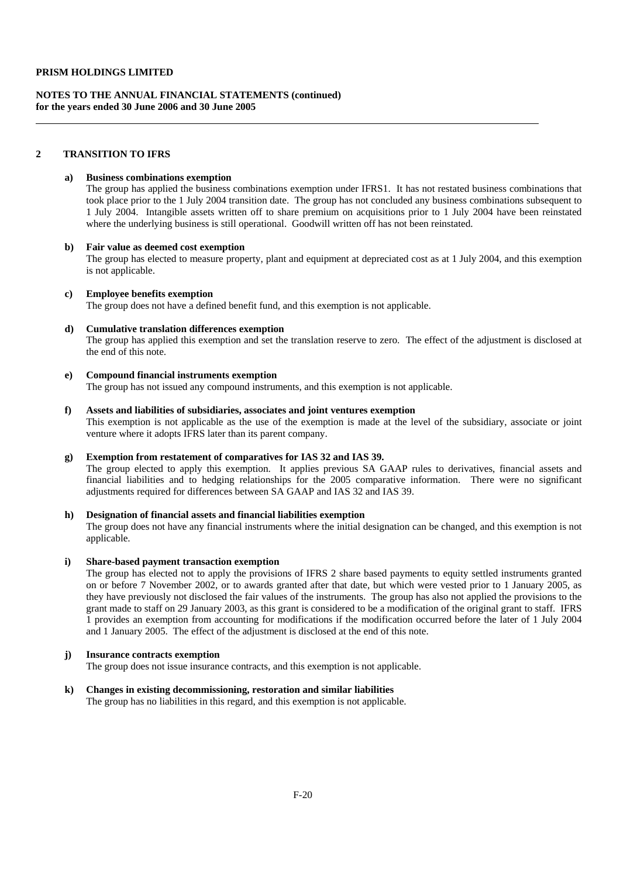## 2 TRANSITION TO IFRS

**a) Business combinations exemption**

The group has applied the business combinations exemption under IFRS1. It has not restated business combinations that took place prior to the 1 July 2004 transition date. The group has not concluded any business combinations subsequent to 1 July 2004. Intangible assets written off to share premium on acquisitions prior to 1 July 2004 have been reinstated where the underlying business is still operational. Goodwill written off has not been reinstated.

**b) Fair value as deemed cost exemption**

The group has elected to measure property, plant and equipment at depreciated cost as at 1 July 2004, and this exemption is not applicable.

**c) Employee benefits exemption**

The group does not have a defined benefit fund, and this exemption is not applicable.

**d) Cumulative translation differences exemption**

The group has applied this exemption and set the translation reserve to zero. The effect of the adjustment is disclosed at the end of this note.

**e) Compound financial instruments exemption**

The group has not issued any compound instruments, and this exemption is not applicable.

**f) Assets and liabilities of subsidiaries, associates and joint ventures exemption**

This exemption is not applicable as the use of the exemption is made at the level of the subsidiary, associate or joint venture where it adopts IFRS later than its parent company.

**g) Exemption from restatement of comparatives for IAS 32 and IAS 39.**

The group elected to apply this exemption. It applies previous SA GAAP rules to derivatives, financial assets and financial liabilities and to hedging relationships for the 2005 comparative information. There were no significant adjustments required for differences between SA GAAP and IAS 32 and IAS 39.

**h) Designation of financial assets and financial liabilities exemption**

The group does not have any financial instruments where the initial designation can be changed, and this exemption is not applicable.

**i) Share-based payment transaction exemption**

The group has elected not to apply the provisions of IFRS 2 share based payments to equity settled instruments granted on or before 7 November 2002, or to awards granted after that date, but which were vested prior to 1 January 2005, as they have previously not disclosed the fair values of the instruments. The group has also not applied the provisions to the grant made to staff on 29 January 2003, as this grant is considered to be a modification of the original grant to staff. IFRS 1 provides an exemption from accounting for modifications if the modification occurred before the later of 1 July 2004 and 1 January 2005. The effect of the adjustment is disclosed at the end of this note.

**j) Insurance contracts exemption**

The group does not issue insurance contracts, and this exemption is not applicable.

**k) Changes in existing decommissioning, restoration and similar liabilities**

The group has no liabilities in this regard, and this exemption is not applicable.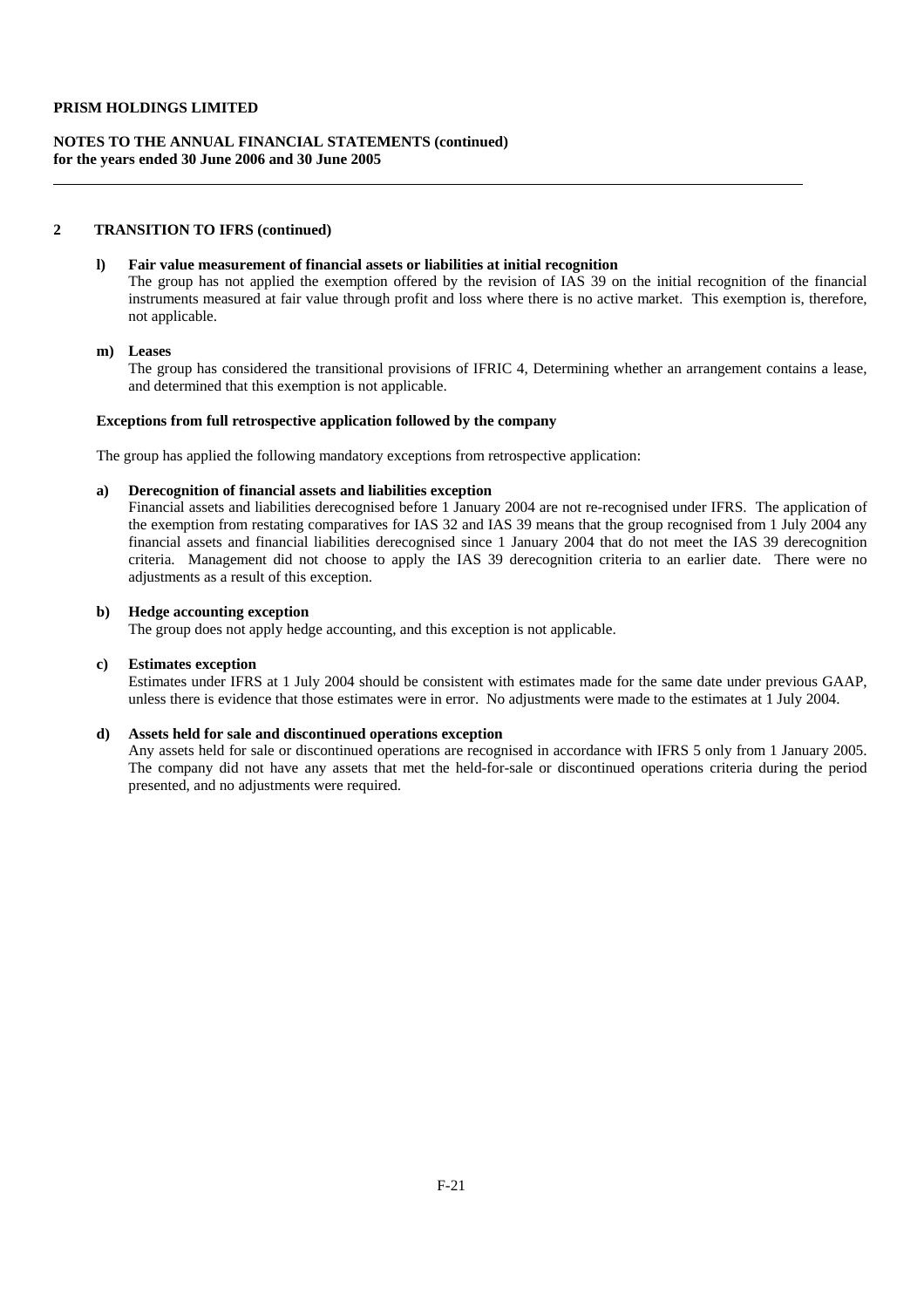## 2 TRANSITION TO IFRS (continued)

**l) Fair value measurement of financial assets or liabilities at initial recognition**

The group has not applied the exemption offered by the revision of IAS 39 on the initial recognition of the financial instruments measured at fair value through profit and loss where there is no active market. This exemption is, therefore, not applicable.

**m) Leases**

The group has considered the transitional provisions of IFRIC 4, Determining whether an arrangement contains a lease, and determined that this exemption is not applicable.

**Exceptions from full retrospective application followed by the company**

The group has applied the following mandatory exceptions from retrospective application:

**a) Derecognition of financial assets and liabilities exception**

Financial assets and liabilities derecognised before 1 January 2004 are not re-recognised under IFRS. The application of the exemption from restating comparatives for IAS 32 and IAS 39 means that the group recognised from 1 July 2004 any financial assets and financial liabilities derecognised since 1 January 2004 that do not meet the IAS 39 derecognition criteria. Management did not choose to apply the IAS 39 derecognition criteria to an earlier date. There were no adjustments as a result of this exception.

**b) Hedge accounting exception**

The group does not apply hedge accounting, and this exception is not applicable.

**c) Estimates exception**

Estimates under IFRS at 1 July 2004 should be consistent with estimates made for the same date under previous GAAP, unless there is evidence that those estimates were in error. No adjustments were made to the estimates at 1 July 2004.

**d) Assets held for sale and discontinued operations exception**

Any assets held for sale or discontinued operations are recognised in accordance with IFRS 5 only from 1 January 2005. The company did not have any assets that met the held-for-sale or discontinued operations criteria during the period presented, and no adjustments were required.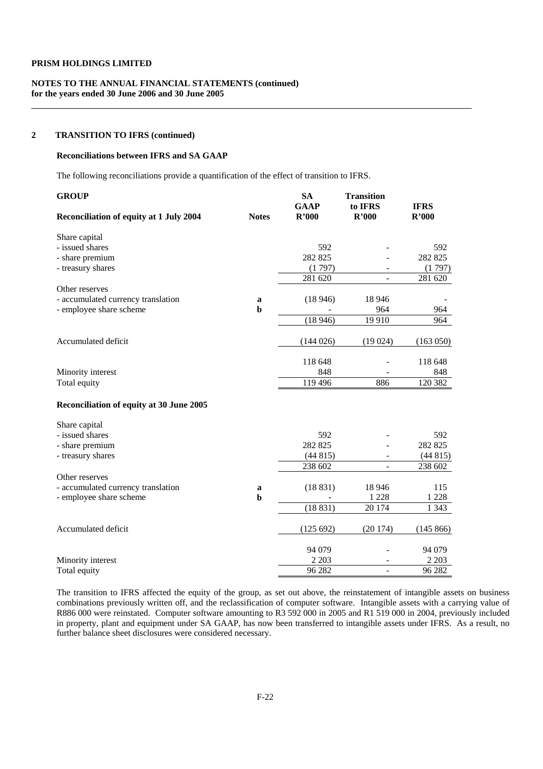**PRISM HOLDINGS LIMITED**

**NOTES TO THE ANNUAL FINANCIAL STATEMENTS (continued)**
**for the years ended 30 June 2006 and 30 June 2005**

## 2 TRANSITION TO IFRS (continued)

### Reconciliations between IFRS and SA GAAP

The following reconciliations provide a quantification of the effect of transition to IFRS.

| **GROUP** | | **SA GAAP** | **Transition to IFRS** | **IFRS** |
|---|---|---|---|---|
| **Reconciliation of equity at 1 July 2004** | **Notes** | **R'000** | **R'000** | **R'000** |
| Share capital | | | | |
| - issued shares | | 592 | - | 592 |
| - share premium | | 282 825 | - | 282 825 |
| - treasury shares | | (1 797) | - | (1 797) |
| | | 281 620 | - | 281 620 |
| Other reserves | | | | |
| - accumulated currency translation | a | (18 946) | 18 946 | - |
| - employee share scheme | b | - | 964 | 964 |
| | | (18 946) | 19 910 | 964 |
| Accumulated deficit | | (144 026) | (19 024) | (163 050) |
| | | 118 648 | - | 118 648 |
| Minority interest | | 848 | - | 848 |
| Total equity | | 119 496 | 886 | 120 382 |
| **Reconciliation of equity at 30 June 2005** | | | | |
| Share capital | | | | |
| - issued shares | | 592 | - | 592 |
| - share premium | | 282 825 | - | 282 825 |
| - treasury shares | | (44 815) | - | (44 815) |
| | | 238 602 | - | 238 602 |
| Other reserves | | | | |
| - accumulated currency translation | a | (18 831) | 18 946 | 115 |
| - employee share scheme | b | - | 1 228 | 1 228 |
| | | (18 831) | 20 174 | 1 343 |
| Accumulated deficit | | (125 692) | (20 174) | (145 866) |
| | | 94 079 | - | 94 079 |
| Minority interest | | 2 203 | - | 2 203 |
| Total equity | | 96 282 | - | 96 282 |

The transition to IFRS affected the equity of the group, as set out above, the reinstatement of intangible assets on business combinations previously written off, and the reclassification of computer software. Intangible assets with a carrying value of R886 000 were reinstated. Computer software amounting to R3 592 000 in 2005 and R1 519 000 in 2004, previously included in property, plant and equipment under SA GAAP, has now been transferred to intangible assets under IFRS. As a result, no further balance sheet disclosures were considered necessary.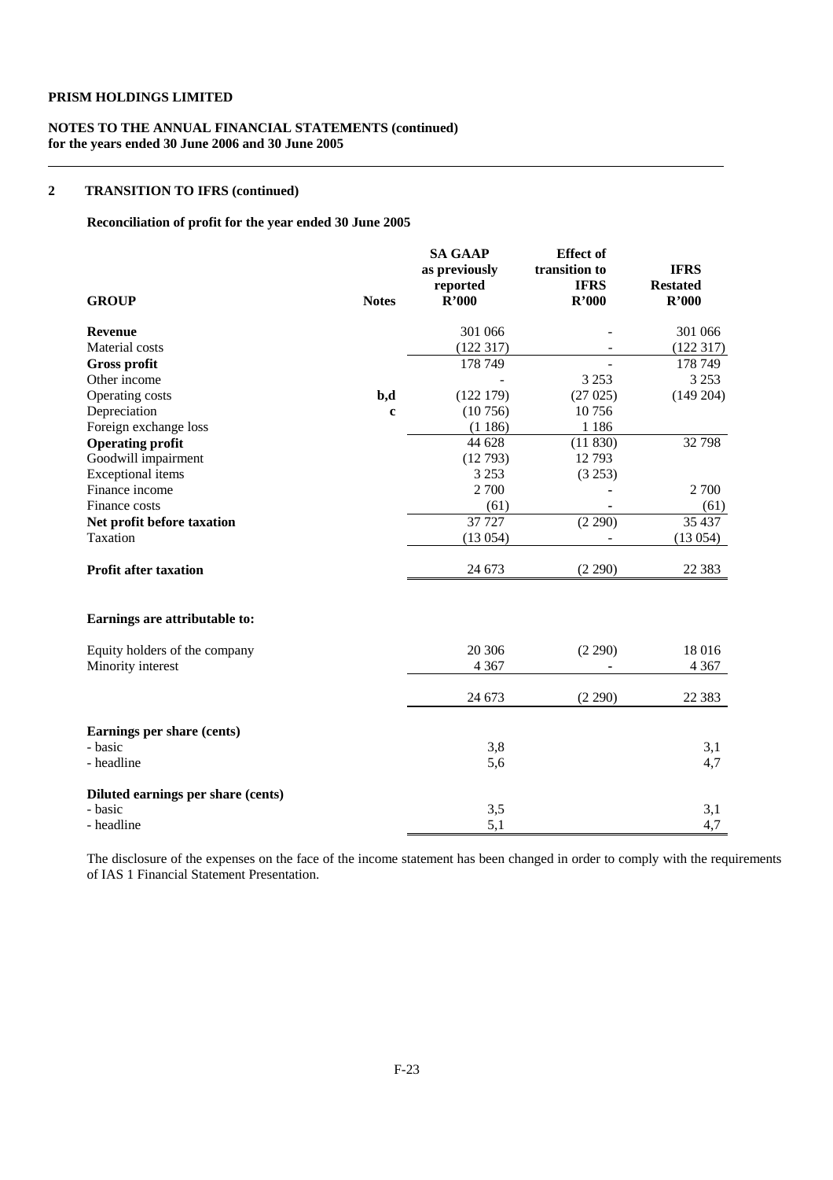**PRISM HOLDINGS LIMITED**

**NOTES TO THE ANNUAL FINANCIAL STATEMENTS (continued)**
**for the years ended 30 June 2006 and 30 June 2005**

## 2 TRANSITION TO IFRS (continued)

**Reconciliation of profit for the year ended 30 June 2005**

| GROUP | Notes | SA GAAP as previously reported R'000 | Effect of transition to IFRS R'000 | IFRS Restated R'000 |
|---|---|---|---|---|
| **Revenue** | | 301 066 | - | 301 066 |
| Material costs | | (122 317) | - | (122 317) |
| **Gross profit** | | 178 749 | - | 178 749 |
| Other income | | - | 3 253 | 3 253 |
| Operating costs | b,d | (122 179) | (27 025) | (149 204) |
| Depreciation | c | (10 756) | 10 756 | |
| Foreign exchange loss | | (1 186) | 1 186 | |
| **Operating profit** | | 44 628 | (11 830) | 32 798 |
| Goodwill impairment | | (12 793) | 12 793 | |
| Exceptional items | | 3 253 | (3 253) | |
| Finance income | | 2 700 | - | 2 700 |
| Finance costs | | (61) | - | (61) |
| **Net profit before taxation** | | 37 727 | (2 290) | 35 437 |
| Taxation | | (13 054) | - | (13 054) |
| **Profit after taxation** | | 24 673 | (2 290) | 22 383 |
| | | | | |
| **Earnings are attributable to:** | | | | |
| Equity holders of the company | | 20 306 | (2 290) | 18 016 |
| Minority interest | | 4 367 | - | 4 367 |
| | | 24 673 | (2 290) | 22 383 |
| | | | | |
| **Earnings per share (cents)** | | | | |
| - basic | | 3,8 | | 3,1 |
| - headline | | 5,6 | | 4,7 |
| | | | | |
| **Diluted earnings per share (cents)** | | | | |
| - basic | | 3,5 | | 3,1 |
| - headline | | 5,1 | | 4,7 |

The disclosure of the expenses on the face of the income statement has been changed in order to comply with the requirements of IAS 1 Financial Statement Presentation.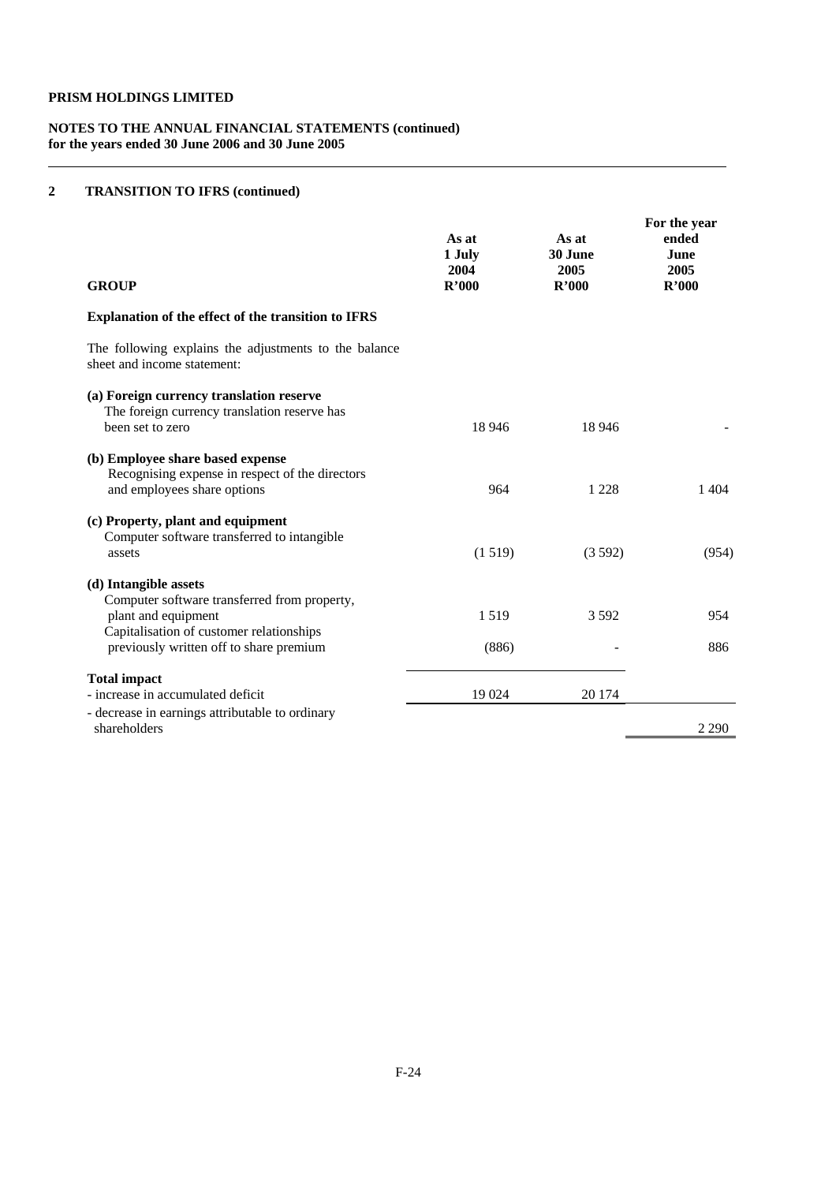**PRISM HOLDINGS LIMITED**

**NOTES TO THE ANNUAL FINANCIAL STATEMENTS (continued)**
**for the years ended 30 June 2006 and 30 June 2005**

## 2 TRANSITION TO IFRS (continued)

| GROUP | As at 1 July 2004 R'000 | As at 30 June 2005 R'000 | For the year ended June 2005 R'000 |
|---|---|---|---|
| **Explanation of the effect of the transition to IFRS** | | | |
| The following explains the adjustments to the balance sheet and income statement: | | | |
| **(a) Foreign currency translation reserve** | | | |
| The foreign currency translation reserve has been set to zero | 18 946 | 18 946 | - |
| **(b) Employee share based expense** | | | |
| Recognising expense in respect of the directors and employees share options | 964 | 1 228 | 1 404 |
| **(c) Property, plant and equipment** | | | |
| Computer software transferred to intangible assets | (1 519) | (3 592) | (954) |
| **(d) Intangible assets** | | | |
| Computer software transferred from property, plant and equipment | 1 519 | 3 592 | 954 |
| Capitalisation of customer relationships previously written off to share premium | (886) | - | 886 |
| **Total impact** | | | |
| - increase in accumulated deficit | 19 024 | 20 174 | |
| - decrease in earnings attributable to ordinary shareholders | | | 2 290 |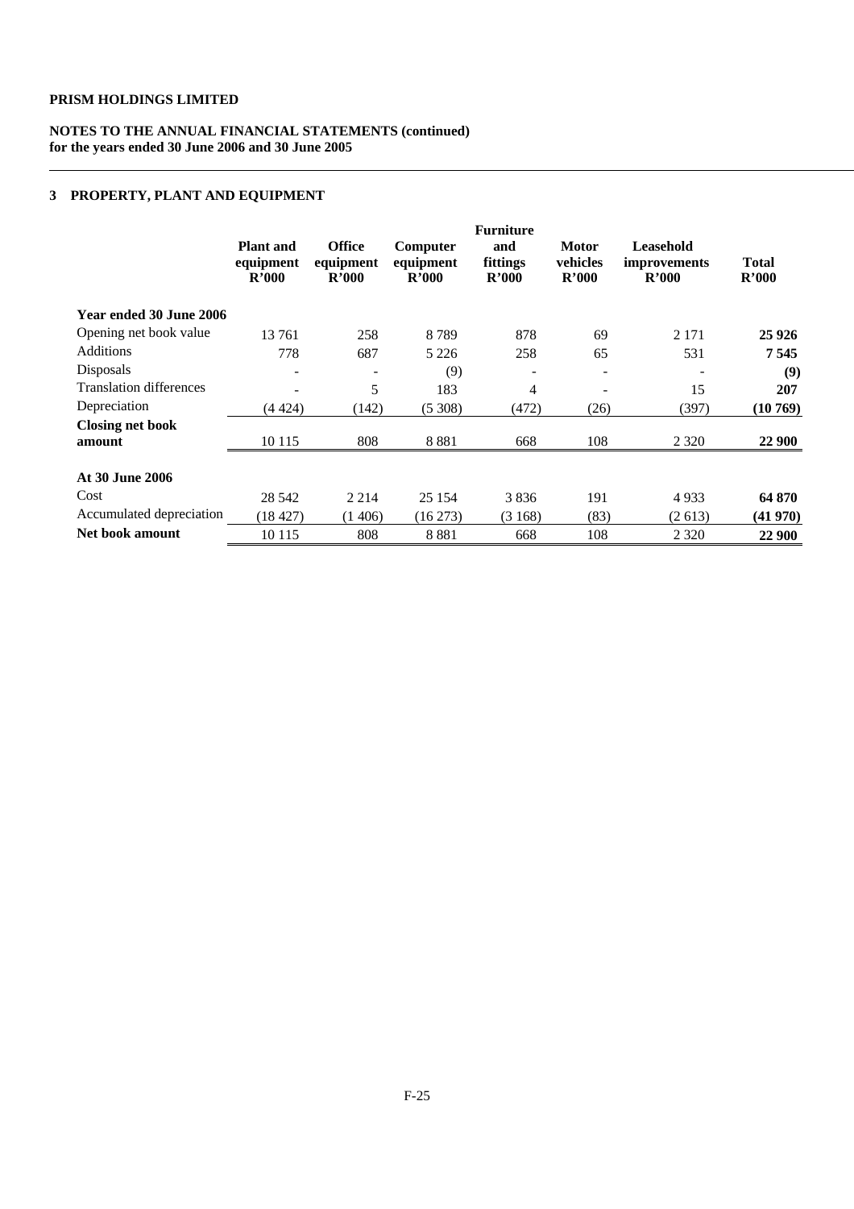**PRISM HOLDINGS LIMITED**

**NOTES TO THE ANNUAL FINANCIAL STATEMENTS (continued)**
**for the years ended 30 June 2006 and 30 June 2005**

## 3 PROPERTY, PLANT AND EQUIPMENT

| | Plant and equipment R'000 | Office equipment R'000 | Computer equipment R'000 | Furniture and fittings R'000 | Motor vehicles R'000 | Leasehold improvements R'000 | Total R'000 |
|---|---|---|---|---|---|---|---|
| **Year ended 30 June 2006** | | | | | | | |
| Opening net book value | 13 761 | 258 | 8 789 | 878 | 69 | 2 171 | **25 926** |
| Additions | 778 | 687 | 5 226 | 258 | 65 | 531 | **7 545** |
| Disposals | - | - | (9) | - | - | - | **(9)** |
| Translation differences | - | 5 | 183 | 4 | - | 15 | **207** |
| Depreciation | (4 424) | (142) | (5 308) | (472) | (26) | (397) | **(10 769)** |
| **Closing net book amount** | 10 115 | 808 | 8 881 | 668 | 108 | 2 320 | **22 900** |
| **At 30 June 2006** | | | | | | | |
| Cost | 28 542 | 2 214 | 25 154 | 3 836 | 191 | 4 933 | **64 870** |
| Accumulated depreciation | (18 427) | (1 406) | (16 273) | (3 168) | (83) | (2 613) | **(41 970)** |
| **Net book amount** | 10 115 | 808 | 8 881 | 668 | 108 | 2 320 | **22 900** |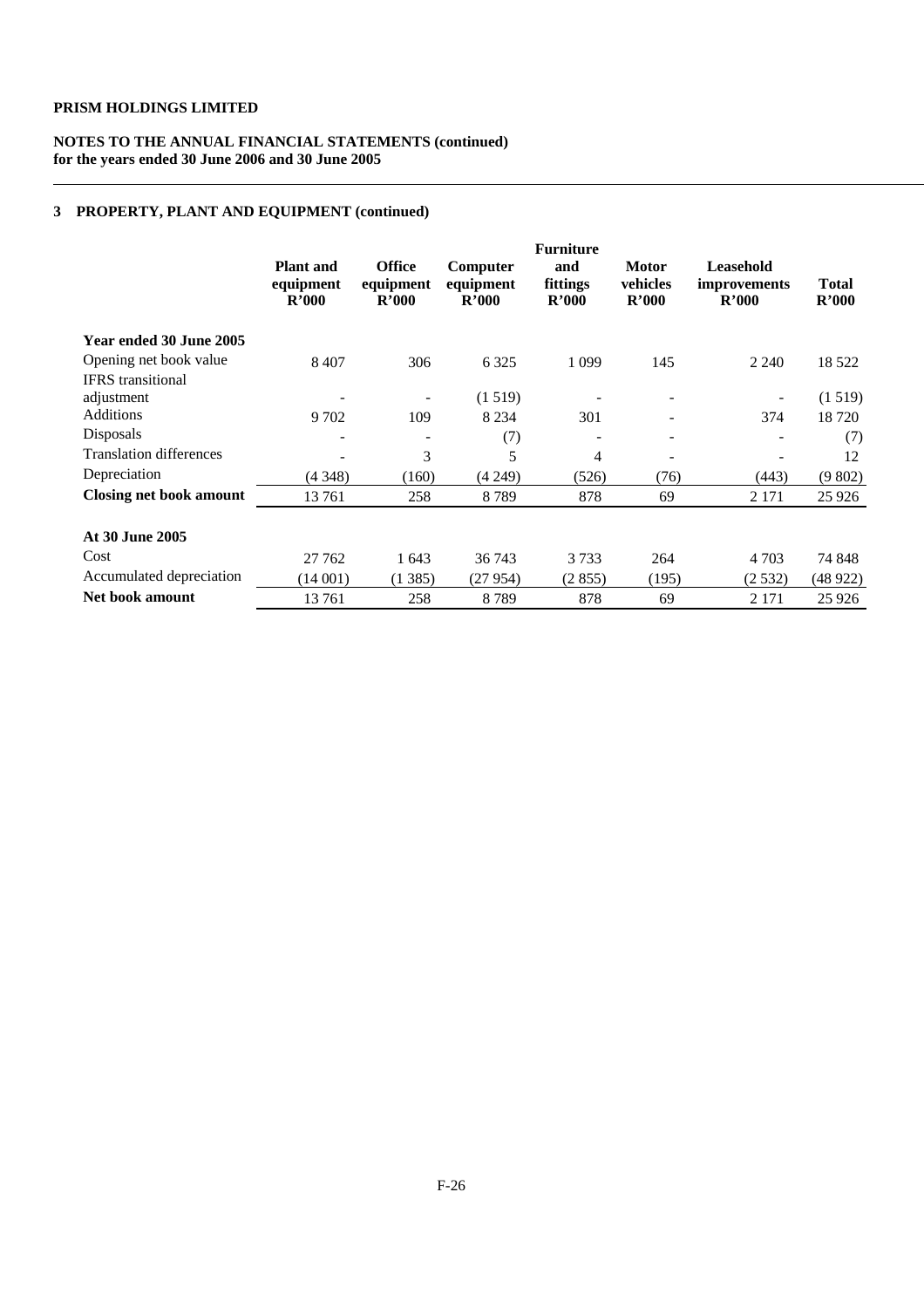**PRISM HOLDINGS LIMITED**

**NOTES TO THE ANNUAL FINANCIAL STATEMENTS (continued)**
**for the years ended 30 June 2006 and 30 June 2005**

## 3 PROPERTY, PLANT AND EQUIPMENT (continued)

| | Plant and equipment R'000 | Office equipment R'000 | Computer equipment R'000 | Furniture and fittings R'000 | Motor vehicles R'000 | Leasehold improvements R'000 | Total R'000 |
|---|---|---|---|---|---|---|---|
| **Year ended 30 June 2005** | | | | | | | |
| Opening net book value | 8 407 | 306 | 6 325 | 1 099 | 145 | 2 240 | 18 522 |
| IFRS transitional adjustment | - | - | (1 519) | - | - | - | (1 519) |
| Additions | 9 702 | 109 | 8 234 | 301 | - | 374 | 18 720 |
| Disposals | - | - | (7) | - | - | - | (7) |
| Translation differences | - | 3 | 5 | 4 | - | - | 12 |
| Depreciation | (4 348) | (160) | (4 249) | (526) | (76) | (443) | (9 802) |
| **Closing net book amount** | 13 761 | 258 | 8 789 | 878 | 69 | 2 171 | 25 926 |
| | | | | | | | |
| **At 30 June 2005** | | | | | | | |
| Cost | 27 762 | 1 643 | 36 743 | 3 733 | 264 | 4 703 | 74 848 |
| Accumulated depreciation | (14 001) | (1 385) | (27 954) | (2 855) | (195) | (2 532) | (48 922) |
| **Net book amount** | 13 761 | 258 | 8 789 | 878 | 69 | 2 171 | 25 926 |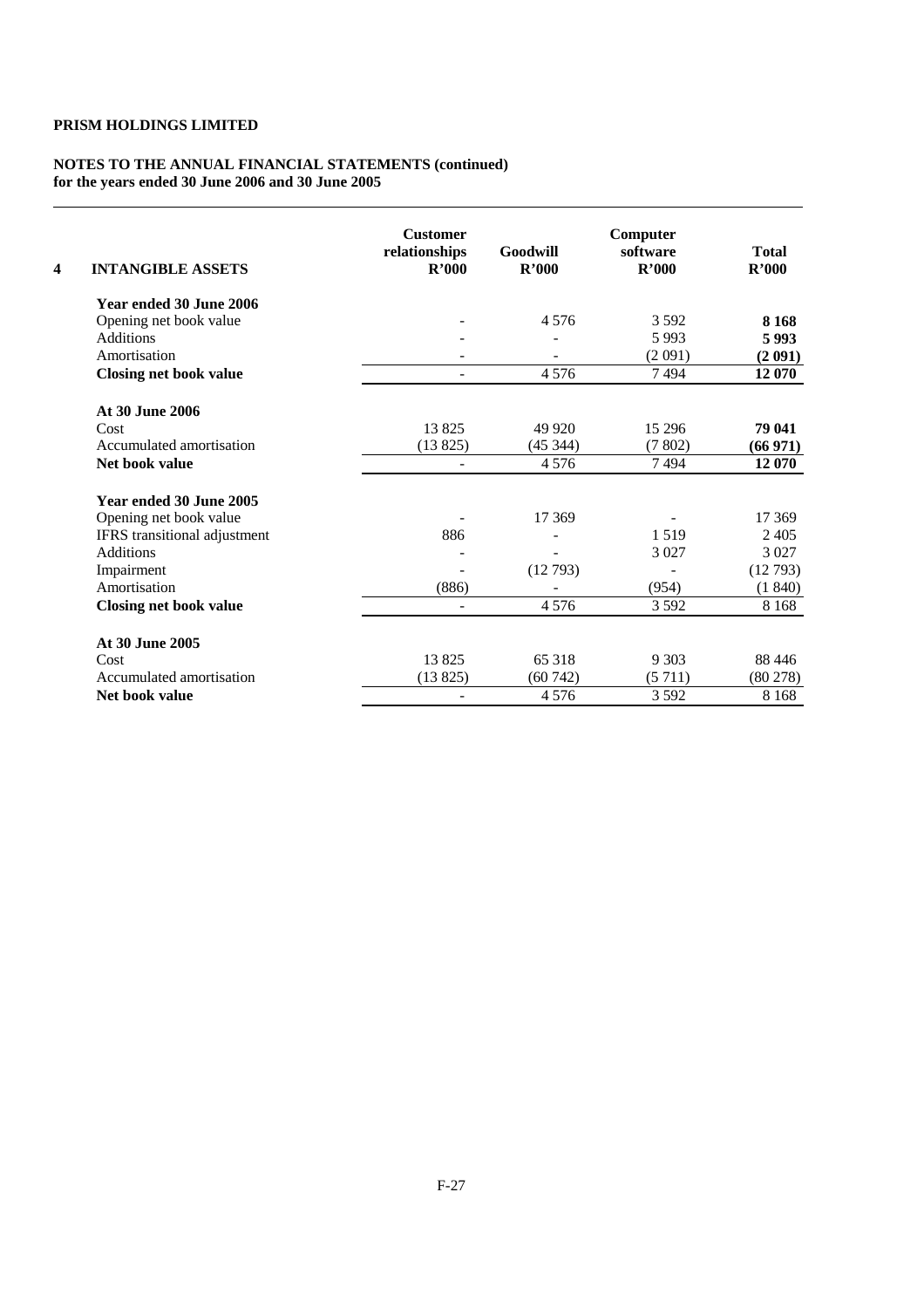**PRISM HOLDINGS LIMITED**

**NOTES TO THE ANNUAL FINANCIAL STATEMENTS (continued)**
**for the years ended 30 June 2006 and 30 June 2005**

| **4 INTANGIBLE ASSETS** | **Customer relationships R'000** | **Goodwill R'000** | **Computer software R'000** | **Total R'000** |
|---|---|---|---|---|
| **Year ended 30 June 2006** | | | | |
| Opening net book value | - | 4 576 | 3 592 | **8 168** |
| Additions | - | - | 5 993 | **5 993** |
| Amortisation | - | - | (2 091) | **(2 091)** |
| **Closing net book value** | - | 4 576 | 7 494 | **12 070** |
| **At 30 June 2006** | | | | |
| Cost | 13 825 | 49 920 | 15 296 | **79 041** |
| Accumulated amortisation | (13 825) | (45 344) | (7 802) | **(66 971)** |
| **Net book value** | - | 4 576 | 7 494 | **12 070** |
| **Year ended 30 June 2005** | | | | |
| Opening net book value | - | 17 369 | - | 17 369 |
| IFRS transitional adjustment | 886 | - | 1 519 | 2 405 |
| Additions | - | - | 3 027 | 3 027 |
| Impairment | - | (12 793) | - | (12 793) |
| Amortisation | (886) | - | (954) | (1 840) |
| **Closing net book value** | - | 4 576 | 3 592 | 8 168 |
| **At 30 June 2005** | | | | |
| Cost | 13 825 | 65 318 | 9 303 | 88 446 |
| Accumulated amortisation | (13 825) | (60 742) | (5 711) | (80 278) |
| **Net book value** | - | 4 576 | 3 592 | 8 168 |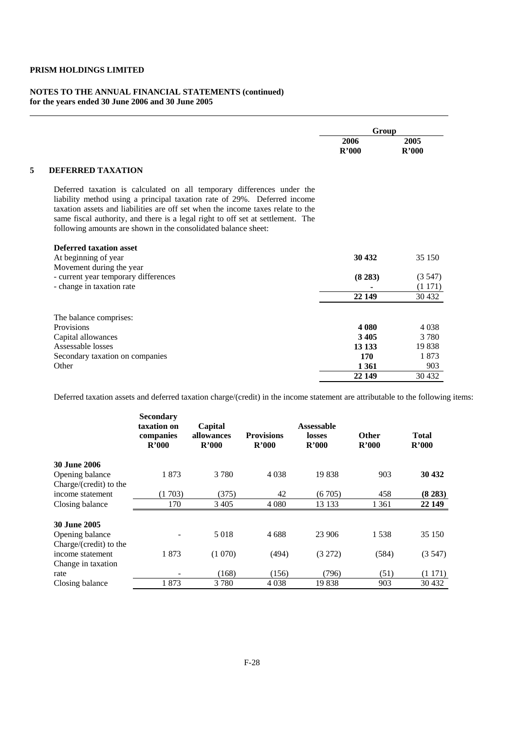**PRISM HOLDINGS LIMITED**

**NOTES TO THE ANNUAL FINANCIAL STATEMENTS (continued)**
**for the years ended 30 June 2006 and 30 June 2005**

| | Group | |
|---|---|---|
| | **2006 R'000** | **2005 R'000** |

## 5 DEFERRED TAXATION

Deferred taxation is calculated on all temporary differences under the liability method using a principal taxation rate of 29%. Deferred income taxation assets and liabilities are off set when the income taxes relate to the same fiscal authority, and there is a legal right to off set at settlement. The following amounts are shown in the consolidated balance sheet:

| | 2006 R'000 | 2005 R'000 |
|---|---|---|
| **Deferred taxation asset** | | |
| At beginning of year | **30 432** | 35 150 |
| Movement during the year | | |
| - current year temporary differences | **(8 283)** | (3 547) |
| - change in taxation rate | **-** | (1 171) |
| | **22 149** | 30 432 |
| | | |
| The balance comprises: | | |
| Provisions | **4 080** | 4 038 |
| Capital allowances | **3 405** | 3 780 |
| Assessable losses | **13 133** | 19 838 |
| Secondary taxation on companies | **170** | 1 873 |
| Other | **1 361** | 903 |
| | **22 149** | 30 432 |

Deferred taxation assets and deferred taxation charge/(credit) in the income statement are attributable to the following items:

| | Secondary taxation on companies R'000 | Capital allowances R'000 | Provisions R'000 | Assessable losses R'000 | Other R'000 | Total R'000 |
|---|---|---|---|---|---|---|
| **30 June 2006** | | | | | | |
| Opening balance | 1 873 | 3 780 | 4 038 | 19 838 | 903 | **30 432** |
| Charge/(credit) to the income statement | (1 703) | (375) | 42 | (6 705) | 458 | **(8 283)** |
| Closing balance | 170 | 3 405 | 4 080 | 13 133 | 1 361 | **22 149** |
| **30 June 2005** | | | | | | |
| Opening balance | - | 5 018 | 4 688 | 23 906 | 1 538 | 35 150 |
| Charge/(credit) to the income statement | 1 873 | (1 070) | (494) | (3 272) | (584) | (3 547) |
| Change in taxation rate | - | (168) | (156) | (796) | (51) | (1 171) |
| Closing balance | 1 873 | 3 780 | 4 038 | 19 838 | 903 | 30 432 |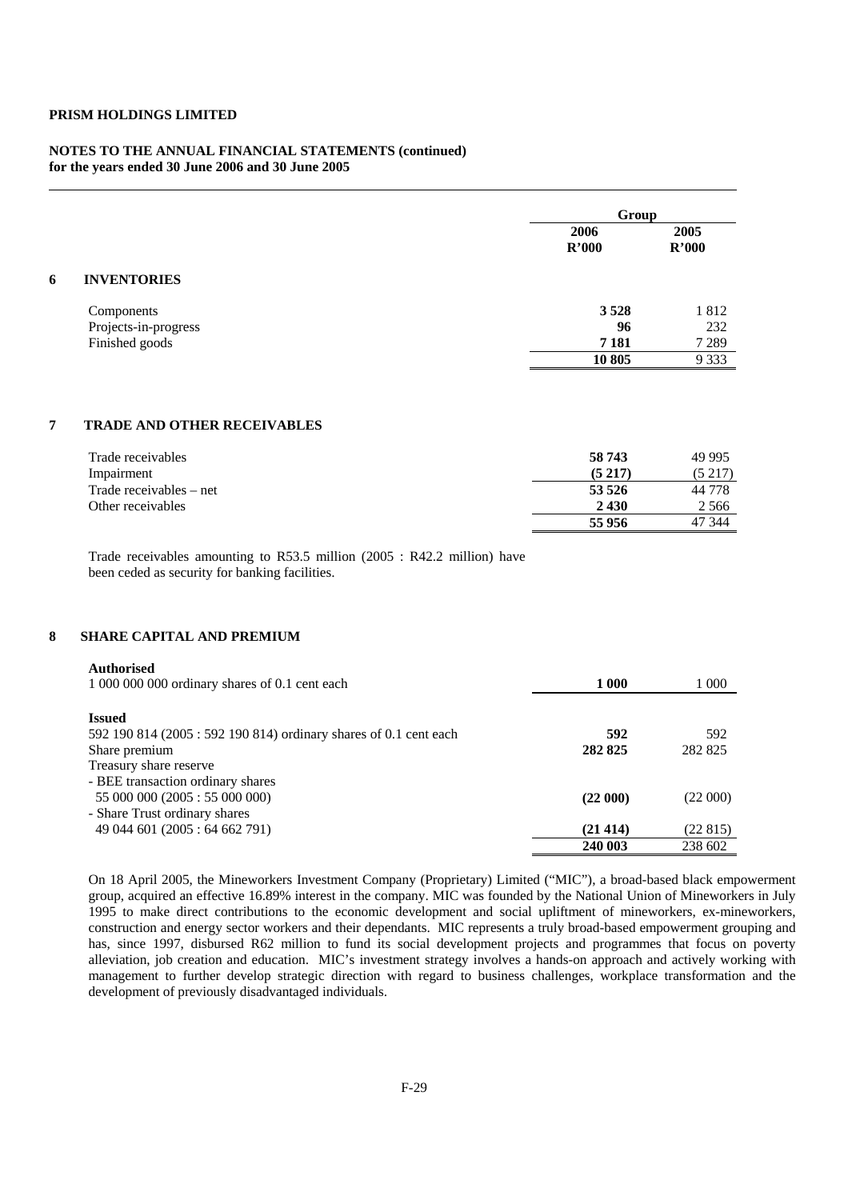**PRISM HOLDINGS LIMITED**

**NOTES TO THE ANNUAL FINANCIAL STATEMENTS (continued)**
**for the years ended 30 June 2006 and 30 June 2005**

| | Group | |
|---|---|---|
| | **2006 R'000** | **2005 R'000** |

## 6 INVENTORIES

| | 2006 R'000 | 2005 R'000 |
|---|---|---|
| Components | **3 528** | 1 812 |
| Projects-in-progress | **96** | 232 |
| Finished goods | **7 181** | 7 289 |
| | **10 805** | 9 333 |

## 7 TRADE AND OTHER RECEIVABLES

| | 2006 R'000 | 2005 R'000 |
|---|---|---|
| Trade receivables | **58 743** | 49 995 |
| Impairment | **(5 217)** | (5 217) |
| Trade receivables – net | **53 526** | 44 778 |
| Other receivables | **2 430** | 2 566 |
| | **55 956** | 47 344 |

Trade receivables amounting to R53.5 million (2005 : R42.2 million) have been ceded as security for banking facilities.

## 8 SHARE CAPITAL AND PREMIUM

| | 2006 R'000 | 2005 R'000 |
|---|---|---|
| **Authorised** | | |
| 1 000 000 000 ordinary shares of 0.1 cent each | **1 000** | 1 000 |
| **Issued** | | |
| 592 190 814 (2005 : 592 190 814) ordinary shares of 0.1 cent each | **592** | 592 |
| Share premium | **282 825** | 282 825 |
| Treasury share reserve | | |
| - BEE transaction ordinary shares | | |
| 55 000 000 (2005 : 55 000 000) | **(22 000)** | (22 000) |
| - Share Trust ordinary shares | | |
| 49 044 601 (2005 : 64 662 791) | **(21 414)** | (22 815) |
| | **240 003** | 238 602 |

On 18 April 2005, the Mineworkers Investment Company (Proprietary) Limited ("MIC"), a broad-based black empowerment group, acquired an effective 16.89% interest in the company. MIC was founded by the National Union of Mineworkers in July 1995 to make direct contributions to the economic development and social upliftment of mineworkers, ex-mineworkers, construction and energy sector workers and their dependants. MIC represents a truly broad-based empowerment grouping and has, since 1997, disbursed R62 million to fund its social development projects and programmes that focus on poverty alleviation, job creation and education. MIC's investment strategy involves a hands-on approach and actively working with management to further develop strategic direction with regard to business challenges, workplace transformation and the development of previously disadvantaged individuals.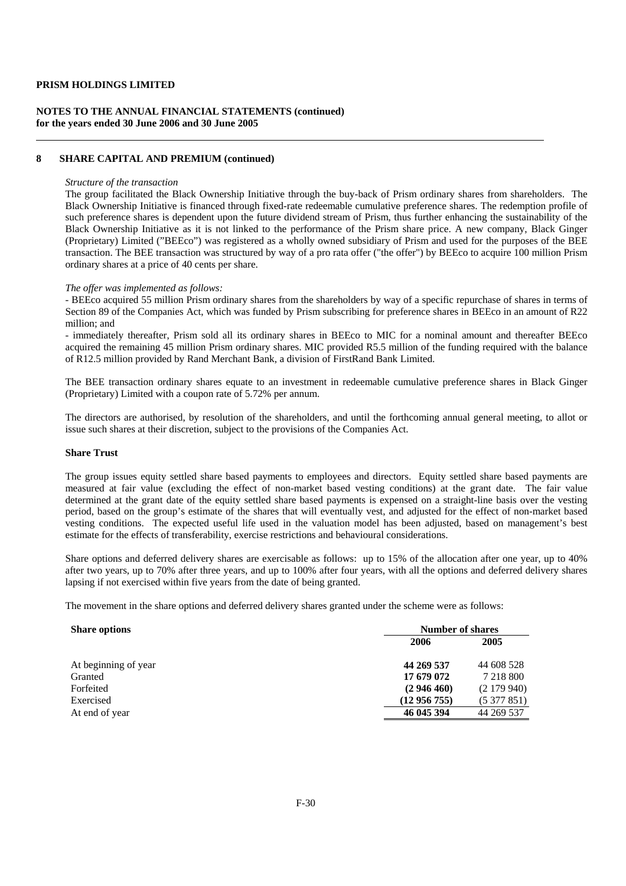**PRISM HOLDINGS LIMITED**

**NOTES TO THE ANNUAL FINANCIAL STATEMENTS (continued)**
**for the years ended 30 June 2006 and 30 June 2005**

## 8 SHARE CAPITAL AND PREMIUM (continued)

*Structure of the transaction*

The group facilitated the Black Ownership Initiative through the buy-back of Prism ordinary shares from shareholders. The Black Ownership Initiative is financed through fixed-rate redeemable cumulative preference shares. The redemption profile of such preference shares is dependent upon the future dividend stream of Prism, thus further enhancing the sustainability of the Black Ownership Initiative as it is not linked to the performance of the Prism share price. A new company, Black Ginger (Proprietary) Limited ("BEEco") was registered as a wholly owned subsidiary of Prism and used for the purposes of the BEE transaction. The BEE transaction was structured by way of a pro rata offer ("the offer") by BEEco to acquire 100 million Prism ordinary shares at a price of 40 cents per share.

*The offer was implemented as follows:*

- BEEco acquired 55 million Prism ordinary shares from the shareholders by way of a specific repurchase of shares in terms of Section 89 of the Companies Act, which was funded by Prism subscribing for preference shares in BEEco in an amount of R22 million; and

- immediately thereafter, Prism sold all its ordinary shares in BEEco to MIC for a nominal amount and thereafter BEEco acquired the remaining 45 million Prism ordinary shares. MIC provided R5.5 million of the funding required with the balance of R12.5 million provided by Rand Merchant Bank, a division of FirstRand Bank Limited.

The BEE transaction ordinary shares equate to an investment in redeemable cumulative preference shares in Black Ginger (Proprietary) Limited with a coupon rate of 5.72% per annum.

The directors are authorised, by resolution of the shareholders, and until the forthcoming annual general meeting, to allot or issue such shares at their discretion, subject to the provisions of the Companies Act.

**Share Trust**

The group issues equity settled share based payments to employees and directors. Equity settled share based payments are measured at fair value (excluding the effect of non-market based vesting conditions) at the grant date. The fair value determined at the grant date of the equity settled share based payments is expensed on a straight-line basis over the vesting period, based on the group's estimate of the shares that will eventually vest, and adjusted for the effect of non-market based vesting conditions. The expected useful life used in the valuation model has been adjusted, based on management's best estimate for the effects of transferability, exercise restrictions and behavioural considerations.

Share options and deferred delivery shares are exercisable as follows: up to 15% of the allocation after one year, up to 40% after two years, up to 70% after three years, and up to 100% after four years, with all the options and deferred delivery shares lapsing if not exercised within five years from the date of being granted.

The movement in the share options and deferred delivery shares granted under the scheme were as follows:

| **Share options** | **Number of shares** | |
|---|---|---|
| | **2006** | **2005** |
| At beginning of year | **44 269 537** | 44 608 528 |
| Granted | **17 679 072** | 7 218 800 |
| Forfeited | **(2 946 460)** | (2 179 940) |
| Exercised | **(12 956 755)** | (5 377 851) |
| At end of year | **46 045 394** | 44 269 537 |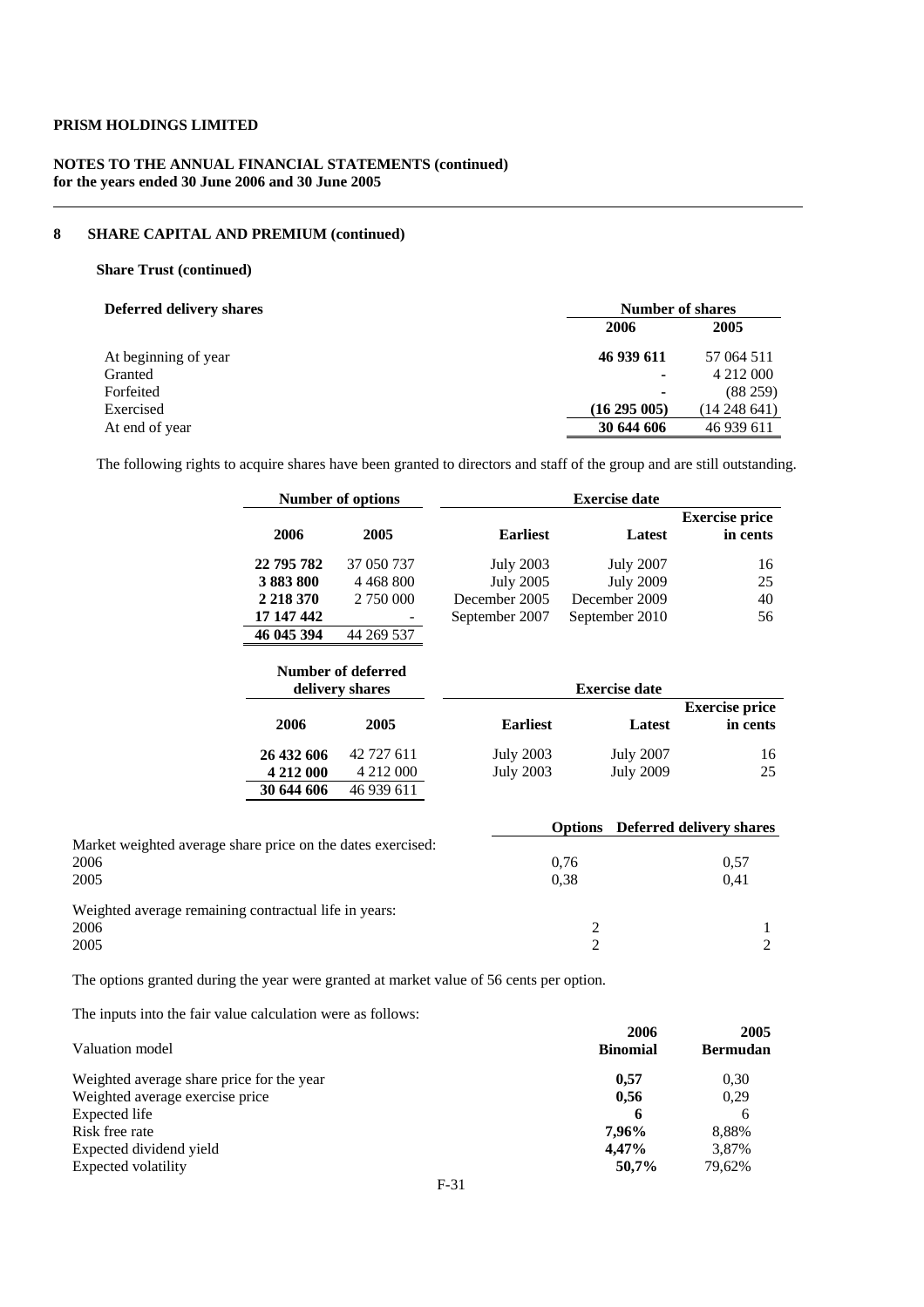**PRISM HOLDINGS LIMITED**

**NOTES TO THE ANNUAL FINANCIAL STATEMENTS (continued)**
**for the years ended 30 June 2006 and 30 June 2005**

## 8 SHARE CAPITAL AND PREMIUM (continued)

### Share Trust (continued)

| Deferred delivery shares | Number of shares | |
|---|---|---|
| | **2006** | **2005** |
| At beginning of year | **46 939 611** | 57 064 511 |
| Granted | **-** | 4 212 000 |
| Forfeited | **-** | (88 259) |
| Exercised | **(16 295 005)** | (14 248 641) |
| At end of year | **30 644 606** | 46 939 611 |

The following rights to acquire shares have been granted to directors and staff of the group and are still outstanding.

| Number of options | | Exercise date | | |
|---|---|---|---|---|
| **2006** | **2005** | **Earliest** | **Latest** | **Exercise price in cents** |
| **22 795 782** | 37 050 737 | July 2003 | July 2007 | 16 |
| **3 883 800** | 4 468 800 | July 2005 | July 2009 | 25 |
| **2 218 370** | 2 750 000 | December 2005 | December 2009 | 40 |
| **17 147 442** | - | September 2007 | September 2010 | 56 |
| **46 045 394** | 44 269 537 | | | |

| Number of deferred delivery shares | | Exercise date | | |
|---|---|---|---|---|
| **2006** | **2005** | **Earliest** | **Latest** | **Exercise price in cents** |
| **26 432 606** | 42 727 611 | July 2003 | July 2007 | 16 |
| **4 212 000** | 4 212 000 | July 2003 | July 2009 | 25 |
| **30 644 606** | 46 939 611 | | | |

| | Options | Deferred delivery shares |
|---|---|---|
| Market weighted average share price on the dates exercised: | | |
| 2006 | 0,76 | 0,57 |
| 2005 | 0,38 | 0,41 |
| Weighted average remaining contractual life in years: | | |
| 2006 | 2 | 1 |
| 2005 | 2 | 2 |

The options granted during the year were granted at market value of 56 cents per option.

The inputs into the fair value calculation were as follows:

| | 2006 | 2005 |
|---|---|---|
| Valuation model | **Binomial** | **Bermudan** |
| Weighted average share price for the year | **0,57** | 0,30 |
| Weighted average exercise price | **0,56** | 0,29 |
| Expected life | **6** | 6 |
| Risk free rate | **7,96%** | 8,88% |
| Expected dividend yield | **4,47%** | 3,87% |
| Expected volatility | **50,7%** | 79,62% |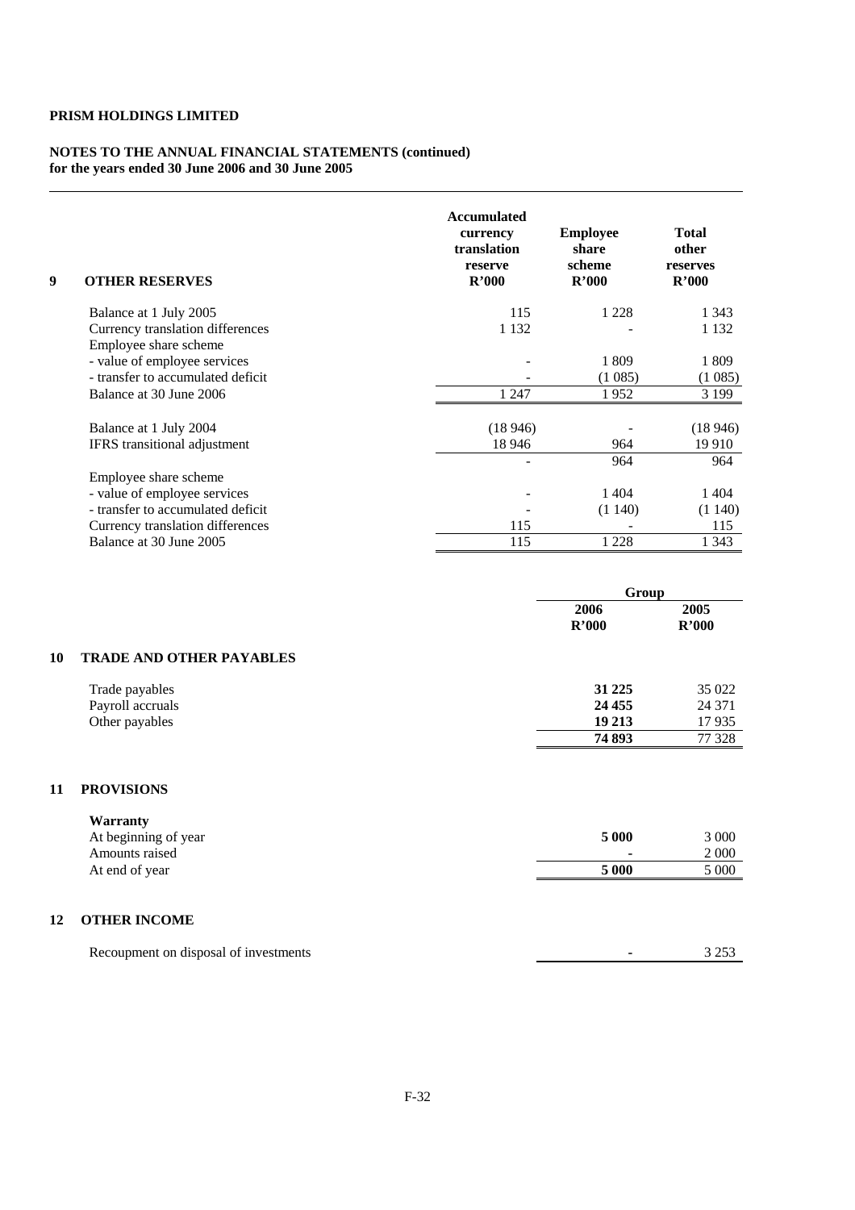**PRISM HOLDINGS LIMITED**

**NOTES TO THE ANNUAL FINANCIAL STATEMENTS (continued)**
**for the years ended 30 June 2006 and 30 June 2005**

## 9 OTHER RESERVES

| | Accumulated currency translation reserve R'000 | Employee share scheme R'000 | Total other reserves R'000 |
|---|---|---|---|
| Balance at 1 July 2005 | 115 | 1 228 | 1 343 |
| Currency translation differences | 1 132 | - | 1 132 |
| Employee share scheme | | | |
| - value of employee services | - | 1 809 | 1 809 |
| - transfer to accumulated deficit | - | (1 085) | (1 085) |
| Balance at 30 June 2006 | 1 247 | 1 952 | 3 199 |
| | | | |
| Balance at 1 July 2004 | (18 946) | - | (18 946) |
| IFRS transitional adjustment | 18 946 | 964 | 19 910 |
| | - | 964 | 964 |
| Employee share scheme | | | |
| - value of employee services | - | 1 404 | 1 404 |
| - transfer to accumulated deficit | - | (1 140) | (1 140) |
| Currency translation differences | 115 | - | 115 |
| Balance at 30 June 2005 | 115 | 1 228 | 1 343 |

| | Group | |
|---|---|---|
| | **2006 R'000** | **2005 R'000** |

## 10 TRADE AND OTHER PAYABLES

| | 2006 R'000 | 2005 R'000 |
|---|---|---|
| Trade payables | **31 225** | 35 022 |
| Payroll accruals | **24 455** | 24 371 |
| Other payables | **19 213** | 17 935 |
| | **74 893** | 77 328 |

## 11 PROVISIONS

| | 2006 R'000 | 2005 R'000 |
|---|---|---|
| **Warranty** | | |
| At beginning of year | **5 000** | 3 000 |
| Amounts raised | **-** | 2 000 |
| At end of year | **5 000** | 5 000 |

## 12 OTHER INCOME

| | 2006 R'000 | 2005 R'000 |
|---|---|---|
| Recoupment on disposal of investments | **-** | 3 253 |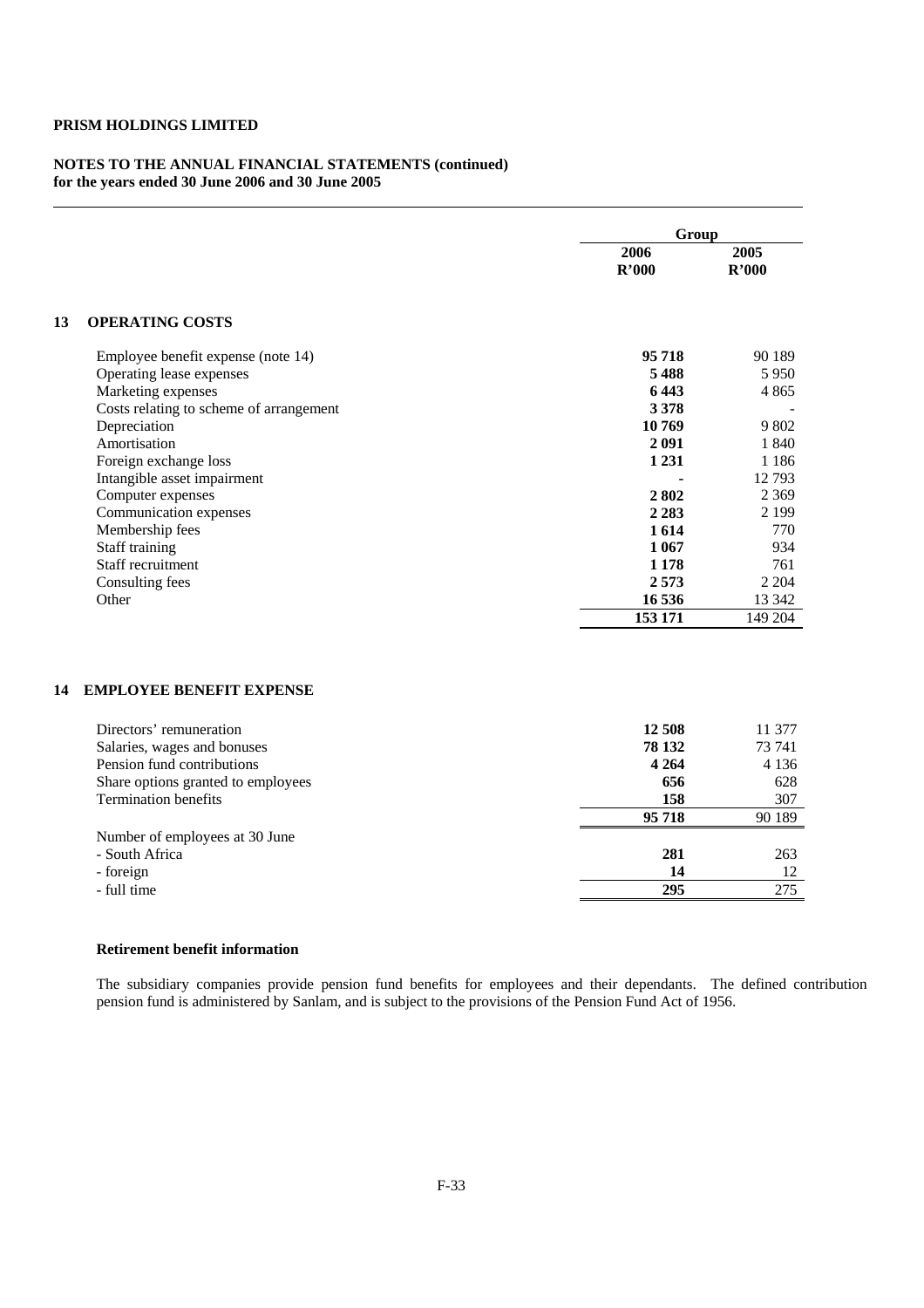**PRISM HOLDINGS LIMITED**

**NOTES TO THE ANNUAL FINANCIAL STATEMENTS (continued)**
**for the years ended 30 June 2006 and 30 June 2005**

| | Group | |
|---|---|---|
| | **2006** **R'000** | **2005** **R'000** |
| **13 OPERATING COSTS** | | |
| Employee benefit expense (note 14) | **95 718** | 90 189 |
| Operating lease expenses | **5 488** | 5 950 |
| Marketing expenses | **6 443** | 4 865 |
| Costs relating to scheme of arrangement | **3 378** | - |
| Depreciation | **10 769** | 9 802 |
| Amortisation | **2 091** | 1 840 |
| Foreign exchange loss | **1 231** | 1 186 |
| Intangible asset impairment | **-** | 12 793 |
| Computer expenses | **2 802** | 2 369 |
| Communication expenses | **2 283** | 2 199 |
| Membership fees | **1 614** | 770 |
| Staff training | **1 067** | 934 |
| Staff recruitment | **1 178** | 761 |
| Consulting fees | **2 573** | 2 204 |
| Other | **16 536** | 13 342 |
| | **153 171** | 149 204 |

**14 EMPLOYEE BENEFIT EXPENSE**

| | 2006 R'000 | 2005 R'000 |
|---|---|---|
| Directors' remuneration | **12 508** | 11 377 |
| Salaries, wages and bonuses | **78 132** | 73 741 |
| Pension fund contributions | **4 264** | 4 136 |
| Share options granted to employees | **656** | 628 |
| Termination benefits | **158** | 307 |
| | **95 718** | 90 189 |
| Number of employees at 30 June | | |
| - South Africa | **281** | 263 |
| - foreign | **14** | 12 |
| - full time | **295** | 275 |

**Retirement benefit information**

The subsidiary companies provide pension fund benefits for employees and their dependants. The defined contribution pension fund is administered by Sanlam, and is subject to the provisions of the Pension Fund Act of 1956.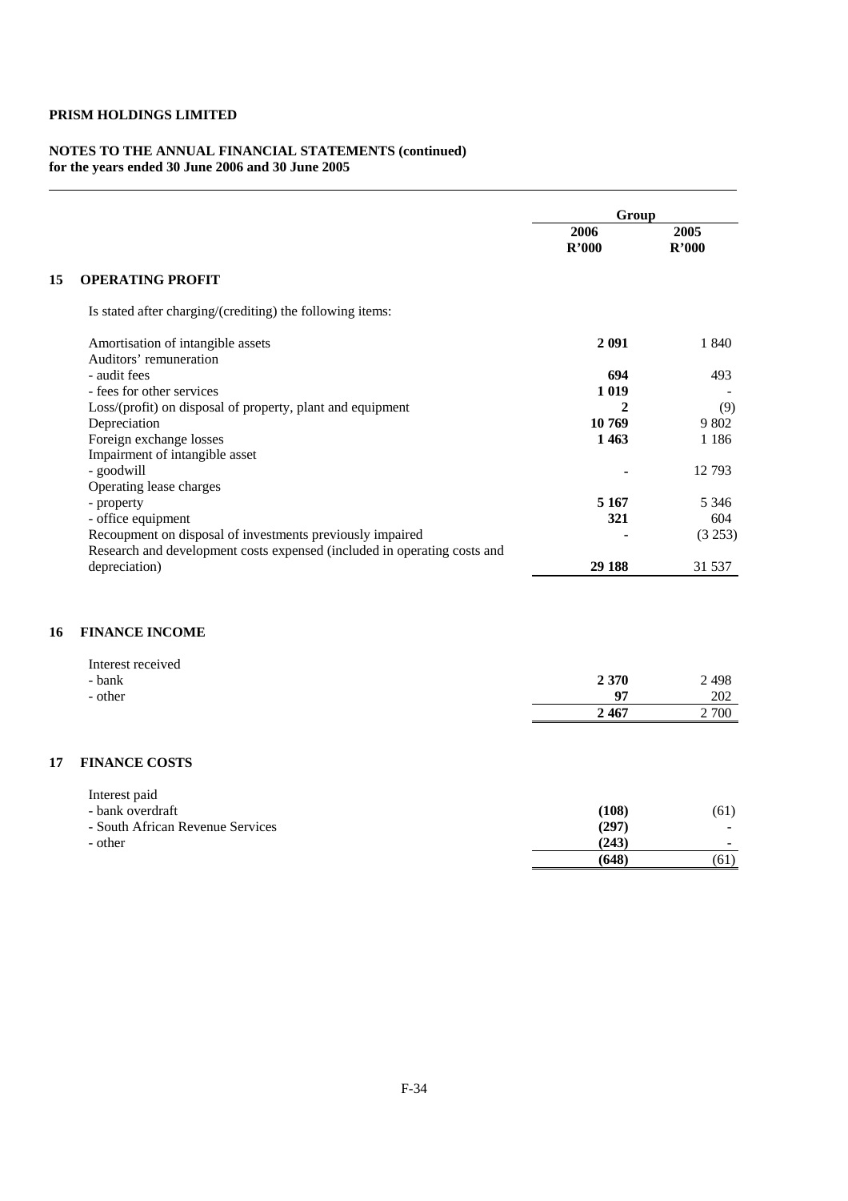**PRISM HOLDINGS LIMITED**

**NOTES TO THE ANNUAL FINANCIAL STATEMENTS (continued)**
**for the years ended 30 June 2006 and 30 June 2005**

| | Group | |
|---|---|---|
| | **2006 R'000** | **2005 R'000** |

## 15 OPERATING PROFIT

Is stated after charging/(crediting) the following items:

| | **2006 R'000** | **2005 R'000** |
|---|---|---|
| Amortisation of intangible assets | **2 091** | 1 840 |
| Auditors' remuneration | | |
| - audit fees | **694** | 493 |
| - fees for other services | **1 019** | - |
| Loss/(profit) on disposal of property, plant and equipment | **2** | (9) |
| Depreciation | **10 769** | 9 802 |
| Foreign exchange losses | **1 463** | 1 186 |
| Impairment of intangible asset | | |
| - goodwill | **-** | 12 793 |
| Operating lease charges | | |
| - property | **5 167** | 5 346 |
| - office equipment | **321** | 604 |
| Recoupment on disposal of investments previously impaired | **-** | (3 253) |
| Research and development costs expensed (included in operating costs and depreciation) | **29 188** | 31 537 |

## 16 FINANCE INCOME

| | **2006 R'000** | **2005 R'000** |
|---|---|---|
| Interest received | | |
| - bank | **2 370** | 2 498 |
| - other | **97** | 202 |
| | **2 467** | 2 700 |

## 17 FINANCE COSTS

| | **2006 R'000** | **2005 R'000** |
|---|---|---|
| Interest paid | | |
| - bank overdraft | **(108)** | (61) |
| - South African Revenue Services | **(297)** | - |
| - other | **(243)** | - |
| | **(648)** | (61) |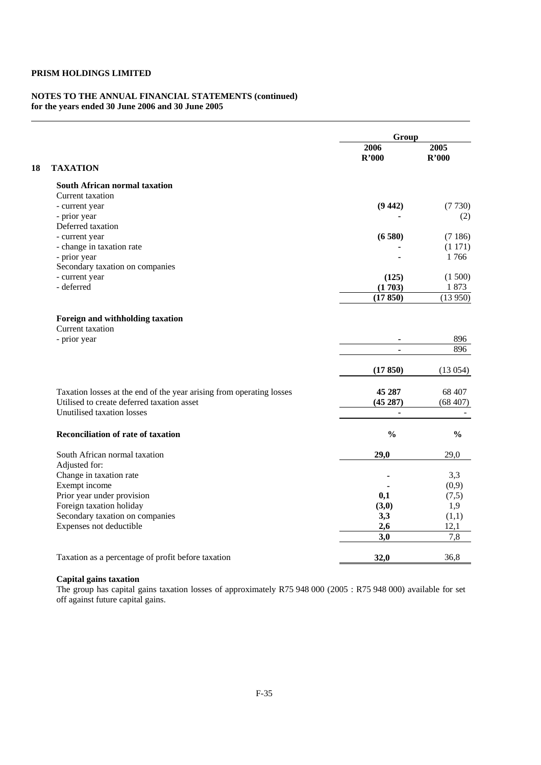**PRISM HOLDINGS LIMITED**

**NOTES TO THE ANNUAL FINANCIAL STATEMENTS (continued)**
**for the years ended 30 June 2006 and 30 June 2005**

| | | Group | |
|---|---|---|---|
| | | **2006** | **2005** |
| | | **R'000** | **R'000** |
| **18** | **TAXATION** | | |
| | **South African normal taxation** | | |
| | Current taxation | | |
| | - current year | **(9 442)** | (7 730) |
| | - prior year | **-** | (2) |
| | Deferred taxation | | |
| | - current year | **(6 580)** | (7 186) |
| | - change in taxation rate | **-** | (1 171) |
| | - prior year | **-** | 1 766 |
| | Secondary taxation on companies | | |
| | - current year | **(125)** | (1 500) |
| | - deferred | **(1 703)** | 1 873 |
| | | **(17 850)** | (13 950) |
| | **Foreign and withholding taxation** | | |
| | Current taxation | | |
| | - prior year | **-** | 896 |
| | | **-** | 896 |
| | | **(17 850)** | (13 054) |
| | Taxation losses at the end of the year arising from operating losses | **45 287** | 68 407 |
| | Utilised to create deferred taxation asset | **(45 287)** | (68 407) |
| | Unutilised taxation losses | **-** | - |
| | **Reconciliation of rate of taxation** | **%** | **%** |
| | South African normal taxation | **29,0** | 29,0 |
| | Adjusted for: | | |
| | Change in taxation rate | **-** | 3,3 |
| | Exempt income | **-** | (0,9) |
| | Prior year under provision | **0,1** | (7,5) |
| | Foreign taxation holiday | **(3,0)** | 1,9 |
| | Secondary taxation on companies | **3,3** | (1,1) |
| | Expenses not deductible | **2,6** | 12,1 |
| | | **3,0** | 7,8 |
| | Taxation as a percentage of profit before taxation | **32,0** | 36,8 |

**Capital gains taxation**

The group has capital gains taxation losses of approximately R75 948 000 (2005 : R75 948 000) available for set off against future capital gains.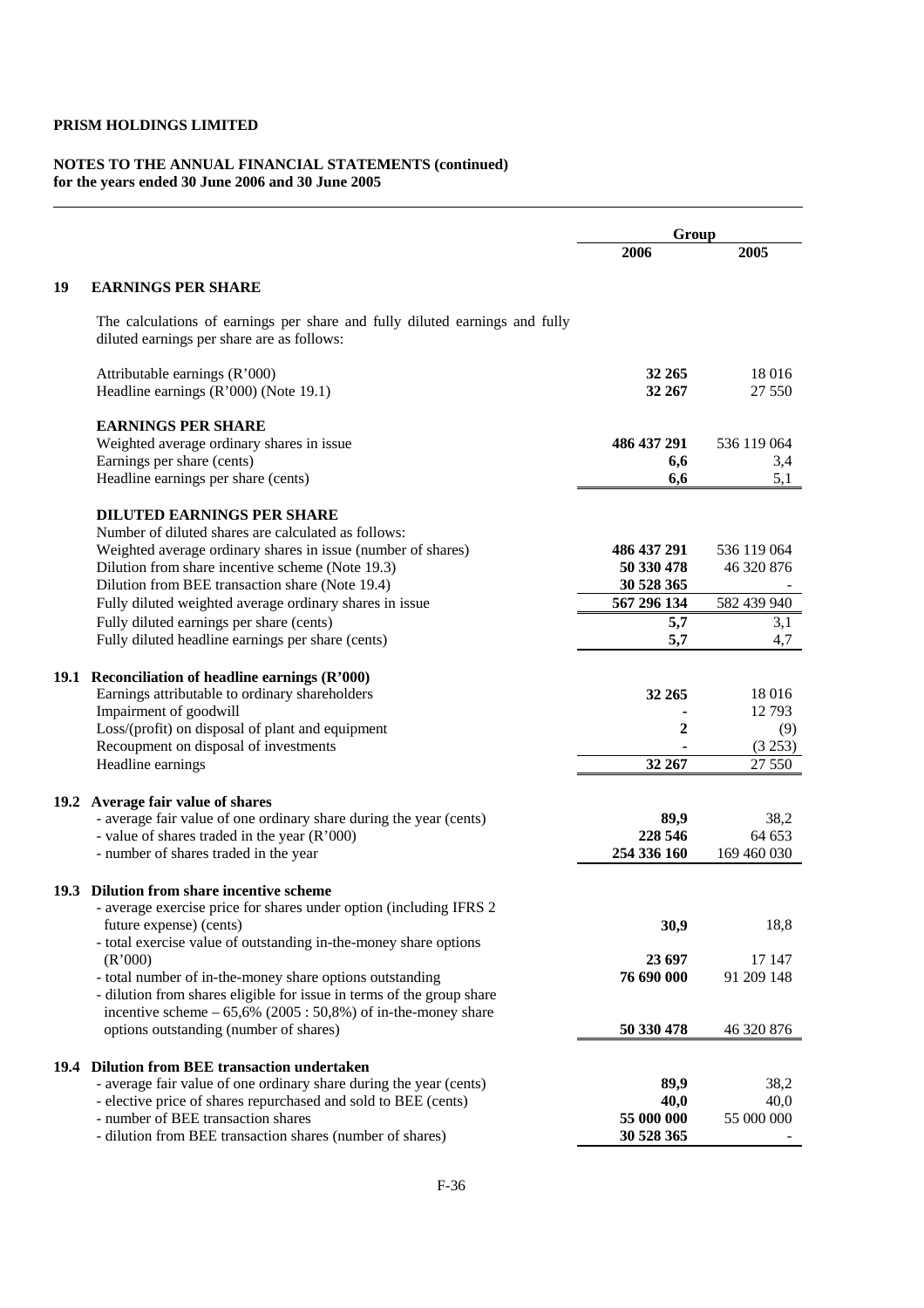**PRISM HOLDINGS LIMITED**

**NOTES TO THE ANNUAL FINANCIAL STATEMENTS (continued)**
**for the years ended 30 June 2006 and 30 June 2005**

| | | Group | |
|---|---|---|---|
| | | **2006** | **2005** |
| **19** | **EARNINGS PER SHARE** | | |
| | The calculations of earnings per share and fully diluted earnings and fully diluted earnings per share are as follows: | | |
| | Attributable earnings (R'000) | **32 265** | 18 016 |
| | Headline earnings (R'000) (Note 19.1) | **32 267** | 27 550 |
| | **EARNINGS PER SHARE** | | |
| | Weighted average ordinary shares in issue | **486 437 291** | 536 119 064 |
| | Earnings per share (cents) | **6,6** | 3,4 |
| | Headline earnings per share (cents) | **6,6** | 5,1 |
| | **DILUTED EARNINGS PER SHARE** | | |
| | Number of diluted shares are calculated as follows: | | |
| | Weighted average ordinary shares in issue (number of shares) | **486 437 291** | 536 119 064 |
| | Dilution from share incentive scheme (Note 19.3) | **50 330 478** | 46 320 876 |
| | Dilution from BEE transaction share (Note 19.4) | **30 528 365** | - |
| | Fully diluted weighted average ordinary shares in issue | **567 296 134** | 582 439 940 |
| | Fully diluted earnings per share (cents) | **5,7** | 3,1 |
| | Fully diluted headline earnings per share (cents) | **5,7** | 4,7 |
| **19.1** | **Reconciliation of headline earnings (R'000)** | | |
| | Earnings attributable to ordinary shareholders | **32 265** | 18 016 |
| | Impairment of goodwill | **-** | 12 793 |
| | Loss/(profit) on disposal of plant and equipment | **2** | (9) |
| | Recoupment on disposal of investments | **-** | (3 253) |
| | Headline earnings | **32 267** | 27 550 |
| **19.2** | **Average fair value of shares** | | |
| | - average fair value of one ordinary share during the year (cents) | **89,9** | 38,2 |
| | - value of shares traded in the year (R'000) | **228 546** | 64 653 |
| | - number of shares traded in the year | **254 336 160** | 169 460 030 |
| **19.3** | **Dilution from share incentive scheme** | | |
| | - average exercise price for shares under option (including IFRS 2 future expense) (cents) | **30,9** | 18,8 |
| | - total exercise value of outstanding in-the-money share options (R'000) | **23 697** | 17 147 |
| | - total number of in-the-money share options outstanding | **76 690 000** | 91 209 148 |
| | - dilution from shares eligible for issue in terms of the group share incentive scheme – 65,6% (2005 : 50,8%) of in-the-money share options outstanding (number of shares) | **50 330 478** | 46 320 876 |
| **19.4** | **Dilution from BEE transaction undertaken** | | |
| | - average fair value of one ordinary share during the year (cents) | **89,9** | 38,2 |
| | - elective price of shares repurchased and sold to BEE (cents) | **40,0** | 40,0 |
| | - number of BEE transaction shares | **55 000 000** | 55 000 000 |
| | - dilution from BEE transaction shares (number of shares) | **30 528 365** | - |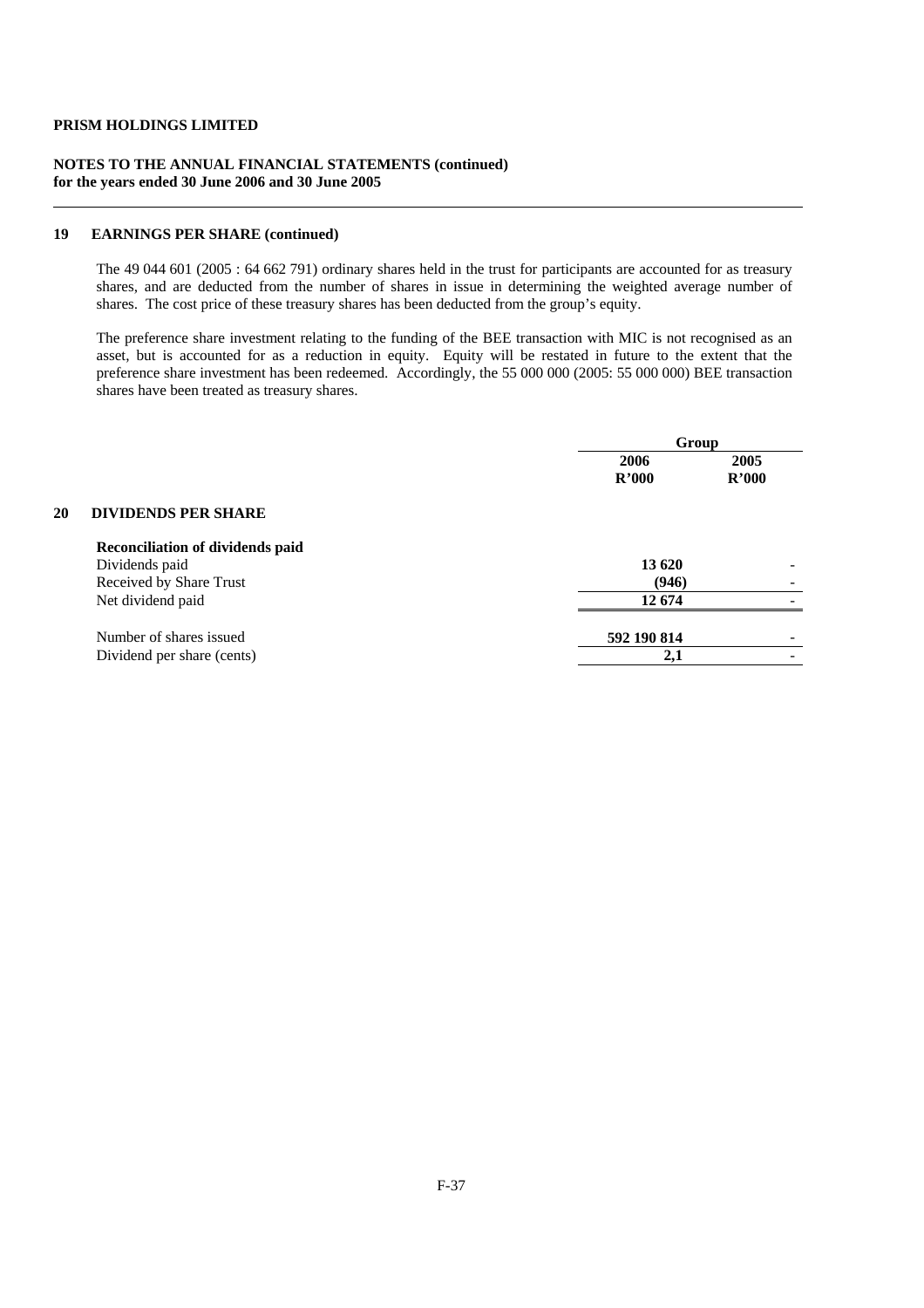**PRISM HOLDINGS LIMITED**

**NOTES TO THE ANNUAL FINANCIAL STATEMENTS (continued)**
**for the years ended 30 June 2006 and 30 June 2005**

## 19 EARNINGS PER SHARE (continued)

The 49 044 601 (2005 : 64 662 791) ordinary shares held in the trust for participants are accounted for as treasury shares, and are deducted from the number of shares in issue in determining the weighted average number of shares. The cost price of these treasury shares has been deducted from the group's equity.

The preference share investment relating to the funding of the BEE transaction with MIC is not recognised as an asset, but is accounted for as a reduction in equity. Equity will be restated in future to the extent that the preference share investment has been redeemed. Accordingly, the 55 000 000 (2005: 55 000 000) BEE transaction shares have been treated as treasury shares.

## 20 DIVIDENDS PER SHARE

| | Group | |
|---|---|---|
| | **2006 R'000** | **2005 R'000** |
| **Reconciliation of dividends paid** | | |
| Dividends paid | **13 620** | - |
| Received by Share Trust | **(946)** | - |
| Net dividend paid | **12 674** | - |
| | | |
| Number of shares issued | **592 190 814** | - |
| Dividend per share (cents) | **2,1** | - |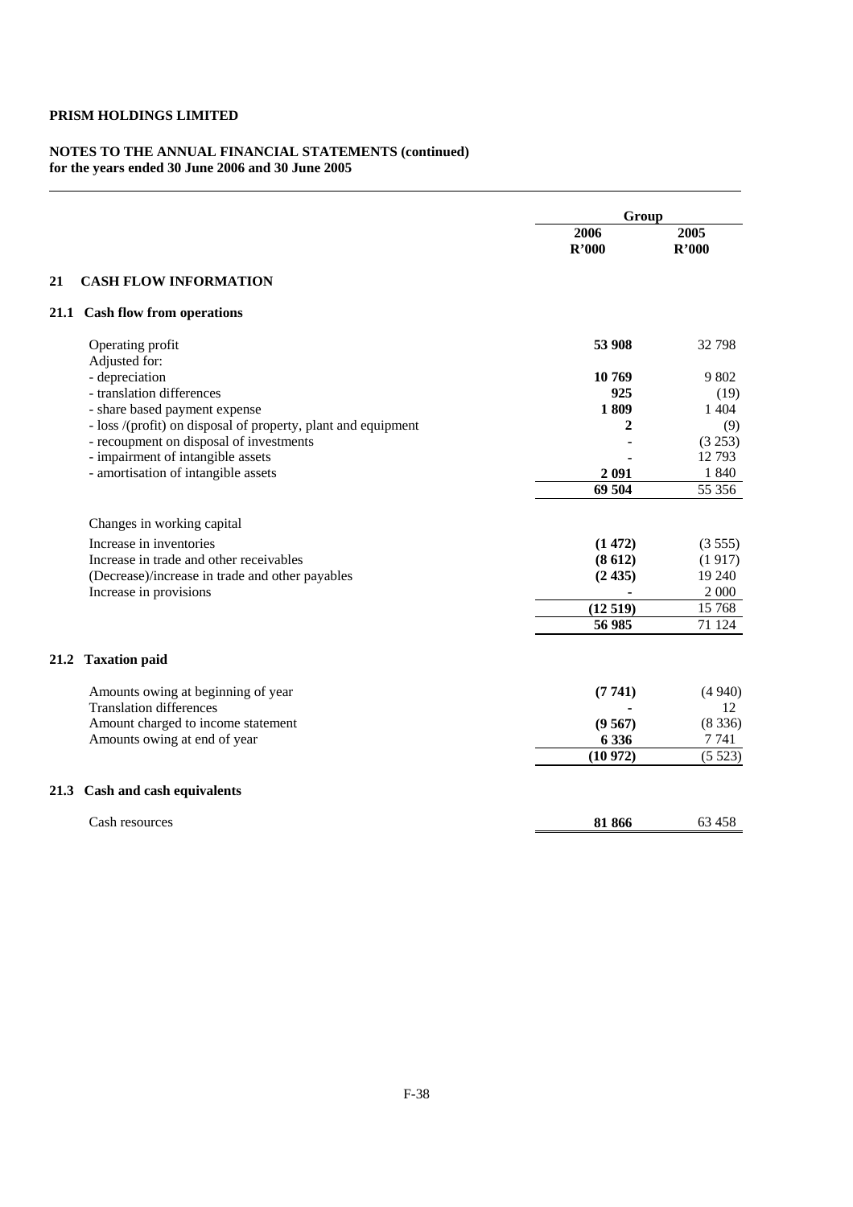**PRISM HOLDINGS LIMITED**

**NOTES TO THE ANNUAL FINANCIAL STATEMENTS (continued)**
**for the years ended 30 June 2006 and 30 June 2005**

| | Group | |
|---|---|---|
| | **2006** | **2005** |
| | **R'000** | **R'000** |
| **21 CASH FLOW INFORMATION** | | |
| **21.1 Cash flow from operations** | | |
| Operating profit | **53 908** | 32 798 |
| Adjusted for: | | |
| - depreciation | **10 769** | 9 802 |
| - translation differences | **925** | (19) |
| - share based payment expense | **1 809** | 1 404 |
| - loss /(profit) on disposal of property, plant and equipment | **2** | (9) |
| - recoupment on disposal of investments | **-** | (3 253) |
| - impairment of intangible assets | **-** | 12 793 |
| - amortisation of intangible assets | **2 091** | 1 840 |
| | **69 504** | 55 356 |
| Changes in working capital | | |
| Increase in inventories | **(1 472)** | (3 555) |
| Increase in trade and other receivables | **(8 612)** | (1 917) |
| (Decrease)/increase in trade and other payables | **(2 435)** | 19 240 |
| Increase in provisions | **-** | 2 000 |
| | **(12 519)** | 15 768 |
| | **56 985** | 71 124 |
| **21.2 Taxation paid** | | |
| Amounts owing at beginning of year | **(7 741)** | (4 940) |
| Translation differences | **-** | 12 |
| Amount charged to income statement | **(9 567)** | (8 336) |
| Amounts owing at end of year | **6 336** | 7 741 |
| | **(10 972)** | (5 523) |
| **21.3 Cash and cash equivalents** | | |
| Cash resources | **81 866** | 63 458 |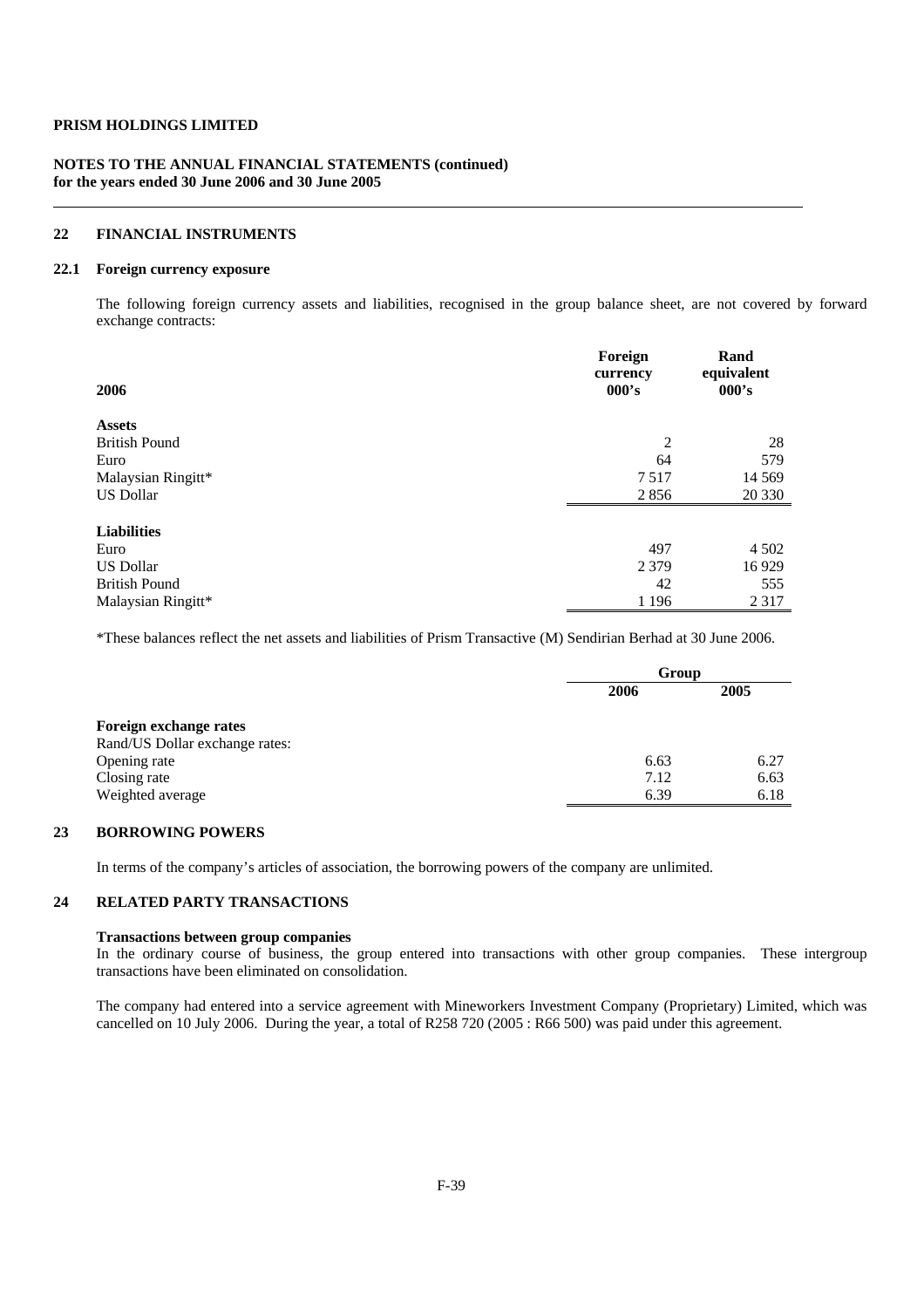**PRISM HOLDINGS LIMITED**

**NOTES TO THE ANNUAL FINANCIAL STATEMENTS (continued)**
**for the years ended 30 June 2006 and 30 June 2005**

## 22 FINANCIAL INSTRUMENTS

### 22.1 Foreign currency exposure

The following foreign currency assets and liabilities, recognised in the group balance sheet, are not covered by forward exchange contracts:

| 2006 | Foreign currency 000's | Rand equivalent 000's |
|---|---|---|
| **Assets** | | |
| British Pound | 2 | 28 |
| Euro | 64 | 579 |
| Malaysian Ringitt* | 7 517 | 14 569 |
| US Dollar | 2 856 | 20 330 |
| **Liabilities** | | |
| Euro | 497 | 4 502 |
| US Dollar | 2 379 | 16 929 |
| British Pound | 42 | 555 |
| Malaysian Ringitt* | 1 196 | 2 317 |

*These balances reflect the net assets and liabilities of Prism Transactive (M) Sendirian Berhad at 30 June 2006.

| | Group | |
|---|---|---|
| | **2006** | **2005** |
| **Foreign exchange rates** | | |
| Rand/US Dollar exchange rates: | | |
| Opening rate | 6.63 | 6.27 |
| Closing rate | 7.12 | 6.63 |
| Weighted average | 6.39 | 6.18 |

## 23 BORROWING POWERS

In terms of the company's articles of association, the borrowing powers of the company are unlimited.

## 24 RELATED PARTY TRANSACTIONS

**Transactions between group companies**
In the ordinary course of business, the group entered into transactions with other group companies. These intergroup transactions have been eliminated on consolidation.

The company had entered into a service agreement with Mineworkers Investment Company (Proprietary) Limited, which was cancelled on 10 July 2006. During the year, a total of R258 720 (2005 : R66 500) was paid under this agreement.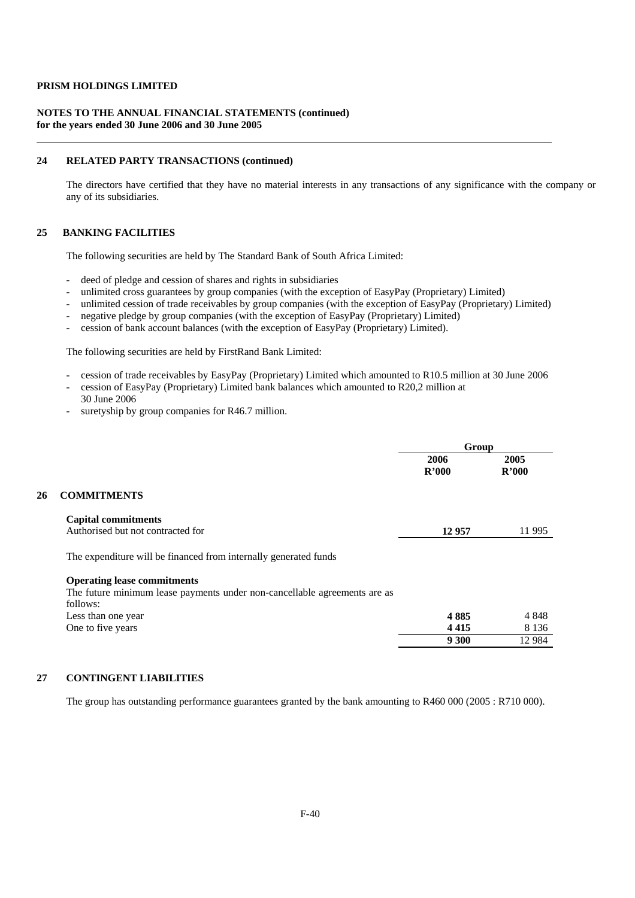**PRISM HOLDINGS LIMITED**

**NOTES TO THE ANNUAL FINANCIAL STATEMENTS (continued)**
**for the years ended 30 June 2006 and 30 June 2005**

## 24 RELATED PARTY TRANSACTIONS (continued)

The directors have certified that they have no material interests in any transactions of any significance with the company or any of its subsidiaries.

## 25 BANKING FACILITIES

The following securities are held by The Standard Bank of South Africa Limited:

- deed of pledge and cession of shares and rights in subsidiaries
- unlimited cross guarantees by group companies (with the exception of EasyPay (Proprietary) Limited)
- unlimited cession of trade receivables by group companies (with the exception of EasyPay (Proprietary) Limited)
- negative pledge by group companies (with the exception of EasyPay (Proprietary) Limited)
- cession of bank account balances (with the exception of EasyPay (Proprietary) Limited).

The following securities are held by FirstRand Bank Limited:

- cession of trade receivables by EasyPay (Proprietary) Limited which amounted to R10.5 million at 30 June 2006
- cession of EasyPay (Proprietary) Limited bank balances which amounted to R20,2 million at 30 June 2006
- suretyship by group companies for R46.7 million.

| | Group | |
|---|---|---|
| | **2006** **R'000** | **2005** **R'000** |
| **26 COMMITMENTS** | | |
| **Capital commitments** | | |
| Authorised but not contracted for | **12 957** | 11 995 |
| The expenditure will be financed from internally generated funds | | |
| **Operating lease commitments** | | |
| The future minimum lease payments under non-cancellable agreements are as follows: | | |
| Less than one year | **4 885** | 4 848 |
| One to five years | **4 415** | 8 136 |
| | **9 300** | 12 984 |

## 27 CONTINGENT LIABILITIES

The group has outstanding performance guarantees granted by the bank amounting to R460 000 (2005 : R710 000).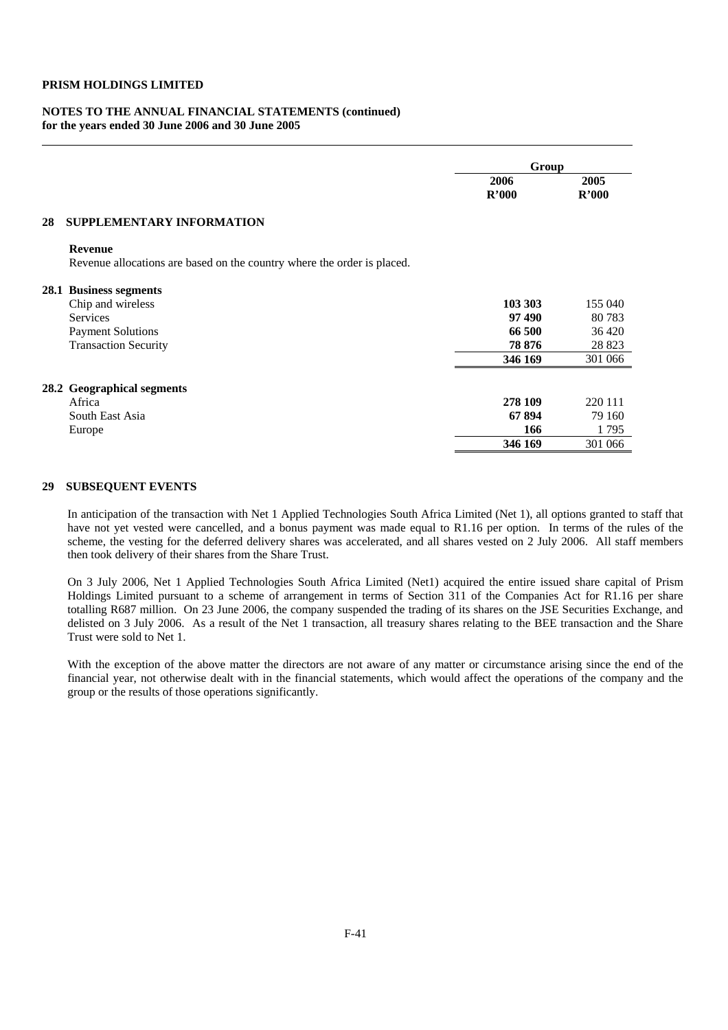**PRISM HOLDINGS LIMITED**

**NOTES TO THE ANNUAL FINANCIAL STATEMENTS (continued)**
**for the years ended 30 June 2006 and 30 June 2005**

| | Group | |
|---|---|---|
| | **2006** | **2005** |
| | **R'000** | **R'000** |
| **28 SUPPLEMENTARY INFORMATION** | | |
| **Revenue** | | |
| Revenue allocations are based on the country where the order is placed. | | |
| **28.1 Business segments** | | |
| Chip and wireless | **103 303** | 155 040 |
| Services | **97 490** | 80 783 |
| Payment Solutions | **66 500** | 36 420 |
| Transaction Security | **78 876** | 28 823 |
| | **346 169** | 301 066 |
| **28.2 Geographical segments** | | |
| Africa | **278 109** | 220 111 |
| South East Asia | **67 894** | 79 160 |
| Europe | **166** | 1 795 |
| | **346 169** | 301 066 |

## 29 SUBSEQUENT EVENTS

In anticipation of the transaction with Net 1 Applied Technologies South Africa Limited (Net 1), all options granted to staff that have not yet vested were cancelled, and a bonus payment was made equal to R1.16 per option. In terms of the rules of the scheme, the vesting for the deferred delivery shares was accelerated, and all shares vested on 2 July 2006. All staff members then took delivery of their shares from the Share Trust.

On 3 July 2006, Net 1 Applied Technologies South Africa Limited (Net1) acquired the entire issued share capital of Prism Holdings Limited pursuant to a scheme of arrangement in terms of Section 311 of the Companies Act for R1.16 per share totalling R687 million. On 23 June 2006, the company suspended the trading of its shares on the JSE Securities Exchange, and delisted on 3 July 2006. As a result of the Net 1 transaction, all treasury shares relating to the BEE transaction and the Share Trust were sold to Net 1.

With the exception of the above matter the directors are not aware of any matter or circumstance arising since the end of the financial year, not otherwise dealt with in the financial statements, which would affect the operations of the company and the group or the results of those operations significantly.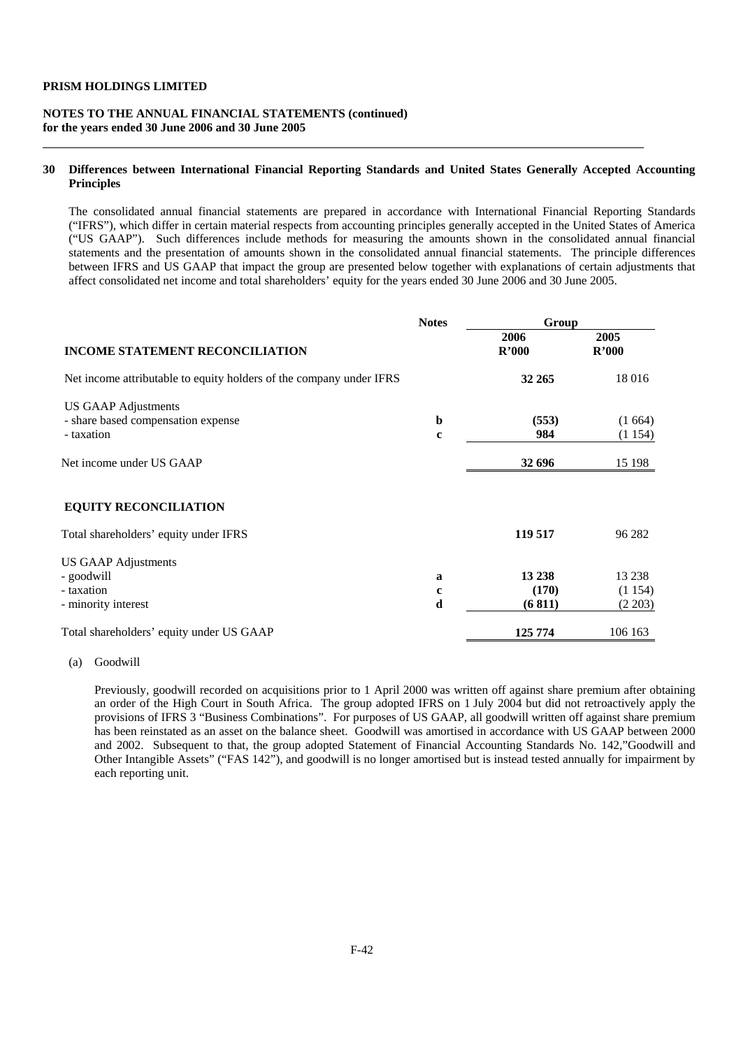**PRISM HOLDINGS LIMITED**

**NOTES TO THE ANNUAL FINANCIAL STATEMENTS (continued)**
**for the years ended 30 June 2006 and 30 June 2005**

## 30 Differences between International Financial Reporting Standards and United States Generally Accepted Accounting Principles

The consolidated annual financial statements are prepared in accordance with International Financial Reporting Standards ("IFRS"), which differ in certain material respects from accounting principles generally accepted in the United States of America ("US GAAP"). Such differences include methods for measuring the amounts shown in the consolidated annual financial statements and the presentation of amounts shown in the consolidated annual financial statements. The principle differences between IFRS and US GAAP that impact the group are presented below together with explanations of certain adjustments that affect consolidated net income and total shareholders' equity for the years ended 30 June 2006 and 30 June 2005.

| | Notes | Group | |
|---|---|---|---|
| **INCOME STATEMENT RECONCILIATION** | | **2006 R'000** | **2005 R'000** |
| Net income attributable to equity holders of the company under IFRS | | **32 265** | 18 016 |
| US GAAP Adjustments | | | |
| - share based compensation expense | **b** | **(553)** | (1 664) |
| - taxation | **c** | **984** | (1 154) |
| Net income under US GAAP | | **32 696** | 15 198 |
| **EQUITY RECONCILIATION** | | | |
| Total shareholders' equity under IFRS | | **119 517** | 96 282 |
| US GAAP Adjustments | | | |
| - goodwill | **a** | **13 238** | 13 238 |
| - taxation | **c** | **(170)** | (1 154) |
| - minority interest | **d** | **(6 811)** | (2 203) |
| Total shareholders' equity under US GAAP | | **125 774** | 106 163 |

(a) Goodwill

Previously, goodwill recorded on acquisitions prior to 1 April 2000 was written off against share premium after obtaining an order of the High Court in South Africa. The group adopted IFRS on 1 July 2004 but did not retroactively apply the provisions of IFRS 3 "Business Combinations". For purposes of US GAAP, all goodwill written off against share premium has been reinstated as an asset on the balance sheet. Goodwill was amortised in accordance with US GAAP between 2000 and 2002. Subsequent to that, the group adopted Statement of Financial Accounting Standards No. 142,"Goodwill and Other Intangible Assets" ("FAS 142"), and goodwill is no longer amortised but is instead tested annually for impairment by each reporting unit.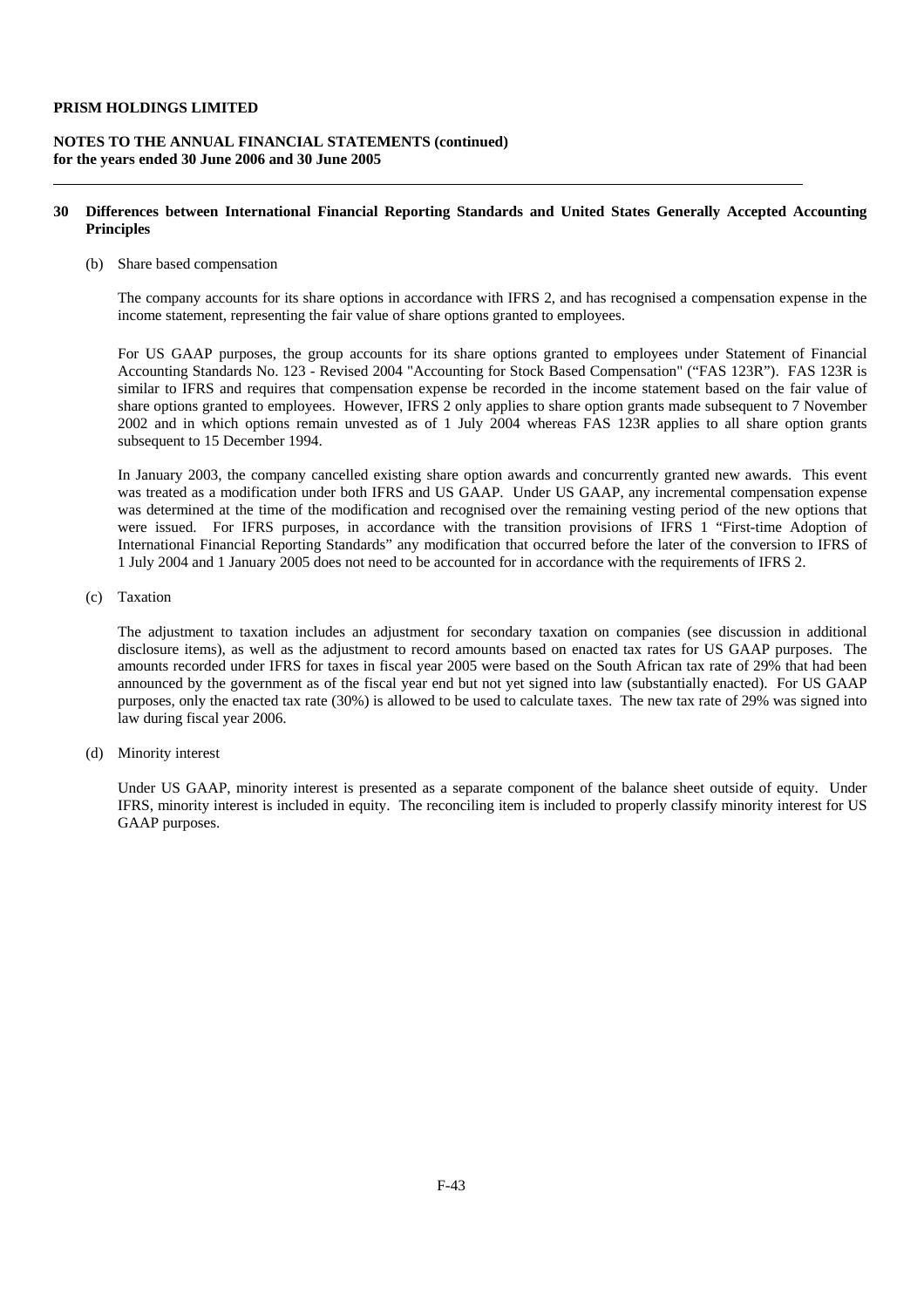**PRISM HOLDINGS LIMITED**

**NOTES TO THE ANNUAL FINANCIAL STATEMENTS (continued)**
**for the years ended 30 June 2006 and 30 June 2005**

---

## 30 Differences between International Financial Reporting Standards and United States Generally Accepted Accounting Principles

(b) Share based compensation

The company accounts for its share options in accordance with IFRS 2, and has recognised a compensation expense in the income statement, representing the fair value of share options granted to employees.

For US GAAP purposes, the group accounts for its share options granted to employees under Statement of Financial Accounting Standards No. 123 - Revised 2004 "Accounting for Stock Based Compensation" ("FAS 123R"). FAS 123R is similar to IFRS and requires that compensation expense be recorded in the income statement based on the fair value of share options granted to employees. However, IFRS 2 only applies to share option grants made subsequent to 7 November 2002 and in which options remain unvested as of 1 July 2004 whereas FAS 123R applies to all share option grants subsequent to 15 December 1994.

In January 2003, the company cancelled existing share option awards and concurrently granted new awards. This event was treated as a modification under both IFRS and US GAAP. Under US GAAP, any incremental compensation expense was determined at the time of the modification and recognised over the remaining vesting period of the new options that were issued. For IFRS purposes, in accordance with the transition provisions of IFRS 1 "First-time Adoption of International Financial Reporting Standards" any modification that occurred before the later of the conversion to IFRS of 1 July 2004 and 1 January 2005 does not need to be accounted for in accordance with the requirements of IFRS 2.

(c) Taxation

The adjustment to taxation includes an adjustment for secondary taxation on companies (see discussion in additional disclosure items), as well as the adjustment to record amounts based on enacted tax rates for US GAAP purposes. The amounts recorded under IFRS for taxes in fiscal year 2005 were based on the South African tax rate of 29% that had been announced by the government as of the fiscal year end but not yet signed into law (substantially enacted). For US GAAP purposes, only the enacted tax rate (30%) is allowed to be used to calculate taxes. The new tax rate of 29% was signed into law during fiscal year 2006.

(d) Minority interest

Under US GAAP, minority interest is presented as a separate component of the balance sheet outside of equity. Under IFRS, minority interest is included in equity. The reconciling item is included to properly classify minority interest for US GAAP purposes.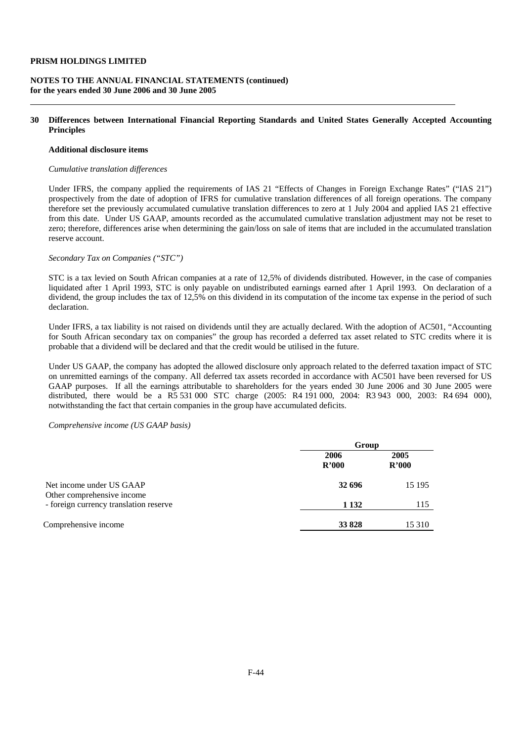**PRISM HOLDINGS LIMITED**

**NOTES TO THE ANNUAL FINANCIAL STATEMENTS (continued)**
**for the years ended 30 June 2006 and 30 June 2005**

---

**30 Differences between International Financial Reporting Standards and United States Generally Accepted Accounting Principles**

**Additional disclosure items**

*Cumulative translation differences*

Under IFRS, the company applied the requirements of IAS 21 "Effects of Changes in Foreign Exchange Rates" ("IAS 21") prospectively from the date of adoption of IFRS for cumulative translation differences of all foreign operations. The company therefore set the previously accumulated cumulative translation differences to zero at 1 July 2004 and applied IAS 21 effective from this date. Under US GAAP, amounts recorded as the accumulated cumulative translation adjustment may not be reset to zero; therefore, differences arise when determining the gain/loss on sale of items that are included in the accumulated translation reserve account.

*Secondary Tax on Companies ("STC")*

STC is a tax levied on South African companies at a rate of 12,5% of dividends distributed. However, in the case of companies liquidated after 1 April 1993, STC is only payable on undistributed earnings earned after 1 April 1993. On declaration of a dividend, the group includes the tax of 12,5% on this dividend in its computation of the income tax expense in the period of such declaration.

Under IFRS, a tax liability is not raised on dividends until they are actually declared. With the adoption of AC501, "Accounting for South African secondary tax on companies" the group has recorded a deferred tax asset related to STC credits where it is probable that a dividend will be declared and that the credit would be utilised in the future.

Under US GAAP, the company has adopted the allowed disclosure only approach related to the deferred taxation impact of STC on unremitted earnings of the company. All deferred tax assets recorded in accordance with AC501 have been reversed for US GAAP purposes. If all the earnings attributable to shareholders for the years ended 30 June 2006 and 30 June 2005 were distributed, there would be a R5 531 000 STC charge (2005: R4 191 000, 2004: R3 943 000, 2003: R4 694 000), notwithstanding the fact that certain companies in the group have accumulated deficits.

*Comprehensive income (US GAAP basis)*

| | Group | |
|---|---|---|
| | **2006** **R'000** | **2005** **R'000** |
| Net income under US GAAP | **32 696** | 15 195 |
| Other comprehensive income | | |
| - foreign currency translation reserve | **1 132** | 115 |
| Comprehensive income | **33 828** | 15 310 |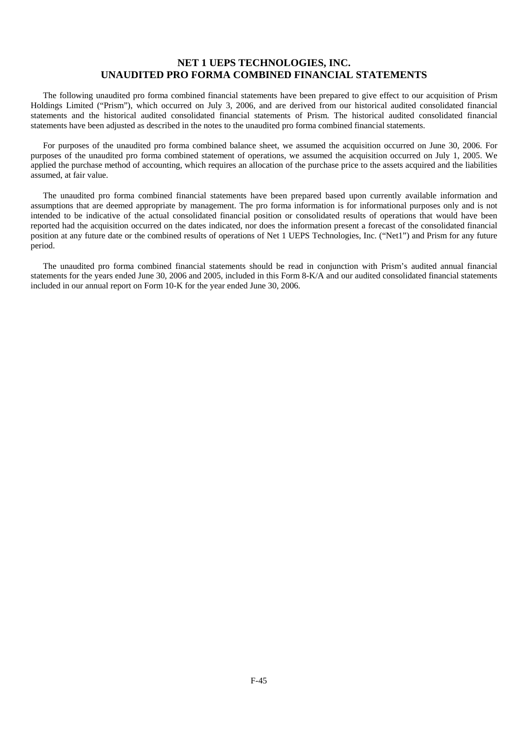# NET 1 UEPS TECHNOLOGIES, INC.
# UNAUDITED PRO FORMA COMBINED FINANCIAL STATEMENTS

The following unaudited pro forma combined financial statements have been prepared to give effect to our acquisition of Prism Holdings Limited ("Prism"), which occurred on July 3, 2006, and are derived from our historical audited consolidated financial statements and the historical audited consolidated financial statements of Prism. The historical audited consolidated financial statements have been adjusted as described in the notes to the unaudited pro forma combined financial statements.

For purposes of the unaudited pro forma combined balance sheet, we assumed the acquisition occurred on June 30, 2006. For purposes of the unaudited pro forma combined statement of operations, we assumed the acquisition occurred on July 1, 2005. We applied the purchase method of accounting, which requires an allocation of the purchase price to the assets acquired and the liabilities assumed, at fair value.

The unaudited pro forma combined financial statements have been prepared based upon currently available information and assumptions that are deemed appropriate by management. The pro forma information is for informational purposes only and is not intended to be indicative of the actual consolidated financial position or consolidated results of operations that would have been reported had the acquisition occurred on the dates indicated, nor does the information present a forecast of the consolidated financial position at any future date or the combined results of operations of Net 1 UEPS Technologies, Inc. ("Net1") and Prism for any future period.

The unaudited pro forma combined financial statements should be read in conjunction with Prism's audited annual financial statements for the years ended June 30, 2006 and 2005, included in this Form 8-K/A and our audited consolidated financial statements included in our annual report on Form 10-K for the year ended June 30, 2006.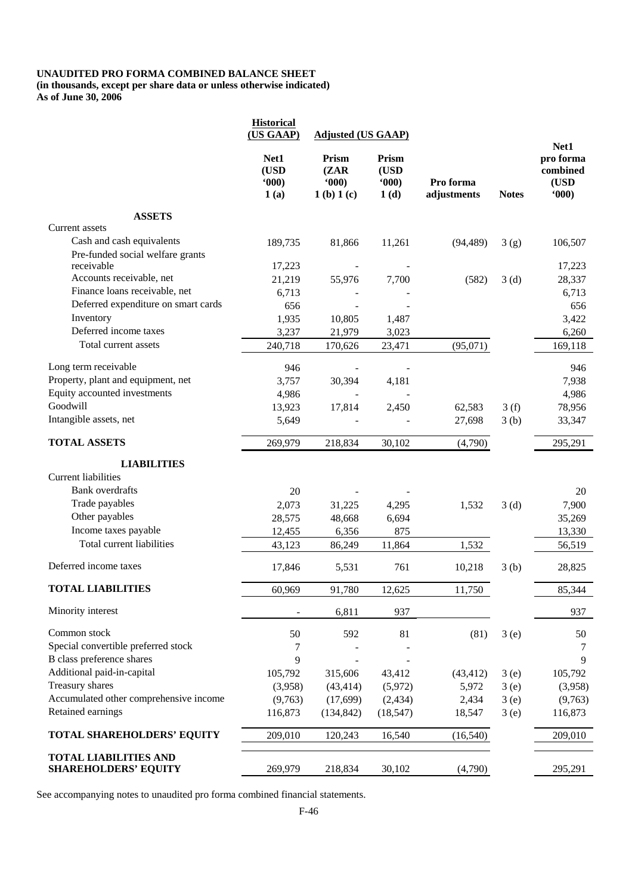**UNAUDITED PRO FORMA COMBINED BALANCE SHEET**
**(in thousands, except per share data or unless otherwise indicated)**
**As of June 30, 2006**

| | Historical (US GAAP) | Adjusted (US GAAP) | | | | |
|---|---|---|---|---|---|---|
| | Net1 (USD '000) 1 (a) | Prism (ZAR '000) 1 (b) 1 (c) | Prism (USD '000) 1 (d) | Pro forma adjustments | Notes | Net1 pro forma combined (USD '000) |
| **ASSETS** | | | | | | |
| Current assets | | | | | | |
| Cash and cash equivalents | 189,735 | 81,866 | 11,261 | (94,489) | 3 (g) | 106,507 |
| Pre-funded social welfare grants receivable | 17,223 | - | - | | | 17,223 |
| Accounts receivable, net | 21,219 | 55,976 | 7,700 | (582) | 3 (d) | 28,337 |
| Finance loans receivable, net | 6,713 | - | - | | | 6,713 |
| Deferred expenditure on smart cards | 656 | - | - | | | 656 |
| Inventory | 1,935 | 10,805 | 1,487 | | | 3,422 |
| Deferred income taxes | 3,237 | 21,979 | 3,023 | | | 6,260 |
| Total current assets | 240,718 | 170,626 | 23,471 | (95,071) | | 169,118 |
| Long term receivable | 946 | - | - | | | 946 |
| Property, plant and equipment, net | 3,757 | 30,394 | 4,181 | | | 7,938 |
| Equity accounted investments | 4,986 | - | - | | | 4,986 |
| Goodwill | 13,923 | 17,814 | 2,450 | 62,583 | 3 (f) | 78,956 |
| Intangible assets, net | 5,649 | - | - | 27,698 | 3 (b) | 33,347 |
| **TOTAL ASSETS** | 269,979 | 218,834 | 30,102 | (4,790) | | 295,291 |
| **LIABILITIES** | | | | | | |
| Current liabilities | | | | | | |
| Bank overdrafts | 20 | - | - | | | 20 |
| Trade payables | 2,073 | 31,225 | 4,295 | 1,532 | 3 (d) | 7,900 |
| Other payables | 28,575 | 48,668 | 6,694 | | | 35,269 |
| Income taxes payable | 12,455 | 6,356 | 875 | | | 13,330 |
| Total current liabilities | 43,123 | 86,249 | 11,864 | 1,532 | | 56,519 |
| Deferred income taxes | 17,846 | 5,531 | 761 | 10,218 | 3 (b) | 28,825 |
| **TOTAL LIABILITIES** | 60,969 | 91,780 | 12,625 | 11,750 | | 85,344 |
| Minority interest | - | 6,811 | 937 | | | 937 |
| Common stock | 50 | 592 | 81 | (81) | 3 (e) | 50 |
| Special convertible preferred stock | 7 | - | - | | | 7 |
| B class preference shares | 9 | - | - | | | 9 |
| Additional paid-in-capital | 105,792 | 315,606 | 43,412 | (43,412) | 3 (e) | 105,792 |
| Treasury shares | (3,958) | (43,414) | (5,972) | 5,972 | 3 (e) | (3,958) |
| Accumulated other comprehensive income | (9,763) | (17,699) | (2,434) | 2,434 | 3 (e) | (9,763) |
| Retained earnings | 116,873 | (134,842) | (18,547) | 18,547 | 3 (e) | 116,873 |
| **TOTAL SHAREHOLDERS' EQUITY** | 209,010 | 120,243 | 16,540 | (16,540) | | 209,010 |
| **TOTAL LIABILITIES AND SHAREHOLDERS' EQUITY** | 269,979 | 218,834 | 30,102 | (4,790) | | 295,291 |

See accompanying notes to unaudited pro forma combined financial statements.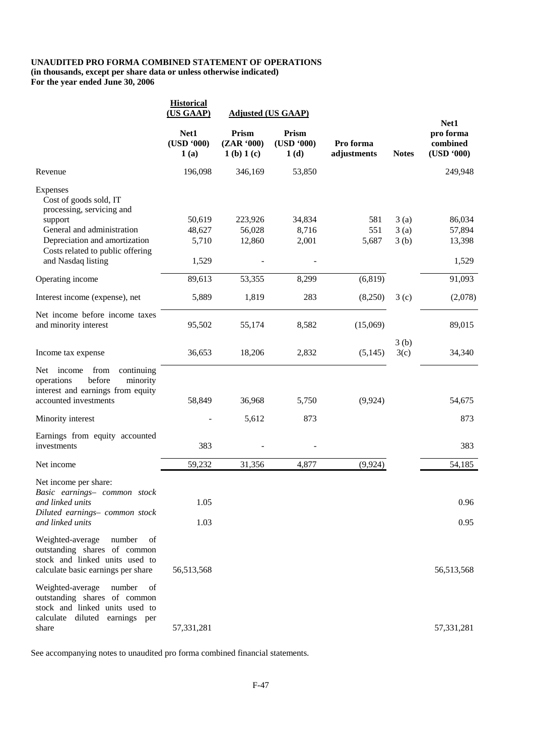**UNAUDITED PRO FORMA COMBINED STATEMENT OF OPERATIONS**
**(in thousands, except per share data or unless otherwise indicated)**
**For the year ended June 30, 2006**

| | Historical (US GAAP) | Adjusted (US GAAP) | | | | |
|---|---|---|---|---|---|---|
| | Net1 (USD '000) 1 (a) | Prism (ZAR '000) 1 (b) 1 (c) | Prism (USD '000) 1 (d) | Pro forma adjustments | Notes | Net1 pro forma combined (USD '000) |
| Revenue | 196,098 | 346,169 | 53,850 | | | 249,948 |
| Expenses | | | | | | |
| Cost of goods sold, IT processing, servicing and support | 50,619 | 223,926 | 34,834 | 581 | 3 (a) | 86,034 |
| General and administration | 48,627 | 56,028 | 8,716 | 551 | 3 (a) | 57,894 |
| Depreciation and amortization | 5,710 | 12,860 | 2,001 | 5,687 | 3 (b) | 13,398 |
| Costs related to public offering and Nasdaq listing | 1,529 | - | - | | | 1,529 |
| Operating income | 89,613 | 53,355 | 8,299 | (6,819) | | 91,093 |
| Interest income (expense), net | 5,889 | 1,819 | 283 | (8,250) | 3 (c) | (2,078) |
| Net income before income taxes and minority interest | 95,502 | 55,174 | 8,582 | (15,069) | | 89,015 |
| Income tax expense | 36,653 | 18,206 | 2,832 | (5,145) | 3 (b) 3(c) | 34,340 |
| Net income from continuing operations before minority interest and earnings from equity accounted investments | 58,849 | 36,968 | 5,750 | (9,924) | | 54,675 |
| Minority interest | - | 5,612 | 873 | | | 873 |
| Earnings from equity accounted investments | 383 | - | - | | | 383 |
| Net income | 59,232 | 31,356 | 4,877 | (9,924) | | 54,185 |
| Net income per share: | | | | | | |
| *Basic earnings– common stock and linked units* | 1.05 | | | | | 0.96 |
| *Diluted earnings– common stock and linked units* | 1.03 | | | | | 0.95 |
| Weighted-average number of outstanding shares of common stock and linked units used to calculate basic earnings per share | 56,513,568 | | | | | 56,513,568 |
| Weighted-average number of outstanding shares of common stock and linked units used to calculate diluted earnings per share | 57,331,281 | | | | | 57,331,281 |

See accompanying notes to unaudited pro forma combined financial statements.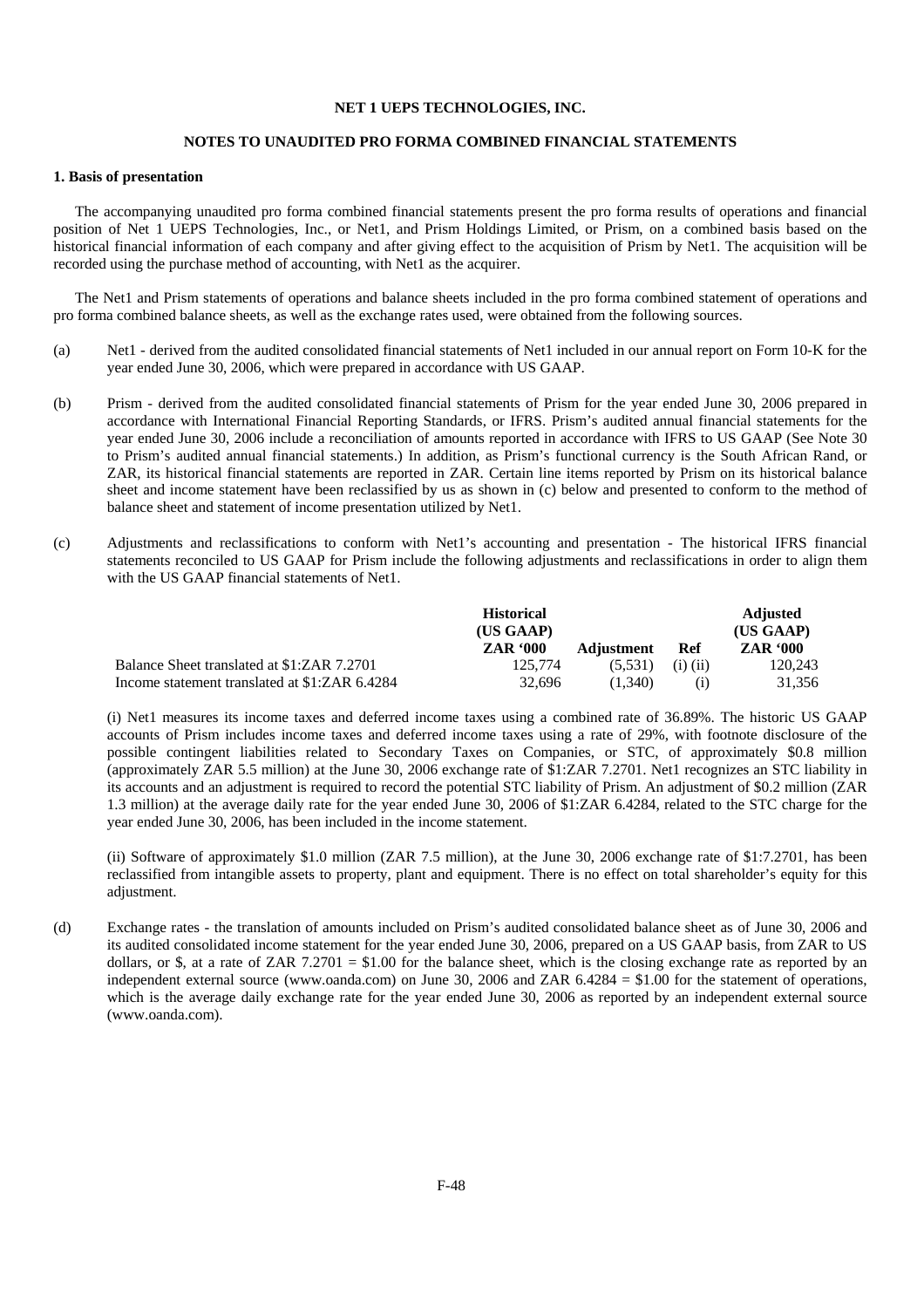**NET 1 UEPS TECHNOLOGIES, INC.**

**NOTES TO UNAUDITED PRO FORMA COMBINED FINANCIAL STATEMENTS**

**1. Basis of presentation**

The accompanying unaudited pro forma combined financial statements present the pro forma results of operations and financial position of Net 1 UEPS Technologies, Inc., or Net1, and Prism Holdings Limited, or Prism, on a combined basis based on the historical financial information of each company and after giving effect to the acquisition of Prism by Net1. The acquisition will be recorded using the purchase method of accounting, with Net1 as the acquirer.

The Net1 and Prism statements of operations and balance sheets included in the pro forma combined statement of operations and pro forma combined balance sheets, as well as the exchange rates used, were obtained from the following sources.

(a) Net1 - derived from the audited consolidated financial statements of Net1 included in our annual report on Form 10-K for the year ended June 30, 2006, which were prepared in accordance with US GAAP.

(b) Prism - derived from the audited consolidated financial statements of Prism for the year ended June 30, 2006 prepared in accordance with International Financial Reporting Standards, or IFRS. Prism's audited annual financial statements for the year ended June 30, 2006 include a reconciliation of amounts reported in accordance with IFRS to US GAAP (See Note 30 to Prism's audited annual financial statements.) In addition, as Prism's functional currency is the South African Rand, or ZAR, its historical financial statements are reported in ZAR. Certain line items reported by Prism on its historical balance sheet and income statement have been reclassified by us as shown in (c) below and presented to conform to the method of balance sheet and statement of income presentation utilized by Net1.

(c) Adjustments and reclassifications to conform with Net1's accounting and presentation - The historical IFRS financial statements reconciled to US GAAP for Prism include the following adjustments and reclassifications in order to align them with the US GAAP financial statements of Net1.

| | **Historical (US GAAP) ZAR '000** | **Adjustment** | **Ref** | **Adjusted (US GAAP) ZAR '000** |
|---|---|---|---|---|
| Balance Sheet translated at $1:ZAR 7.2701 | 125,774 | (5,531) | (i) (ii) | 120,243 |
| Income statement translated at $1:ZAR 6.4284 | 32,696 | (1,340) | (i) | 31,356 |

(i) Net1 measures its income taxes and deferred income taxes using a combined rate of 36.89%. The historic US GAAP accounts of Prism includes income taxes and deferred income taxes using a rate of 29%, with footnote disclosure of the possible contingent liabilities related to Secondary Taxes on Companies, or STC, of approximately $0.8 million (approximately ZAR 5.5 million) at the June 30, 2006 exchange rate of $1:ZAR 7.2701. Net1 recognizes an STC liability in its accounts and an adjustment is required to record the potential STC liability of Prism. An adjustment of $0.2 million (ZAR 1.3 million) at the average daily rate for the year ended June 30, 2006 of $1:ZAR 6.4284, related to the STC charge for the year ended June 30, 2006, has been included in the income statement.

(ii) Software of approximately $1.0 million (ZAR 7.5 million), at the June 30, 2006 exchange rate of $1:7.2701, has been reclassified from intangible assets to property, plant and equipment. There is no effect on total shareholder's equity for this adjustment.

(d) Exchange rates - the translation of amounts included on Prism's audited consolidated balance sheet as of June 30, 2006 and its audited consolidated income statement for the year ended June 30, 2006, prepared on a US GAAP basis, from ZAR to US dollars, or $, at a rate of ZAR 7.2701 = $1.00 for the balance sheet, which is the closing exchange rate as reported by an independent external source (www.oanda.com) on June 30, 2006 and ZAR 6.4284 = $1.00 for the statement of operations, which is the average daily exchange rate for the year ended June 30, 2006 as reported by an independent external source (www.oanda.com).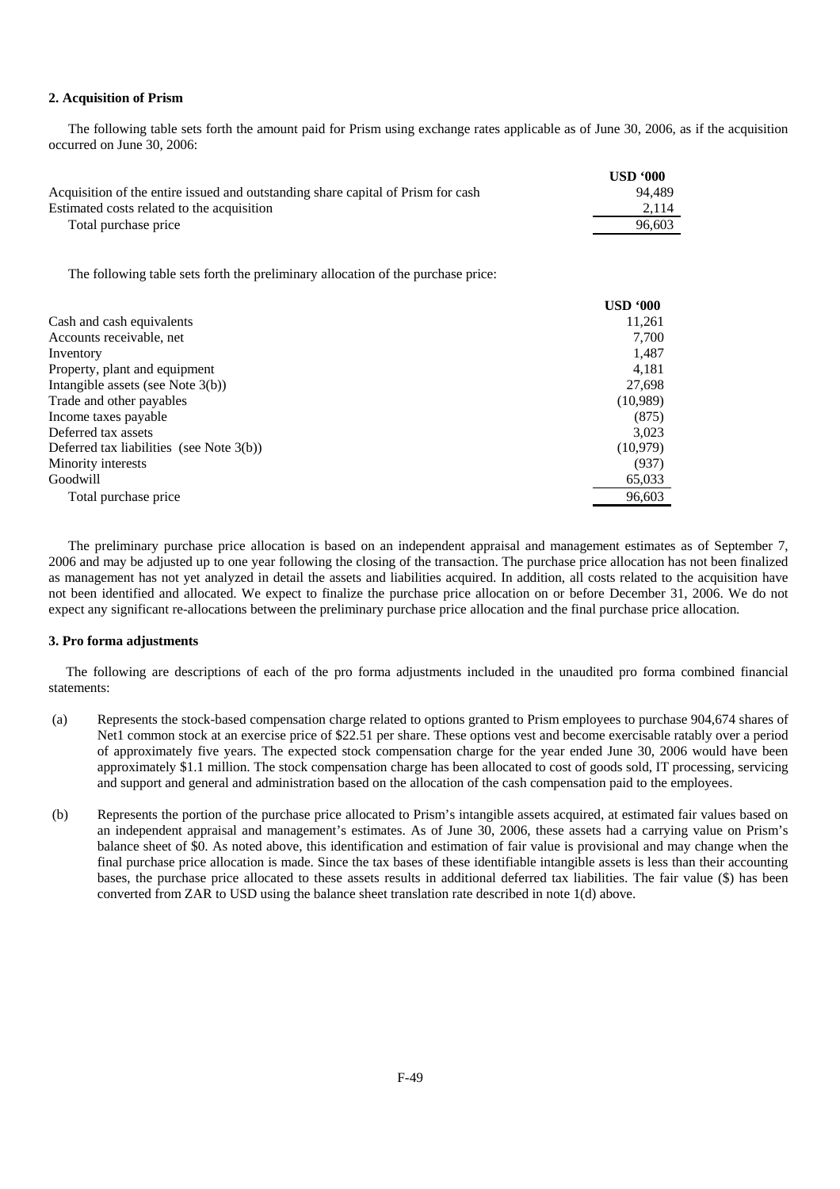**2. Acquisition of Prism**

The following table sets forth the amount paid for Prism using exchange rates applicable as of June 30, 2006, as if the acquisition occurred on June 30, 2006:

| | USD '000 |
|---|---|
| Acquisition of the entire issued and outstanding share capital of Prism for cash | 94,489 |
| Estimated costs related to the acquisition | 2,114 |
| Total purchase price | 96,603 |

The following table sets forth the preliminary allocation of the purchase price:

| | USD '000 |
|---|---|
| Cash and cash equivalents | 11,261 |
| Accounts receivable, net | 7,700 |
| Inventory | 1,487 |
| Property, plant and equipment | 4,181 |
| Intangible assets (see Note 3(b)) | 27,698 |
| Trade and other payables | (10,989) |
| Income taxes payable | (875) |
| Deferred tax assets | 3,023 |
| Deferred tax liabilities (see Note 3(b)) | (10,979) |
| Minority interests | (937) |
| Goodwill | 65,033 |
| Total purchase price | 96,603 |

The preliminary purchase price allocation is based on an independent appraisal and management estimates as of September 7, 2006 and may be adjusted up to one year following the closing of the transaction. The purchase price allocation has not been finalized as management has not yet analyzed in detail the assets and liabilities acquired. In addition, all costs related to the acquisition have not been identified and allocated. We expect to finalize the purchase price allocation on or before December 31, 2006. We do not expect any significant re-allocations between the preliminary purchase price allocation and the final purchase price allocation.

**3. Pro forma adjustments**

The following are descriptions of each of the pro forma adjustments included in the unaudited pro forma combined financial statements:

(a) Represents the stock-based compensation charge related to options granted to Prism employees to purchase 904,674 shares of Net1 common stock at an exercise price of $22.51 per share. These options vest and become exercisable ratably over a period of approximately five years. The expected stock compensation charge for the year ended June 30, 2006 would have been approximately $1.1 million. The stock compensation charge has been allocated to cost of goods sold, IT processing, servicing and support and general and administration based on the allocation of the cash compensation paid to the employees.

(b) Represents the portion of the purchase price allocated to Prism's intangible assets acquired, at estimated fair values based on an independent appraisal and management's estimates. As of June 30, 2006, these assets had a carrying value on Prism's balance sheet of $0. As noted above, this identification and estimation of fair value is provisional and may change when the final purchase price allocation is made. Since the tax bases of these identifiable intangible assets is less than their accounting bases, the purchase price allocated to these assets results in additional deferred tax liabilities. The fair value ($) has been converted from ZAR to USD using the balance sheet translation rate described in note 1(d) above.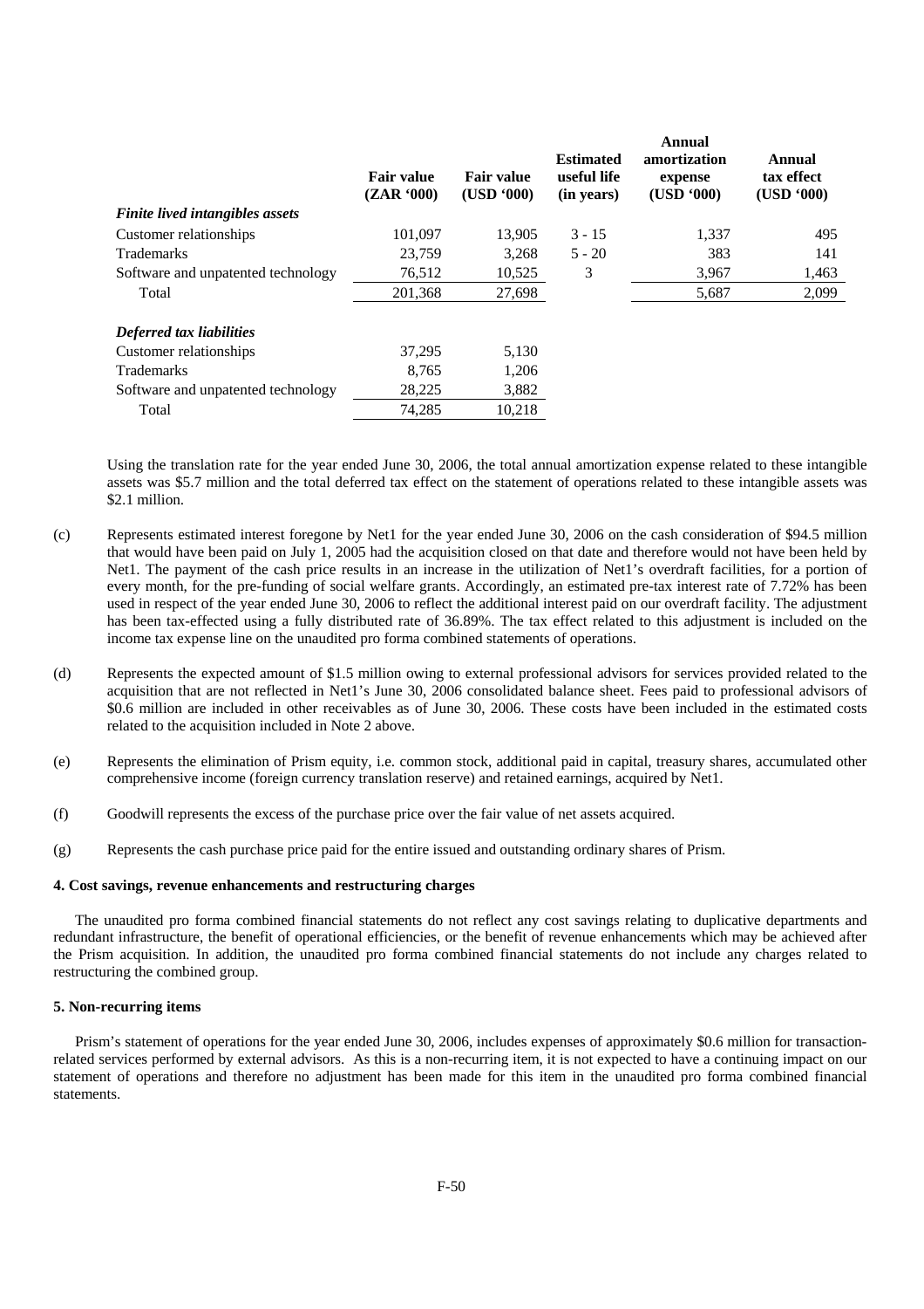| | Fair value (ZAR '000) | Fair value (USD '000) | Estimated useful life (in years) | Annual amortization expense (USD '000) | Annual tax effect (USD '000) |
|---|---|---|---|---|---|
| ***Finite lived intangibles assets*** | | | | | |
| Customer relationships | 101,097 | 13,905 | 3 - 15 | 1,337 | 495 |
| Trademarks | 23,759 | 3,268 | 5 - 20 | 383 | 141 |
| Software and unpatented technology | 76,512 | 10,525 | 3 | 3,967 | 1,463 |
| Total | 201,368 | 27,698 | | 5,687 | 2,099 |
| | | | | | |
| ***Deferred tax liabilities*** | | | | | |
| Customer relationships | 37,295 | 5,130 | | | |
| Trademarks | 8,765 | 1,206 | | | |
| Software and unpatented technology | 28,225 | 3,882 | | | |
| Total | 74,285 | 10,218 | | | |

Using the translation rate for the year ended June 30, 2006, the total annual amortization expense related to these intangible assets was $5.7 million and the total deferred tax effect on the statement of operations related to these intangible assets was $2.1 million.

(c) Represents estimated interest foregone by Net1 for the year ended June 30, 2006 on the cash consideration of $94.5 million that would have been paid on July 1, 2005 had the acquisition closed on that date and therefore would not have been held by Net1. The payment of the cash price results in an increase in the utilization of Net1's overdraft facilities, for a portion of every month, for the pre-funding of social welfare grants. Accordingly, an estimated pre-tax interest rate of 7.72% has been used in respect of the year ended June 30, 2006 to reflect the additional interest paid on our overdraft facility. The adjustment has been tax-effected using a fully distributed rate of 36.89%. The tax effect related to this adjustment is included on the income tax expense line on the unaudited pro forma combined statements of operations.

(d) Represents the expected amount of $1.5 million owing to external professional advisors for services provided related to the acquisition that are not reflected in Net1's June 30, 2006 consolidated balance sheet. Fees paid to professional advisors of $0.6 million are included in other receivables as of June 30, 2006. These costs have been included in the estimated costs related to the acquisition included in Note 2 above.

(e) Represents the elimination of Prism equity, i.e. common stock, additional paid in capital, treasury shares, accumulated other comprehensive income (foreign currency translation reserve) and retained earnings, acquired by Net1.

(f) Goodwill represents the excess of the purchase price over the fair value of net assets acquired.

(g) Represents the cash purchase price paid for the entire issued and outstanding ordinary shares of Prism.

**4. Cost savings, revenue enhancements and restructuring charges**

The unaudited pro forma combined financial statements do not reflect any cost savings relating to duplicative departments and redundant infrastructure, the benefit of operational efficiencies, or the benefit of revenue enhancements which may be achieved after the Prism acquisition. In addition, the unaudited pro forma combined financial statements do not include any charges related to restructuring the combined group.

**5. Non-recurring items**

Prism's statement of operations for the year ended June 30, 2006, includes expenses of approximately $0.6 million for transaction-related services performed by external advisors. As this is a non-recurring item, it is not expected to have a continuing impact on our statement of operations and therefore no adjustment has been made for this item in the unaudited pro forma combined financial statements.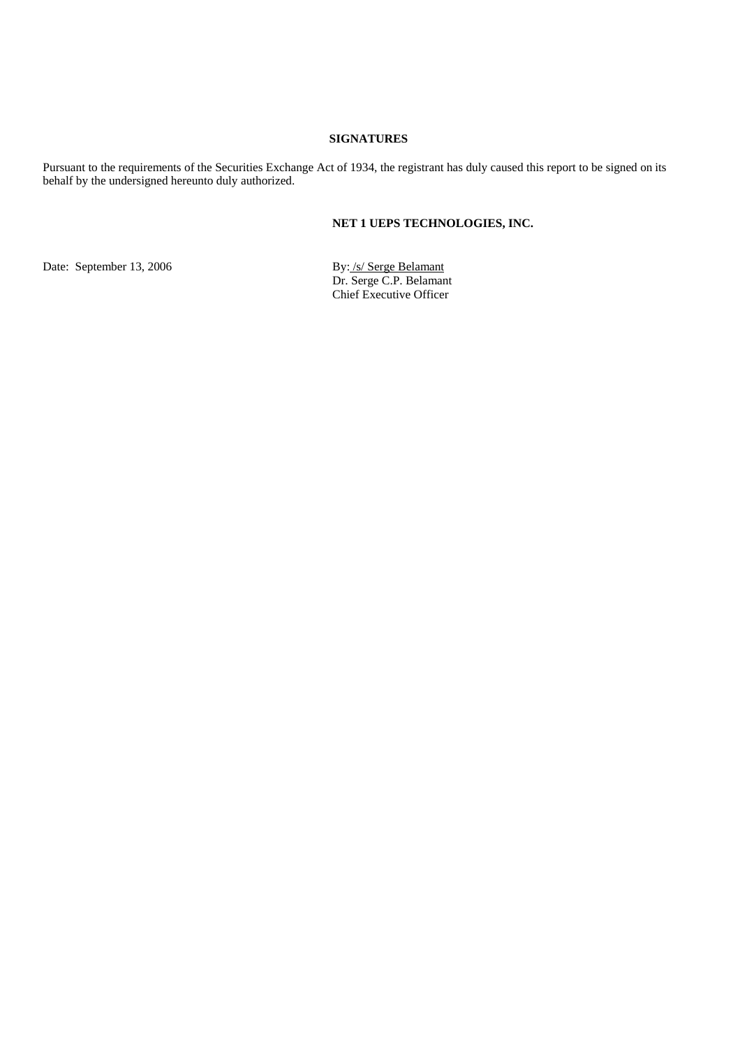**SIGNATURES**

Pursuant to the requirements of the Securities Exchange Act of 1934, the registrant has duly caused this report to be signed on its behalf by the undersigned hereunto duly authorized.

**NET 1 UEPS TECHNOLOGIES, INC.**

Date: September 13, 2006

By: /s/ Serge Belamant
Dr. Serge C.P. Belamant
Chief Executive Officer